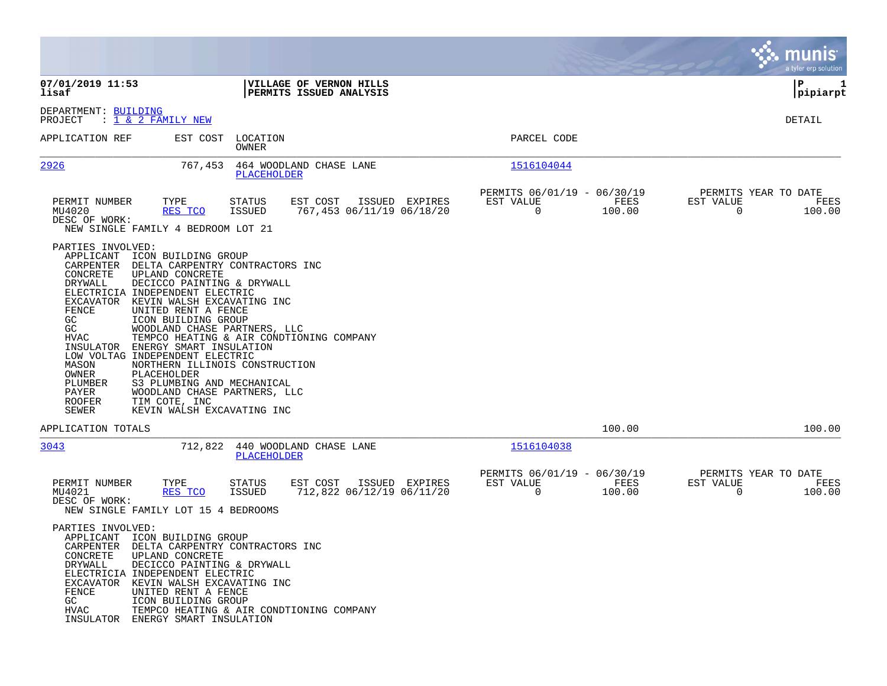**07/01/2019 11:53**
**lisaf**

**VILLAGE OF VERNON HILLS**
**PERMITS ISSUED ANALYSIS**

**P 1**
**pipiarpt**

DEPARTMENT: BUILDING
PROJECT : 1 & 2 FAMILY NEW

DETAIL

| APPLICATION REF | EST COST | LOCATION / OWNER | PARCEL CODE |
|---|---|---|---|
| 2926 | 767,453 | 464 WOODLAND CHASE LANE / PLACEHOLDER | 1516104044 |

| PERMIT NUMBER | TYPE | STATUS | EST COST | ISSUED | EXPIRES | PERMITS 06/01/19 - 06/30/19 EST VALUE | FEES | PERMITS YEAR TO DATE EST VALUE | FEES |
|---|---|---|---|---|---|---|---|---|---|
| MU4020 | RES TCO | ISSUED | 767,453 | 06/11/19 | 06/18/20 | 0 | 100.00 | 0 | 100.00 |

DESC OF WORK:
NEW SINGLE FAMILY 4 BEDROOM LOT 21

PARTIES INVOLVED:

| | |
|---|---|
| APPLICANT | ICON BUILDING GROUP |
| CARPENTER | DELTA CARPENTRY CONTRACTORS INC |
| CONCRETE | UPLAND CONCRETE |
| DRYWALL | DECICCO PAINTING & DRYWALL |
| ELECTRICIA | INDEPENDENT ELECTRIC |
| EXCAVATOR | KEVIN WALSH EXCAVATING INC |
| FENCE | UNITED RENT A FENCE |
| GC | ICON BUILDING GROUP |
| GC | WOODLAND CHASE PARTNERS, LLC |
| HVAC | TEMPCO HEATING & AIR CONDTIONING COMPANY |
| INSULATOR | ENERGY SMART INSULATION |
| LOW VOLTAG | INDEPENDENT ELECTRIC |
| MASON | NORTHERN ILLINOIS CONSTRUCTION |
| OWNER | PLACEHOLDER |
| PLUMBER | S3 PLUMBING AND MECHANICAL |
| PAYER | WOODLAND CHASE PARTNERS, LLC |
| ROOFER | TIM COTE, INC |
| SEWER | KEVIN WALSH EXCAVATING INC |

APPLICATION TOTALS 100.00 100.00

| APPLICATION REF | EST COST | LOCATION / OWNER | PARCEL CODE |
|---|---|---|---|
| 3043 | 712,822 | 440 WOODLAND CHASE LANE / PLACEHOLDER | 1516104038 |

| PERMIT NUMBER | TYPE | STATUS | EST COST | ISSUED | EXPIRES | PERMITS 06/01/19 - 06/30/19 EST VALUE | FEES | PERMITS YEAR TO DATE EST VALUE | FEES |
|---|---|---|---|---|---|---|---|---|---|
| MU4021 | RES TCO | ISSUED | 712,822 | 06/12/19 | 06/11/20 | 0 | 100.00 | 0 | 100.00 |

DESC OF WORK:
NEW SINGLE FAMILY LOT 15 4 BEDROOMS

PARTIES INVOLVED:

| | |
|---|---|
| APPLICANT | ICON BUILDING GROUP |
| CARPENTER | DELTA CARPENTRY CONTRACTORS INC |
| CONCRETE | UPLAND CONCRETE |
| DRYWALL | DECICCO PAINTING & DRYWALL |
| ELECTRICIA | INDEPENDENT ELECTRIC |
| EXCAVATOR | KEVIN WALSH EXCAVATING INC |
| FENCE | UNITED RENT A FENCE |
| GC | ICON BUILDING GROUP |
| HVAC | TEMPCO HEATING & AIR CONDTIONING COMPANY |
| INSULATOR | ENERGY SMART INSULATION |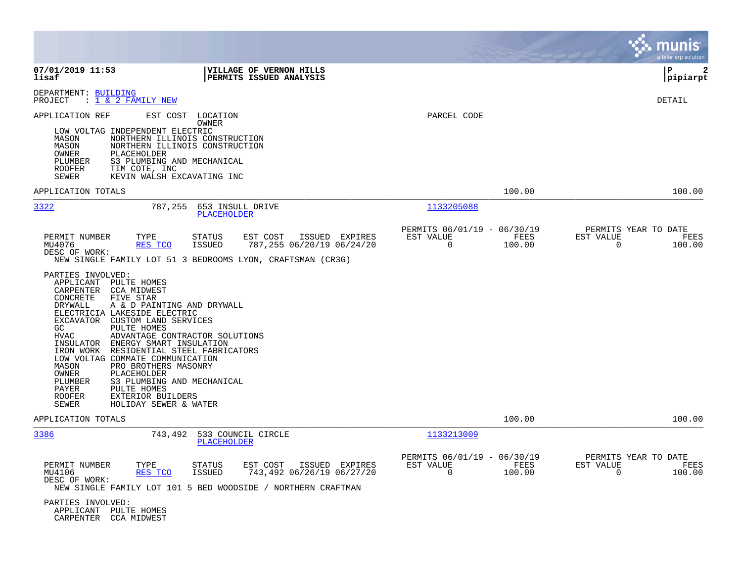DEPARTMENT: BUILDING
PROJECT : 1 & 2 FAMILY NEW

DETAIL

APPLICATION REF    EST COST    LOCATION    PARCEL CODE
OWNER

LOW VOLTAG INDEPENDENT ELECTRIC
MASON      NORTHERN ILLINOIS CONSTRUCTION
MASON      NORTHERN ILLINOIS CONSTRUCTION
OWNER      PLACEHOLDER
PLUMBER    S3 PLUMBING AND MECHANICAL
ROOFER     TIM COTE, INC
SEWER      KEVIN WALSH EXCAVATING INC

APPLICATION TOTALS    100.00    100.00

---

**3322**    787,255    653 INSULL DRIVE    1133205088
PLACEHOLDER

| PERMIT NUMBER | TYPE | STATUS | EST COST | ISSUED | EXPIRES | PERMITS 06/01/19 - 06/30/19 EST VALUE | FEES | PERMITS YEAR TO DATE EST VALUE | FEES |
|---|---|---|---|---|---|---|---|---|---|
| MU4076 | RES TCO | ISSUED | 787,255 | 06/20/19 | 06/24/20 | 0 | 100.00 | 0 | 100.00 |

DESC OF WORK:
NEW SINGLE FAMILY LOT 51 3 BEDROOMS LYON, CRAFTSMAN (CR3G)

PARTIES INVOLVED:
APPLICANT  PULTE HOMES
CARPENTER  CCA MIDWEST
CONCRETE   FIVE STAR
DRYWALL    A & D PAINTING AND DRYWALL
ELECTRICIA LAKESIDE ELECTRIC
EXCAVATOR  CUSTOM LAND SERVICES
GC         PULTE HOMES
HVAC       ADVANTAGE CONTRACTOR SOLUTIONS
INSULATOR  ENERGY SMART INSULATION
IRON WORK  RESIDENTIAL STEEL FABRICATORS
LOW VOLTAG COMMATE COMMUNICATION
MASON      PRO BROTHERS MASONRY
OWNER      PLACEHOLDER
PLUMBER    S3 PLUMBING AND MECHANICAL
PAYER      PULTE HOMES
ROOFER     EXTERIOR BUILDERS
SEWER      HOLIDAY SEWER & WATER

APPLICATION TOTALS    100.00    100.00

---

**3386**    743,492    533 COUNCIL CIRCLE    1133213009
PLACEHOLDER

| PERMIT NUMBER | TYPE | STATUS | EST COST | ISSUED | EXPIRES | PERMITS 06/01/19 - 06/30/19 EST VALUE | FEES | PERMITS YEAR TO DATE EST VALUE | FEES |
|---|---|---|---|---|---|---|---|---|---|
| MU4106 | RES TCO | ISSUED | 743,492 | 06/26/19 | 06/27/20 | 0 | 100.00 | 0 | 100.00 |

DESC OF WORK:
NEW SINGLE FAMILY LOT 101 5 BED WOODSIDE / NORTHERN CRAFTMAN

PARTIES INVOLVED:
APPLICANT  PULTE HOMES
CARPENTER  CCA MIDWEST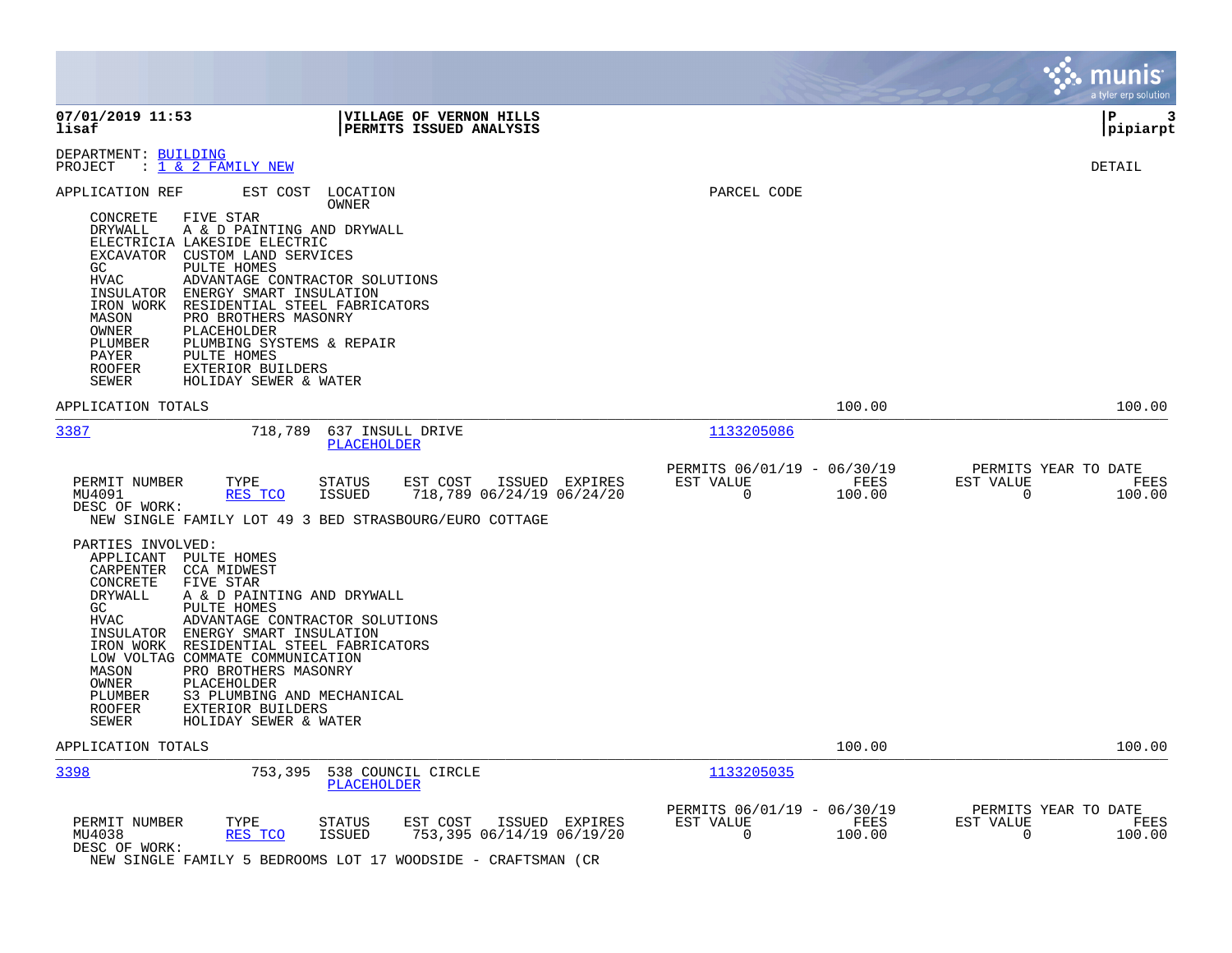**07/01/2019 11:53** | **VILLAGE OF VERNON HILLS** | **P 3**
**lisaf** | **PERMITS ISSUED ANALYSIS** | **pipiarpt**

DEPARTMENT: BUILDING
PROJECT : 1 & 2 FAMILY NEW

DETAIL

APPLICATION REF    EST COST    LOCATION    PARCEL CODE
OWNER

| | |
|---|---|
| CONCRETE | FIVE STAR |
| DRYWALL | A & D PAINTING AND DRYWALL |
| ELECTRICIA | LAKESIDE ELECTRIC |
| EXCAVATOR | CUSTOM LAND SERVICES |
| GC | PULTE HOMES |
| HVAC | ADVANTAGE CONTRACTOR SOLUTIONS |
| INSULATOR | ENERGY SMART INSULATION |
| IRON WORK | RESIDENTIAL STEEL FABRICATORS |
| MASON | PRO BROTHERS MASONRY |
| OWNER | PLACEHOLDER |
| PLUMBER | PLUMBING SYSTEMS & REPAIR |
| PAYER | PULTE HOMES |
| ROOFER | EXTERIOR BUILDERS |
| SEWER | HOLIDAY SEWER & WATER |

APPLICATION TOTALS    100.00    100.00

---

**3387**    718,789    637 INSULL DRIVE    1133205086
PLACEHOLDER

| PERMIT NUMBER | TYPE | STATUS | EST COST | ISSUED | EXPIRES | PERMITS 06/01/19 - 06/30/19 EST VALUE | FEES | PERMITS YEAR TO DATE EST VALUE | FEES |
|---|---|---|---|---|---|---|---|---|---|
| MU4091 | RES TCO | ISSUED | 718,789 | 06/24/19 | 06/24/20 | 0 | 100.00 | 0 | 100.00 |

DESC OF WORK:
NEW SINGLE FAMILY LOT 49 3 BED STRASBOURG/EURO COTTAGE

PARTIES INVOLVED:

| | |
|---|---|
| APPLICANT | PULTE HOMES |
| CARPENTER | CCA MIDWEST |
| CONCRETE | FIVE STAR |
| DRYWALL | A & D PAINTING AND DRYWALL |
| GC | PULTE HOMES |
| HVAC | ADVANTAGE CONTRACTOR SOLUTIONS |
| INSULATOR | ENERGY SMART INSULATION |
| IRON WORK | RESIDENTIAL STEEL FABRICATORS |
| LOW VOLTAG | COMMATE COMMUNICATION |
| MASON | PRO BROTHERS MASONRY |
| OWNER | PLACEHOLDER |
| PLUMBER | S3 PLUMBING AND MECHANICAL |
| ROOFER | EXTERIOR BUILDERS |
| SEWER | HOLIDAY SEWER & WATER |

APPLICATION TOTALS    100.00    100.00

---

**3398**    753,395    538 COUNCIL CIRCLE    1133205035
PLACEHOLDER

| PERMIT NUMBER | TYPE | STATUS | EST COST | ISSUED | EXPIRES | PERMITS 06/01/19 - 06/30/19 EST VALUE | FEES | PERMITS YEAR TO DATE EST VALUE | FEES |
|---|---|---|---|---|---|---|---|---|---|
| MU4038 | RES TCO | ISSUED | 753,395 | 06/14/19 | 06/19/20 | 0 | 100.00 | 0 | 100.00 |

DESC OF WORK:
NEW SINGLE FAMILY 5 BEDROOMS LOT 17 WOODSIDE - CRAFTSMAN (CR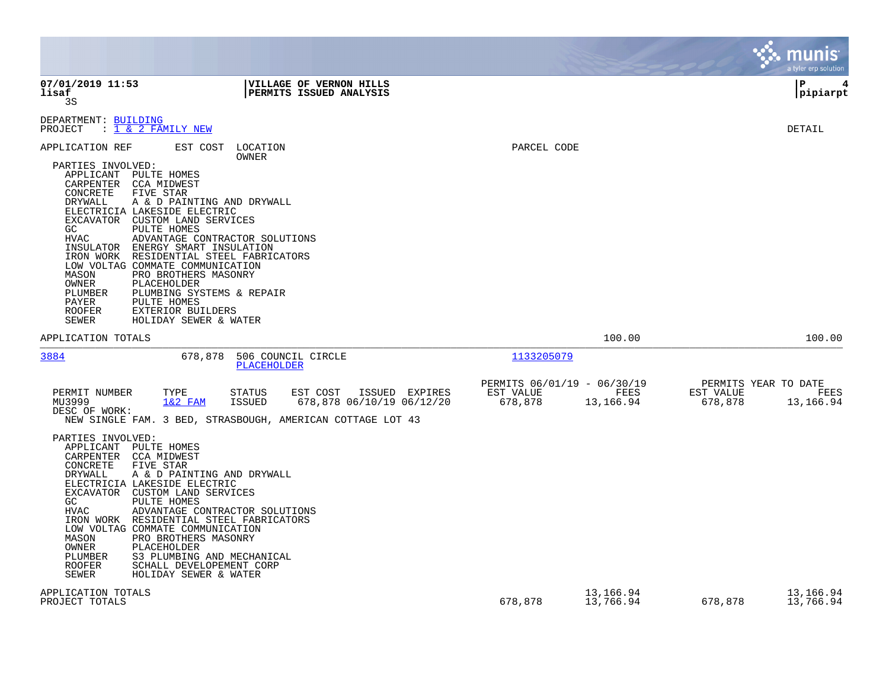DEPARTMENT: BUILDING
PROJECT : 1 & 2 FAMILY NEW

DETAIL

| APPLICATION REF | EST COST | LOCATION / OWNER | PARCEL CODE |
|---|---|---|---|

PARTIES INVOLVED:

| | |
|---|---|
| APPLICANT | PULTE HOMES |
| CARPENTER | CCA MIDWEST |
| CONCRETE | FIVE STAR |
| DRYWALL | A & D PAINTING AND DRYWALL |
| ELECTRICIA | LAKESIDE ELECTRIC |
| EXCAVATOR | CUSTOM LAND SERVICES |
| GC | PULTE HOMES |
| HVAC | ADVANTAGE CONTRACTOR SOLUTIONS |
| INSULATOR | ENERGY SMART INSULATION |
| IRON WORK | RESIDENTIAL STEEL FABRICATORS |
| LOW VOLTAG | COMMATE COMMUNICATION |
| MASON | PRO BROTHERS MASONRY |
| OWNER | PLACEHOLDER |
| PLUMBER | PLUMBING SYSTEMS & REPAIR |
| PAYER | PULTE HOMES |
| ROOFER | EXTERIOR BUILDERS |
| SEWER | HOLIDAY SEWER & WATER |

APPLICATION TOTALS 100.00 100.00

---

3884 678,878 506 COUNCIL CIRCLE PLACEHOLDER 1133205079

| PERMIT NUMBER | TYPE | STATUS | EST COST | ISSUED | EXPIRES | PERMITS 06/01/19 - 06/30/19 EST VALUE | FEES | PERMITS YEAR TO DATE EST VALUE | FEES |
|---|---|---|---|---|---|---|---|---|---|
| MU3999 | 1&2 FAM | ISSUED | 678,878 | 06/10/19 | 06/12/20 | 678,878 | 13,166.94 | 678,878 | 13,166.94 |

DESC OF WORK:
NEW SINGLE FAM. 3 BED, STRASBOUGH, AMERICAN COTTAGE LOT 43

PARTIES INVOLVED:

| | |
|---|---|
| APPLICANT | PULTE HOMES |
| CARPENTER | CCA MIDWEST |
| CONCRETE | FIVE STAR |
| DRYWALL | A & D PAINTING AND DRYWALL |
| ELECTRICIA | LAKESIDE ELECTRIC |
| EXCAVATOR | CUSTOM LAND SERVICES |
| GC | PULTE HOMES |
| HVAC | ADVANTAGE CONTRACTOR SOLUTIONS |
| IRON WORK | RESIDENTIAL STEEL FABRICATORS |
| LOW VOLTAG | COMMATE COMMUNICATION |
| MASON | PRO BROTHERS MASONRY |
| OWNER | PLACEHOLDER |
| PLUMBER | S3 PLUMBING AND MECHANICAL |
| ROOFER | SCHALL DEVELOPEMENT CORP |
| SEWER | HOLIDAY SEWER & WATER |

| | EST VALUE | FEES | EST VALUE | FEES |
|---|---|---|---|---|
| APPLICATION TOTALS | | 13,166.94 | | 13,166.94 |
| PROJECT TOTALS | 678,878 | 13,766.94 | 678,878 | 13,766.94 |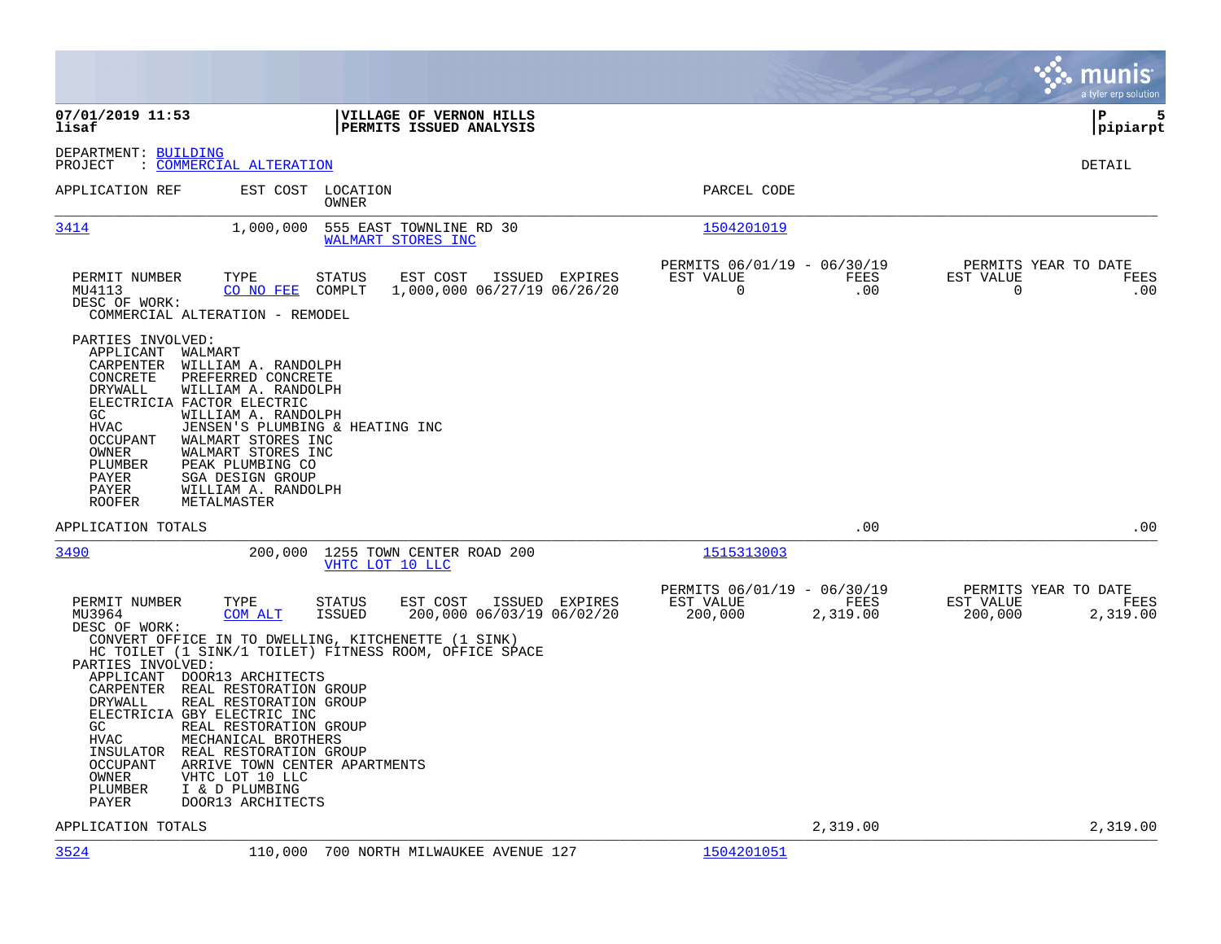**07/01/2019 11:53** | **VILLAGE OF VERNON HILLS** | **P 5**
**lisaf** | **PERMITS ISSUED ANALYSIS** | **pipiarpt**

DEPARTMENT: BUILDING
PROJECT : COMMERCIAL ALTERATION

DETAIL

| APPLICATION REF | EST COST | LOCATION / OWNER | PARCEL CODE |
|---|---|---|---|
| 3414 | 1,000,000 | 555 EAST TOWNLINE RD 30 / WALMART STORES INC | 1504201019 |

| PERMIT NUMBER | TYPE | STATUS | EST COST | ISSUED | EXPIRES | PERMITS 06/01/19 - 06/30/19 EST VALUE | FEES | PERMITS YEAR TO DATE EST VALUE | FEES |
|---|---|---|---|---|---|---|---|---|---|
| MU4113 | CO NO FEE | COMPLT | 1,000,000 | 06/27/19 | 06/26/20 | 0 | .00 | 0 | .00 |

DESC OF WORK:
COMMERCIAL ALTERATION - REMODEL

PARTIES INVOLVED:
- APPLICANT WALMART
- CARPENTER WILLIAM A. RANDOLPH
- CONCRETE PREFERRED CONCRETE
- DRYWALL WILLIAM A. RANDOLPH
- ELECTRICIA FACTOR ELECTRIC
- GC WILLIAM A. RANDOLPH
- HVAC JENSEN'S PLUMBING & HEATING INC
- OCCUPANT WALMART STORES INC
- OWNER WALMART STORES INC
- PLUMBER PEAK PLUMBING CO
- PAYER SGA DESIGN GROUP
- PAYER WILLIAM A. RANDOLPH
- ROOFER METALMASTER

APPLICATION TOTALS .00 .00

| APPLICATION REF | EST COST | LOCATION / OWNER | PARCEL CODE |
|---|---|---|---|
| 3490 | 200,000 | 1255 TOWN CENTER ROAD 200 / VHTC LOT 10 LLC | 1515313003 |

| PERMIT NUMBER | TYPE | STATUS | EST COST | ISSUED | EXPIRES | PERMITS 06/01/19 - 06/30/19 EST VALUE | FEES | PERMITS YEAR TO DATE EST VALUE | FEES |
|---|---|---|---|---|---|---|---|---|---|
| MU3964 | COM ALT | ISSUED | 200,000 | 06/03/19 | 06/02/20 | 200,000 | 2,319.00 | 200,000 | 2,319.00 |

DESC OF WORK:
CONVERT OFFICE IN TO DWELLING, KITCHENETTE (1 SINK)
HC TOILET (1 SINK/1 TOILET) FITNESS ROOM, OFFICE SPACE

PARTIES INVOLVED:
- APPLICANT DOOR13 ARCHITECTS
- CARPENTER REAL RESTORATION GROUP
- DRYWALL REAL RESTORATION GROUP
- ELECTRICIA GBY ELECTRIC INC
- GC REAL RESTORATION GROUP
- HVAC MECHANICAL BROTHERS
- INSULATOR REAL RESTORATION GROUP
- OCCUPANT ARRIVE TOWN CENTER APARTMENTS
- OWNER VHTC LOT 10 LLC
- PLUMBER I & D PLUMBING
- PAYER DOOR13 ARCHITECTS

APPLICATION TOTALS 2,319.00 2,319.00

| APPLICATION REF | EST COST | LOCATION / OWNER | PARCEL CODE |
|---|---|---|---|
| 3524 | 110,000 | 700 NORTH MILWAUKEE AVENUE 127 | 1504201051 |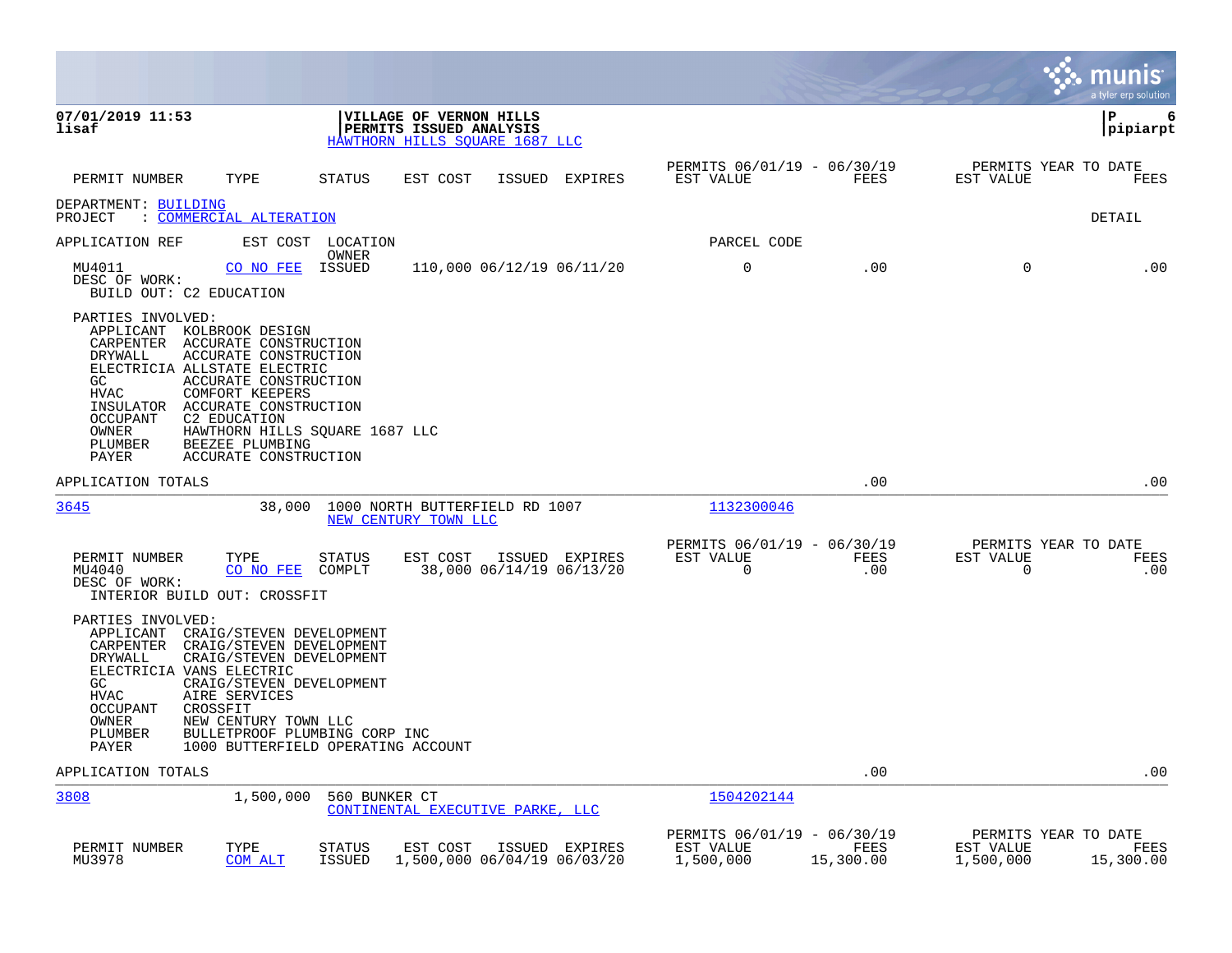**VILLAGE OF VERNON HILLS**
**PERMITS ISSUED ANALYSIS**
HAWTHORN HILLS SQUARE 1687 LLC

| PERMIT NUMBER | TYPE | STATUS | EST COST | ISSUED | EXPIRES | PERMITS 06/01/19 - 06/30/19 EST VALUE | FEES | PERMITS YEAR TO DATE EST VALUE | FEES |
|---|---|---|---|---|---|---|---|---|---|

DEPARTMENT: BUILDING
PROJECT : COMMERCIAL ALTERATION

DETAIL

APPLICATION REF    EST COST    LOCATION    OWNER    PARCEL CODE

| PERMIT NUMBER | TYPE | STATUS | EST COST | ISSUED | EXPIRES | EST VALUE | FEES | EST VALUE | FEES |
|---|---|---|---|---|---|---|---|---|---|
| MU4011 | CO NO FEE | ISSUED | 110,000 | 06/12/19 | 06/11/20 | 0 | .00 | 0 | .00 |

DESC OF WORK:
BUILD OUT: C2 EDUCATION

PARTIES INVOLVED:
- APPLICANT KOLBROOK DESIGN
- CARPENTER ACCURATE CONSTRUCTION
- DRYWALL ACCURATE CONSTRUCTION
- ELECTRICIA ALLSTATE ELECTRIC
- GC ACCURATE CONSTRUCTION
- HVAC COMFORT KEEPERS
- INSULATOR ACCURATE CONSTRUCTION
- OCCUPANT C2 EDUCATION
- OWNER HAWTHORN HILLS SQUARE 1687 LLC
- PLUMBER BEEZEE PLUMBING
- PAYER ACCURATE CONSTRUCTION

APPLICATION TOTALS .00 .00

3645    38,000    1000 NORTH BUTTERFIELD RD 1007    NEW CENTURY TOWN LLC    1132300046

| PERMIT NUMBER | TYPE | STATUS | EST COST | ISSUED | EXPIRES | PERMITS 06/01/19 - 06/30/19 EST VALUE | FEES | PERMITS YEAR TO DATE EST VALUE | FEES |
|---|---|---|---|---|---|---|---|---|---|
| MU4040 | CO NO FEE | COMPLT | 38,000 | 06/14/19 | 06/13/20 | 0 | .00 | 0 | .00 |

DESC OF WORK:
INTERIOR BUILD OUT: CROSSFIT

PARTIES INVOLVED:
- APPLICANT CRAIG/STEVEN DEVELOPMENT
- CARPENTER CRAIG/STEVEN DEVELOPMENT
- DRYWALL CRAIG/STEVEN DEVELOPMENT
- ELECTRICIA VANS ELECTRIC
- GC CRAIG/STEVEN DEVELOPMENT
- HVAC AIRE SERVICES
- OCCUPANT CROSSFIT
- OWNER NEW CENTURY TOWN LLC
- PLUMBER BULLETPROOF PLUMBING CORP INC
- PAYER 1000 BUTTERFIELD OPERATING ACCOUNT

APPLICATION TOTALS .00 .00

3808    1,500,000    560 BUNKER CT    CONTINENTAL EXECUTIVE PARKE, LLC    1504202144

| PERMIT NUMBER | TYPE | STATUS | EST COST | ISSUED | EXPIRES | PERMITS 06/01/19 - 06/30/19 EST VALUE | FEES | PERMITS YEAR TO DATE EST VALUE | FEES |
|---|---|---|---|---|---|---|---|---|---|
| MU3978 | COM ALT | ISSUED | 1,500,000 | 06/04/19 | 06/03/20 | 1,500,000 | 15,300.00 | 1,500,000 | 15,300.00 |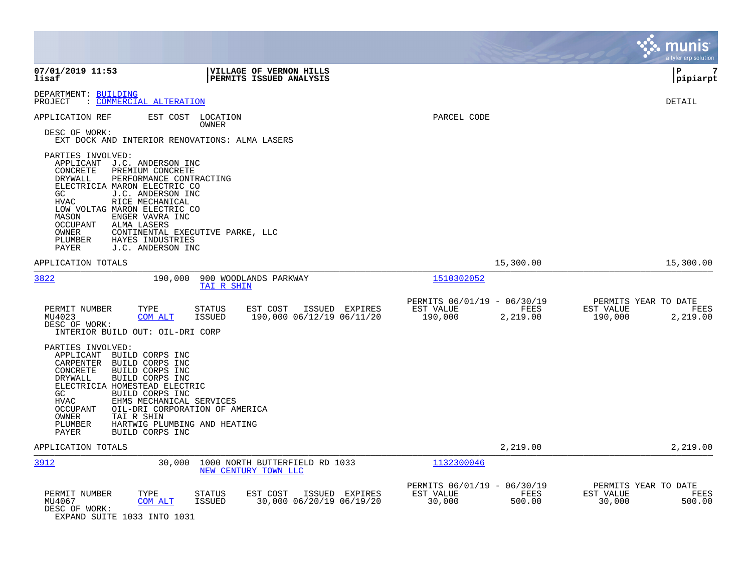**07/01/2019 11:53** — **VILLAGE OF VERNON HILLS**
**lisaf** — **PERMITS ISSUED ANALYSIS** — **pipiarpt**

DEPARTMENT: BUILDING
PROJECT : COMMERCIAL ALTERATION — DETAIL

APPLICATION REF | EST COST | LOCATION / OWNER | PARCEL CODE

DESC OF WORK:
EXT DOCK AND INTERIOR RENOVATIONS: ALMA LASERS

PARTIES INVOLVED:

| Role | Party |
|---|---|
| APPLICANT | J.C. ANDERSON INC |
| CONCRETE | PREMIUM CONCRETE |
| DRYWALL | PERFORMANCE CONTRACTING |
| ELECTRICIA | MARON ELECTRIC CO |
| GC | J.C. ANDERSON INC |
| HVAC | RICE MECHANICAL |
| LOW VOLTAG | MARON ELECTRIC CO |
| MASON | ENGER VAVRA INC |
| OCCUPANT | ALMA LASERS |
| OWNER | CONTINENTAL EXECUTIVE PARKE, LLC |
| PLUMBER | HAYES INDUSTRIES |
| PAYER | J.C. ANDERSON INC |

APPLICATION TOTALS — 15,300.00 — 15,300.00

---

**3822** — 190,000 — 900 WOODLANDS PARKWAY — TAI R SHIN — Parcel: 1510302052

| PERMIT NUMBER | TYPE | STATUS | EST COST | ISSUED | EXPIRES | PERMITS 06/01/19 - 06/30/19 EST VALUE | FEES | PERMITS YEAR TO DATE EST VALUE | FEES |
|---|---|---|---|---|---|---|---|---|---|
| MU4023 | COM ALT | ISSUED | 190,000 | 06/12/19 | 06/11/20 | 190,000 | 2,219.00 | 190,000 | 2,219.00 |

DESC OF WORK:
INTERIOR BUILD OUT: OIL-DRI CORP

PARTIES INVOLVED:

| Role | Party |
|---|---|
| APPLICANT | BUILD CORPS INC |
| CARPENTER | BUILD CORPS INC |
| CONCRETE | BUILD CORPS INC |
| DRYWALL | BUILD CORPS INC |
| ELECTRICIA | HOMESTEAD ELECTRIC |
| GC | BUILD CORPS INC |
| HVAC | EHMS MECHANICAL SERVICES |
| OCCUPANT | OIL-DRI CORPORATION OF AMERICA |
| OWNER | TAI R SHIN |
| PLUMBER | HARTWIG PLUMBING AND HEATING |
| PAYER | BUILD CORPS INC |

APPLICATION TOTALS — 2,219.00 — 2,219.00

---

**3912** — 30,000 — 1000 NORTH BUTTERFIELD RD 1033 — NEW CENTURY TOWN LLC — Parcel: 1132300046

| PERMIT NUMBER | TYPE | STATUS | EST COST | ISSUED | EXPIRES | PERMITS 06/01/19 - 06/30/19 EST VALUE | FEES | PERMITS YEAR TO DATE EST VALUE | FEES |
|---|---|---|---|---|---|---|---|---|---|
| MU4067 | COM ALT | ISSUED | 30,000 | 06/20/19 | 06/19/20 | 30,000 | 500.00 | 30,000 | 500.00 |

DESC OF WORK:
EXPAND SUITE 1033 INTO 1031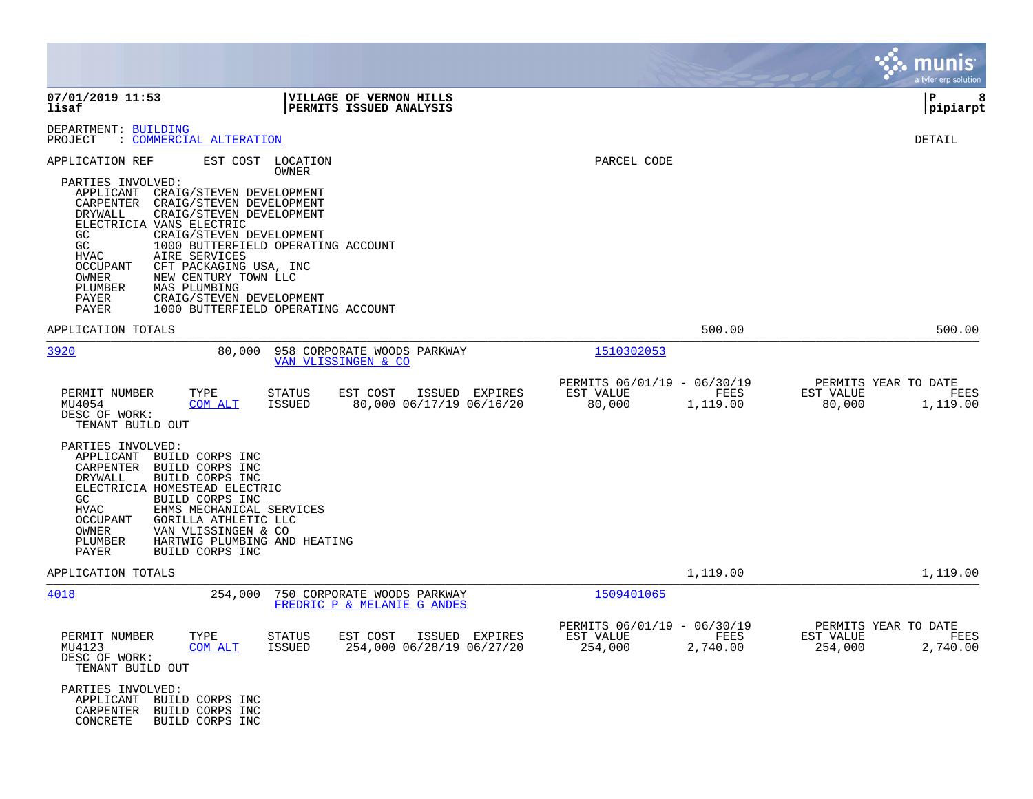DEPARTMENT: BUILDING
PROJECT : COMMERCIAL ALTERATION

DETAIL

APPLICATION REF EST COST LOCATION OWNER PARCEL CODE

PARTIES INVOLVED:

| | |
|---|---|
| APPLICANT | CRAIG/STEVEN DEVELOPMENT |
| CARPENTER | CRAIG/STEVEN DEVELOPMENT |
| DRYWALL | CRAIG/STEVEN DEVELOPMENT |
| ELECTRICIA | VANS ELECTRIC |
| GC | CRAIG/STEVEN DEVELOPMENT |
| GC | 1000 BUTTERFIELD OPERATING ACCOUNT |
| HVAC | AIRE SERVICES |
| OCCUPANT | CFT PACKAGING USA, INC |
| OWNER | NEW CENTURY TOWN LLC |
| PLUMBER | MAS PLUMBING |
| PAYER | CRAIG/STEVEN DEVELOPMENT |
| PAYER | 1000 BUTTERFIELD OPERATING ACCOUNT |

APPLICATION TOTALS 500.00 500.00

---

**3920** 80,000 958 CORPORATE WOODS PARKWAY — VAN VLISSINGEN & CO — Parcel 1510302053

| PERMIT NUMBER | TYPE | STATUS | EST COST | ISSUED | EXPIRES | PERMITS 06/01/19 - 06/30/19 EST VALUE | FEES | PERMITS YEAR TO DATE EST VALUE | FEES |
|---|---|---|---|---|---|---|---|---|---|
| MU4054 | COM ALT | ISSUED | 80,000 | 06/17/19 | 06/16/20 | 80,000 | 1,119.00 | 80,000 | 1,119.00 |

DESC OF WORK:
TENANT BUILD OUT

PARTIES INVOLVED:

| | |
|---|---|
| APPLICANT | BUILD CORPS INC |
| CARPENTER | BUILD CORPS INC |
| DRYWALL | BUILD CORPS INC |
| ELECTRICIA | HOMESTEAD ELECTRIC |
| GC | BUILD CORPS INC |
| HVAC | EHMS MECHANICAL SERVICES |
| OCCUPANT | GORILLA ATHLETIC LLC |
| OWNER | VAN VLISSINGEN & CO |
| PLUMBER | HARTWIG PLUMBING AND HEATING |
| PAYER | BUILD CORPS INC |

APPLICATION TOTALS 1,119.00 1,119.00

---

**4018** 254,000 750 CORPORATE WOODS PARKWAY — FREDRIC P & MELANIE G ANDES — Parcel 1509401065

| PERMIT NUMBER | TYPE | STATUS | EST COST | ISSUED | EXPIRES | PERMITS 06/01/19 - 06/30/19 EST VALUE | FEES | PERMITS YEAR TO DATE EST VALUE | FEES |
|---|---|---|---|---|---|---|---|---|---|
| MU4123 | COM ALT | ISSUED | 254,000 | 06/28/19 | 06/27/20 | 254,000 | 2,740.00 | 254,000 | 2,740.00 |

DESC OF WORK:
TENANT BUILD OUT

PARTIES INVOLVED:

| | |
|---|---|
| APPLICANT | BUILD CORPS INC |
| CARPENTER | BUILD CORPS INC |
| CONCRETE | BUILD CORPS INC |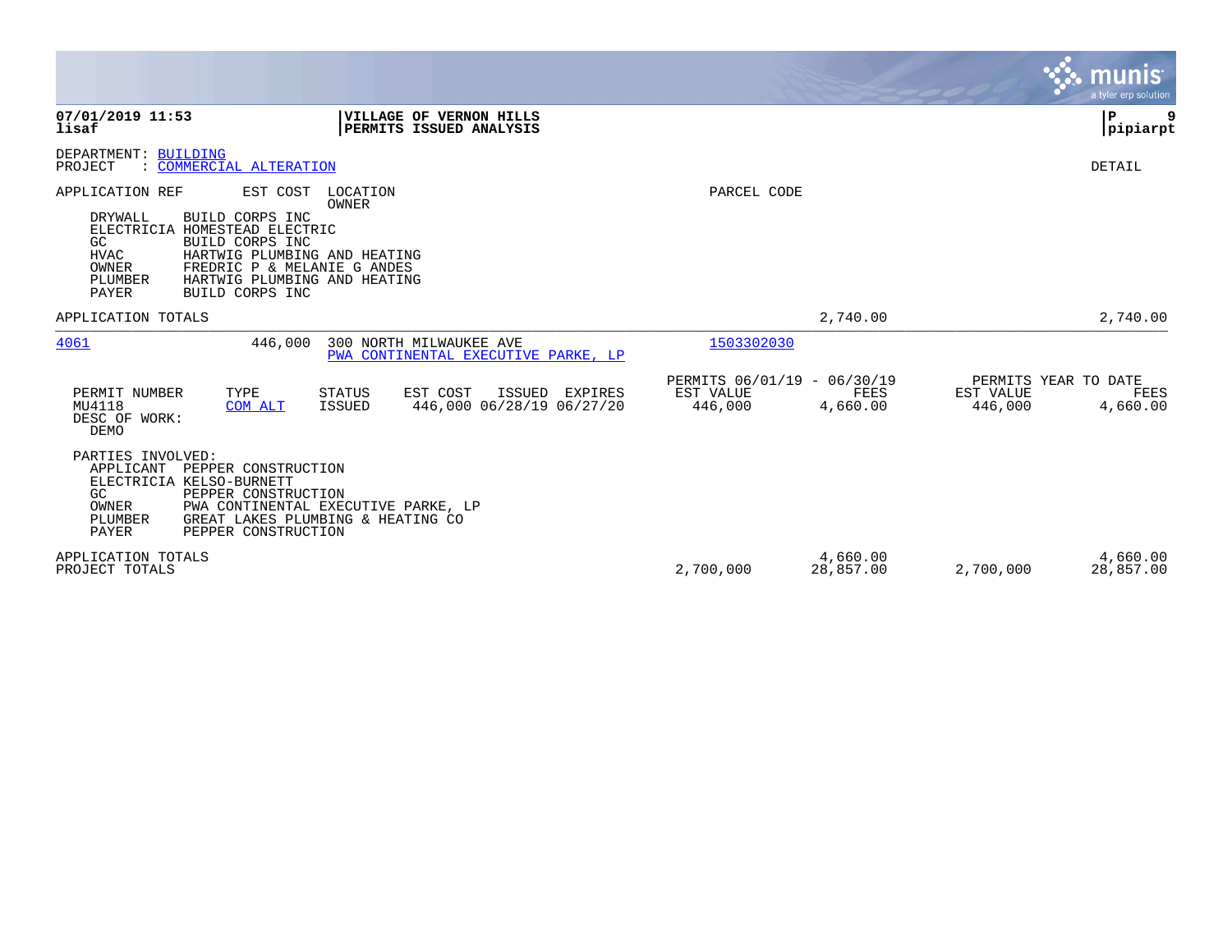**07/01/2019 11:53**
**lisaf**

**VILLAGE OF VERNON HILLS**
**PERMITS ISSUED ANALYSIS**

**pipiarpt**

DEPARTMENT: BUILDING
PROJECT : COMMERCIAL ALTERATION

DETAIL

| APPLICATION REF | EST COST | LOCATION / OWNER | PARCEL CODE | | |
|---|---|---|---|---|---|

DRYWALL BUILD CORPS INC
ELECTRICIA HOMESTEAD ELECTRIC
GC BUILD CORPS INC
HVAC HARTWIG PLUMBING AND HEATING
OWNER FREDRIC P & MELANIE G ANDES
PLUMBER HARTWIG PLUMBING AND HEATING
PAYER BUILD CORPS INC

APPLICATION TOTALS — 2,740.00 — 2,740.00

---

4061 — 446,000 — 300 NORTH MILWAUKEE AVE — PWA CONTINENTAL EXECUTIVE PARKE, LP — 1503302030

| PERMIT NUMBER | TYPE | STATUS | EST COST | ISSUED | EXPIRES | PERMITS 06/01/19 - 06/30/19 EST VALUE | FEES | PERMITS YEAR TO DATE EST VALUE | FEES |
|---|---|---|---|---|---|---|---|---|---|
| MU4118 | COM ALT | ISSUED | 446,000 | 06/28/19 | 06/27/20 | 446,000 | 4,660.00 | 446,000 | 4,660.00 |

DESC OF WORK:
DEMO

PARTIES INVOLVED:
APPLICANT PEPPER CONSTRUCTION
ELECTRICIA KELSO-BURNETT
GC PEPPER CONSTRUCTION
OWNER PWA CONTINENTAL EXECUTIVE PARKE, LP
PLUMBER GREAT LAKES PLUMBING & HEATING CO
PAYER PEPPER CONSTRUCTION

| | EST VALUE | FEES | EST VALUE | FEES |
|---|---|---|---|---|
| APPLICATION TOTALS | | 4,660.00 | | 4,660.00 |
| PROJECT TOTALS | 2,700,000 | 28,857.00 | 2,700,000 | 28,857.00 |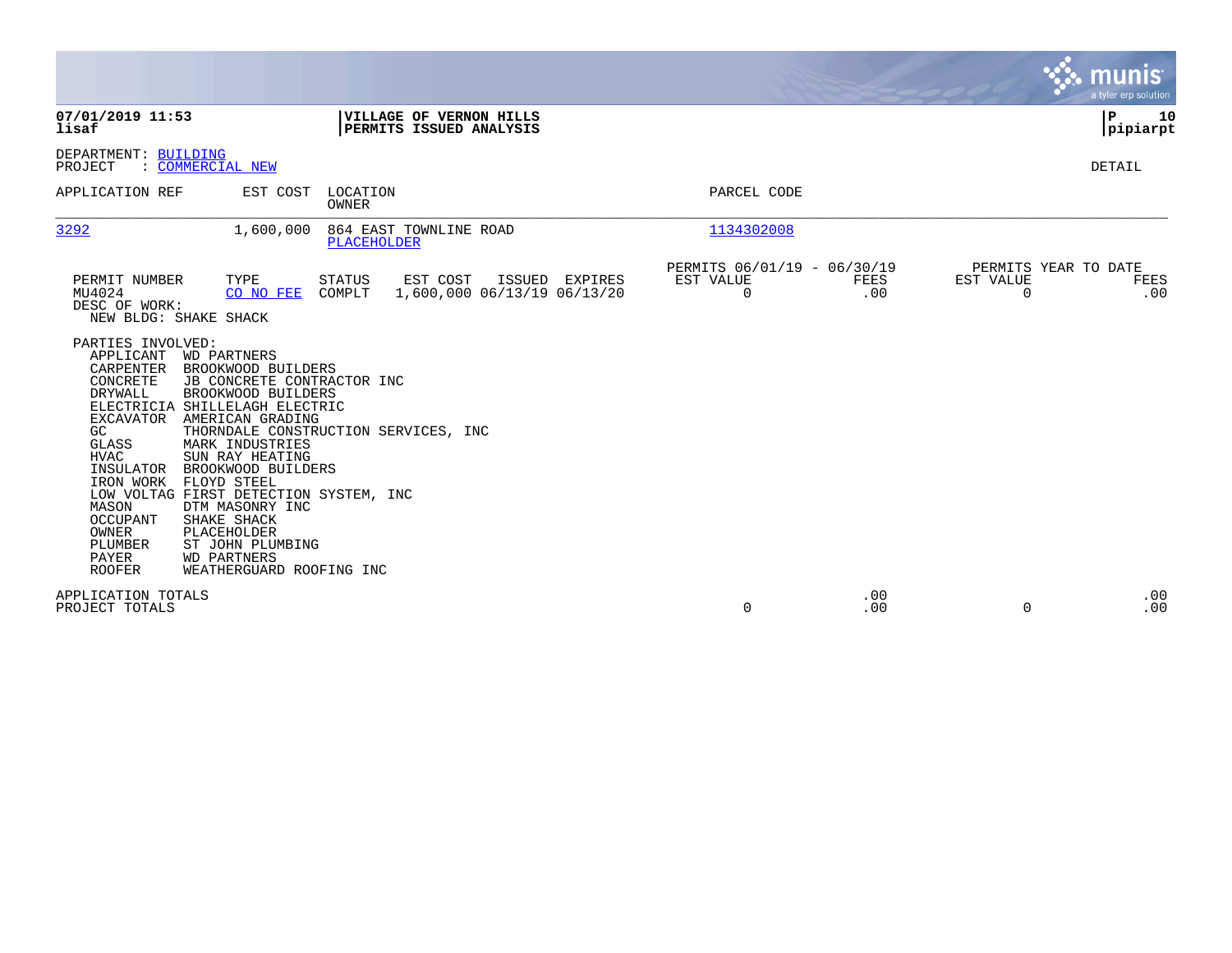**VILLAGE OF VERNON HILLS**
**PERMITS ISSUED ANALYSIS**

**07/01/2019 11:53**
**lisaf**

**P 10**
**pipiarpt**

DEPARTMENT: BUILDING
PROJECT : COMMERCIAL NEW

DETAIL

| APPLICATION REF | EST COST | LOCATION / OWNER | PARCEL CODE |
|---|---|---|---|
| 3292 | 1,600,000 | 864 EAST TOWNLINE ROAD / PLACEHOLDER | 1134302008 |

| PERMIT NUMBER | TYPE | STATUS | EST COST | ISSUED | EXPIRES | PERMITS 06/01/19 - 06/30/19 EST VALUE | FEES | PERMITS YEAR TO DATE EST VALUE | FEES |
|---|---|---|---|---|---|---|---|---|---|
| MU4024 | CO NO FEE | COMPLT | 1,600,000 | 06/13/19 | 06/13/20 | 0 | .00 | 0 | .00 |

DESC OF WORK:
NEW BLDG: SHAKE SHACK

PARTIES INVOLVED:

| | |
|---|---|
| APPLICANT | WD PARTNERS |
| CARPENTER | BROOKWOOD BUILDERS |
| CONCRETE | JB CONCRETE CONTRACTOR INC |
| DRYWALL | BROOKWOOD BUILDERS |
| ELECTRICIA | SHILLELAGH ELECTRIC |
| EXCAVATOR | AMERICAN GRADING |
| GC | THORNDALE CONSTRUCTION SERVICES, INC |
| GLASS | MARK INDUSTRIES |
| HVAC | SUN RAY HEATING |
| INSULATOR | BROOKWOOD BUILDERS |
| IRON WORK | FLOYD STEEL |
| LOW VOLTAG | FIRST DETECTION SYSTEM, INC |
| MASON | DTM MASONRY INC |
| OCCUPANT | SHAKE SHACK |
| OWNER | PLACEHOLDER |
| PLUMBER | ST JOHN PLUMBING |
| PAYER | WD PARTNERS |
| ROOFER | WEATHERGUARD ROOFING INC |

| | EST VALUE | FEES | YTD EST VALUE | YTD FEES |
|---|---|---|---|---|
| APPLICATION TOTALS | | .00 | | .00 |
| PROJECT TOTALS | 0 | .00 | 0 | .00 |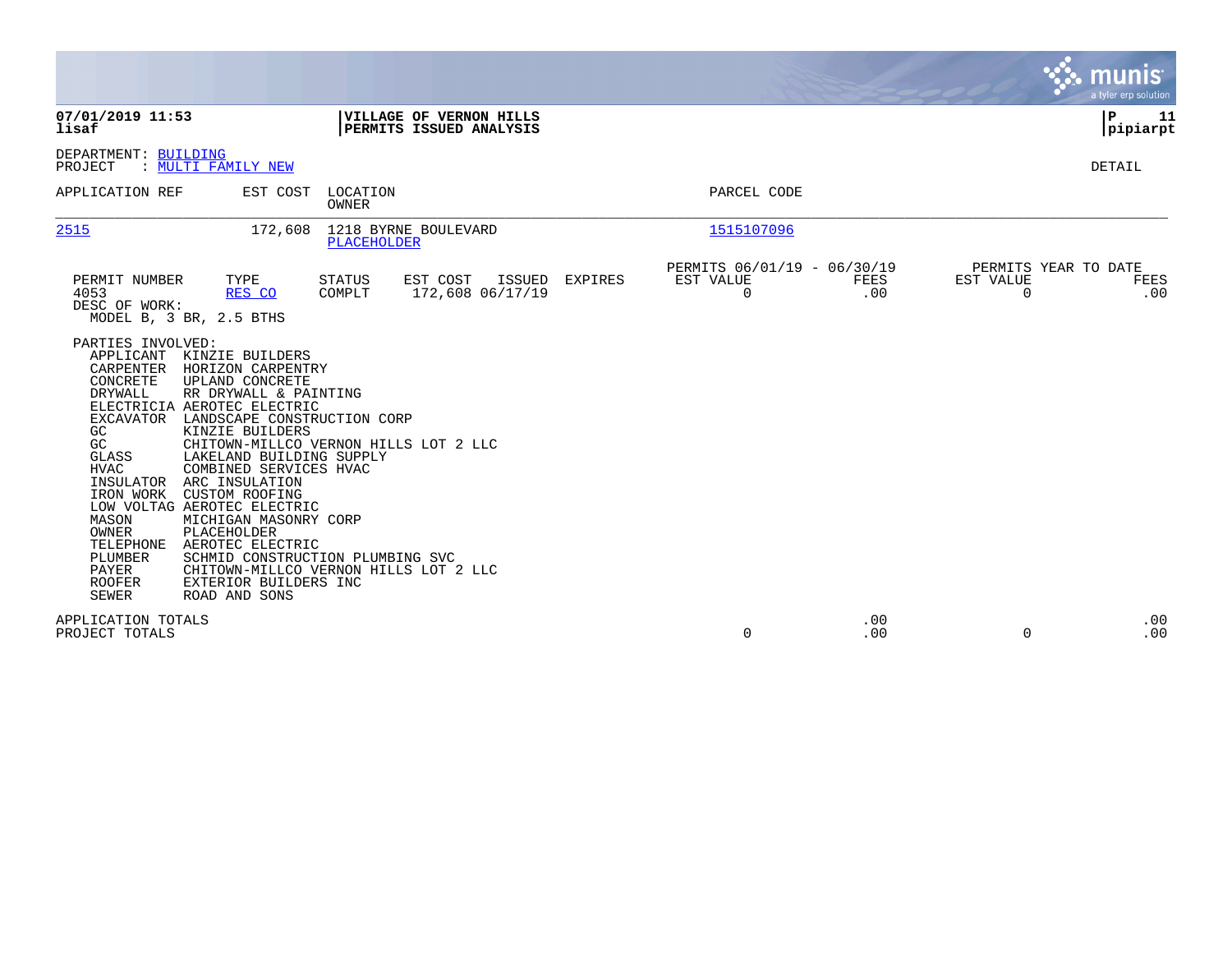**07/01/2019 11:53**
**lisaf**

**VILLAGE OF VERNON HILLS**
**PERMITS ISSUED ANALYSIS**

**P 11**
**pipiarpt**

DEPARTMENT: BUILDING
PROJECT : MULTI FAMILY NEW

DETAIL

| APPLICATION REF | EST COST | LOCATION / OWNER | PARCEL CODE |
|---|---|---|---|
| 2515 | 172,608 | 1218 BYRNE BOULEVARD / PLACEHOLDER | 1515107096 |

| PERMIT NUMBER | TYPE | STATUS | EST COST | ISSUED | EXPIRES | PERMITS 06/01/19 - 06/30/19 EST VALUE | FEES | PERMITS YEAR TO DATE EST VALUE | FEES |
|---|---|---|---|---|---|---|---|---|---|
| 4053 | RES CO | COMPLT | 172,608 | 06/17/19 | | 0 | .00 | 0 | .00 |

DESC OF WORK:
MODEL B, 3 BR, 2.5 BTHS

PARTIES INVOLVED:

| | |
|---|---|
| APPLICANT | KINZIE BUILDERS |
| CARPENTER | HORIZON CARPENTRY |
| CONCRETE | UPLAND CONCRETE |
| DRYWALL | RR DRYWALL & PAINTING |
| ELECTRICIA | AEROTEC ELECTRIC |
| EXCAVATOR | LANDSCAPE CONSTRUCTION CORP |
| GC | KINZIE BUILDERS |
| GC | CHITOWN-MILLCO VERNON HILLS LOT 2 LLC |
| GLASS | LAKELAND BUILDING SUPPLY |
| HVAC | COMBINED SERVICES HVAC |
| INSULATOR | ARC INSULATION |
| IRON WORK | CUSTOM ROOFING |
| LOW VOLTAG | AEROTEC ELECTRIC |
| MASON | MICHIGAN MASONRY CORP |
| OWNER | PLACEHOLDER |
| TELEPHONE | AEROTEC ELECTRIC |
| PLUMBER | SCHMID CONSTRUCTION PLUMBING SVC |
| PAYER | CHITOWN-MILLCO VERNON HILLS LOT 2 LLC |
| ROOFER | EXTERIOR BUILDERS INC |
| SEWER | ROAD AND SONS |

| | EST VALUE | FEES | EST VALUE | FEES |
|---|---|---|---|---|
| APPLICATION TOTALS | | .00 | | .00 |
| PROJECT TOTALS | 0 | .00 | 0 | .00 |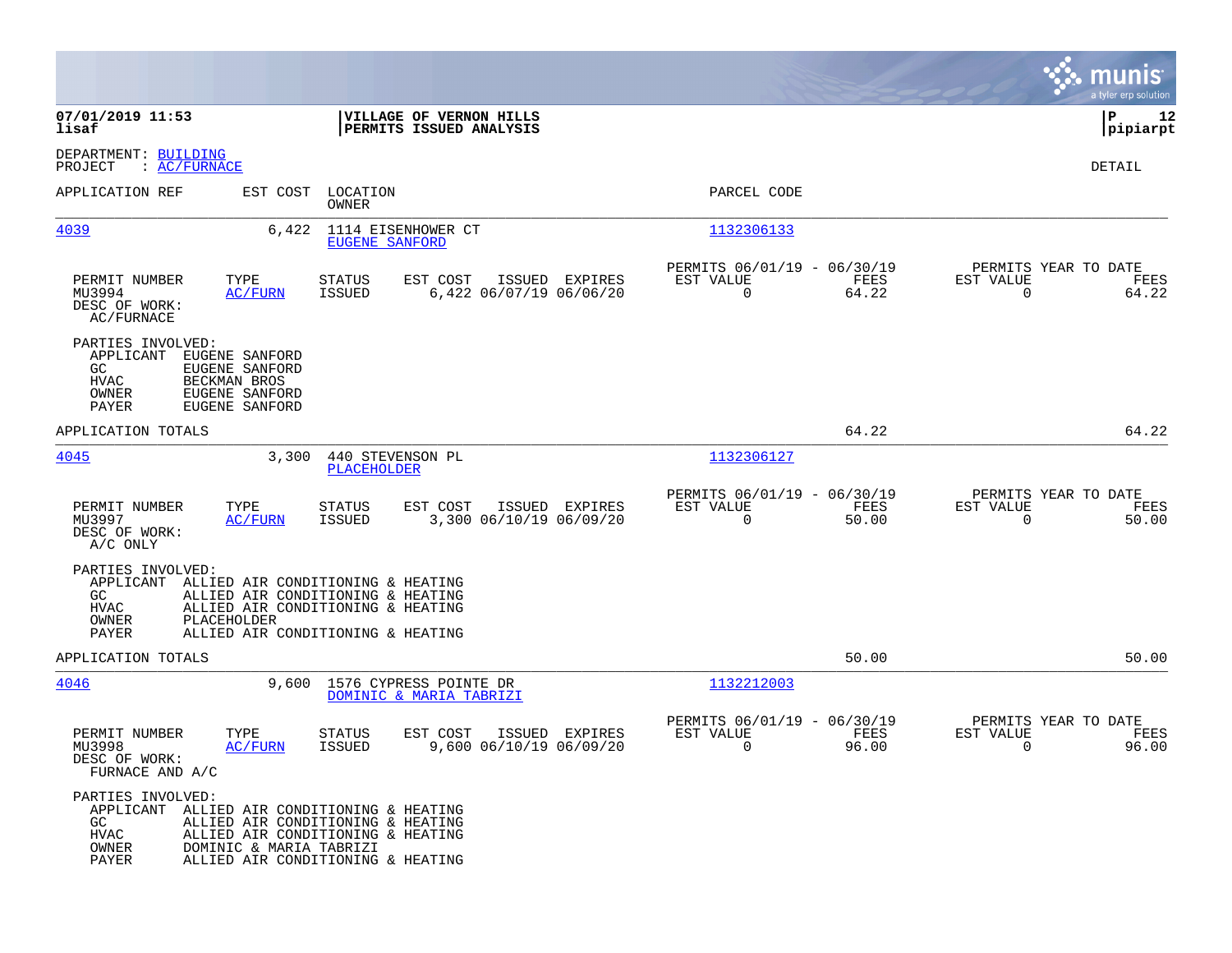**07/01/2019 11:53**
**lisaf**

**VILLAGE OF VERNON HILLS**
**PERMITS ISSUED ANALYSIS**

**pipiarpt**

DEPARTMENT: BUILDING
PROJECT : AC/FURNACE

DETAIL

| APPLICATION REF | EST COST | LOCATION / OWNER | PARCEL CODE |
|---|---|---|---|
| 4039 | 6,422 | 1114 EISENHOWER CT / EUGENE SANFORD | 1132306133 |

| PERMIT NUMBER | TYPE | STATUS | EST COST | ISSUED | EXPIRES | PERMITS 06/01/19 - 06/30/19 EST VALUE | FEES | PERMITS YEAR TO DATE EST VALUE | FEES |
|---|---|---|---|---|---|---|---|---|---|
| MU3994 | AC/FURN | ISSUED | 6,422 | 06/07/19 | 06/06/20 | 0 | 64.22 | 0 | 64.22 |

DESC OF WORK:
AC/FURNACE

PARTIES INVOLVED:
- APPLICANT EUGENE SANFORD
- GC EUGENE SANFORD
- HVAC BECKMAN BROS
- OWNER EUGENE SANFORD
- PAYER EUGENE SANFORD

APPLICATION TOTALS 64.22 64.22

| APPLICATION REF | EST COST | LOCATION / OWNER | PARCEL CODE |
|---|---|---|---|
| 4045 | 3,300 | 440 STEVENSON PL / PLACEHOLDER | 1132306127 |

| PERMIT NUMBER | TYPE | STATUS | EST COST | ISSUED | EXPIRES | PERMITS 06/01/19 - 06/30/19 EST VALUE | FEES | PERMITS YEAR TO DATE EST VALUE | FEES |
|---|---|---|---|---|---|---|---|---|---|
| MU3997 | AC/FURN | ISSUED | 3,300 | 06/10/19 | 06/09/20 | 0 | 50.00 | 0 | 50.00 |

DESC OF WORK:
A/C ONLY

PARTIES INVOLVED:
- APPLICANT ALLIED AIR CONDITIONING & HEATING
- GC ALLIED AIR CONDITIONING & HEATING
- HVAC ALLIED AIR CONDITIONING & HEATING
- OWNER PLACEHOLDER
- PAYER ALLIED AIR CONDITIONING & HEATING

APPLICATION TOTALS 50.00 50.00

| APPLICATION REF | EST COST | LOCATION / OWNER | PARCEL CODE |
|---|---|---|---|
| 4046 | 9,600 | 1576 CYPRESS POINTE DR / DOMINIC & MARIA TABRIZI | 1132212003 |

| PERMIT NUMBER | TYPE | STATUS | EST COST | ISSUED | EXPIRES | PERMITS 06/01/19 - 06/30/19 EST VALUE | FEES | PERMITS YEAR TO DATE EST VALUE | FEES |
|---|---|---|---|---|---|---|---|---|---|
| MU3998 | AC/FURN | ISSUED | 9,600 | 06/10/19 | 06/09/20 | 0 | 96.00 | 0 | 96.00 |

DESC OF WORK:
FURNACE AND A/C

PARTIES INVOLVED:
- APPLICANT ALLIED AIR CONDITIONING & HEATING
- GC ALLIED AIR CONDITIONING & HEATING
- HVAC ALLIED AIR CONDITIONING & HEATING
- OWNER DOMINIC & MARIA TABRIZI
- PAYER ALLIED AIR CONDITIONING & HEATING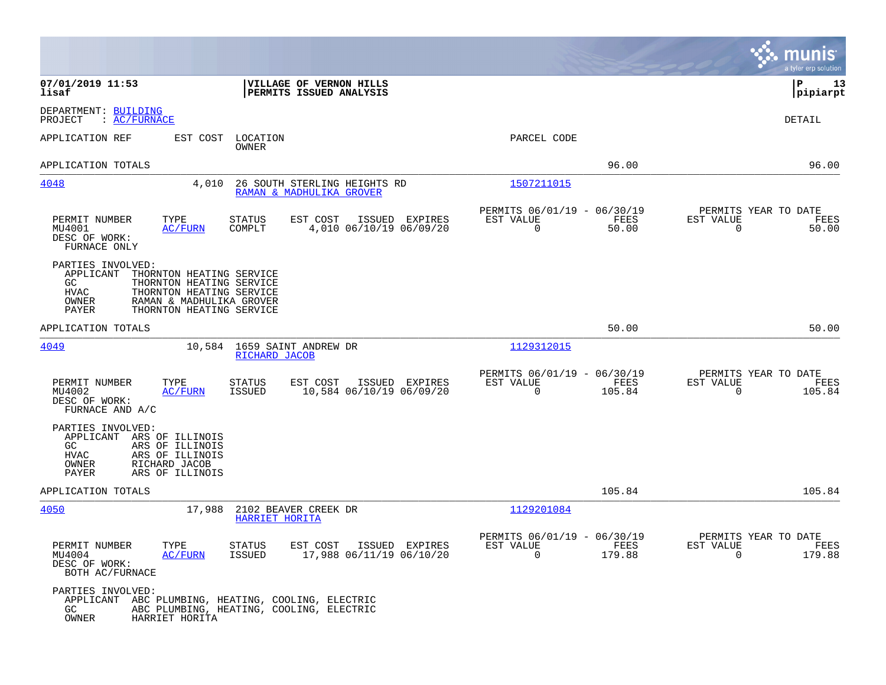**VILLAGE OF VERNON HILLS**
**PERMITS ISSUED ANALYSIS**

07/01/2019 11:53
lisaf

P 13
pipiarpt

DEPARTMENT: BUILDING
PROJECT : AC/FURNACE

DETAIL

| APPLICATION REF | EST COST | LOCATION / OWNER | PARCEL CODE | | |
|---|---|---|---|---|---|
| APPLICATION TOTALS | | | | 96.00 | 96.00 |

**4048** — EST COST 4,010 — 26 SOUTH STERLING HEIGHTS RD — RAMAN & MADHULIKA GROVER — PARCEL CODE 1507211015

| PERMIT NUMBER | TYPE | STATUS | EST COST | ISSUED | EXPIRES | PERMITS 06/01/19 - 06/30/19 EST VALUE | FEES | PERMITS YEAR TO DATE EST VALUE | FEES |
|---|---|---|---|---|---|---|---|---|---|
| MU4001 | AC/FURN | COMPLT | 4,010 | 06/10/19 | 06/09/20 | 0 | 50.00 | 0 | 50.00 |

DESC OF WORK:
FURNACE ONLY

PARTIES INVOLVED:
- APPLICANT THORNTON HEATING SERVICE
- GC THORNTON HEATING SERVICE
- HVAC THORNTON HEATING SERVICE
- OWNER RAMAN & MADHULIKA GROVER
- PAYER THORNTON HEATING SERVICE

APPLICATION TOTALS — 50.00 — 50.00

**4049** — EST COST 10,584 — 1659 SAINT ANDREW DR — RICHARD JACOB — PARCEL CODE 1129312015

| PERMIT NUMBER | TYPE | STATUS | EST COST | ISSUED | EXPIRES | PERMITS 06/01/19 - 06/30/19 EST VALUE | FEES | PERMITS YEAR TO DATE EST VALUE | FEES |
|---|---|---|---|---|---|---|---|---|---|
| MU4002 | AC/FURN | ISSUED | 10,584 | 06/10/19 | 06/09/20 | 0 | 105.84 | 0 | 105.84 |

DESC OF WORK:
FURNACE AND A/C

PARTIES INVOLVED:
- APPLICANT ARS OF ILLINOIS
- GC ARS OF ILLINOIS
- HVAC ARS OF ILLINOIS
- OWNER RICHARD JACOB
- PAYER ARS OF ILLINOIS

APPLICATION TOTALS — 105.84 — 105.84

**4050** — EST COST 17,988 — 2102 BEAVER CREEK DR — HARRIET HORITA — PARCEL CODE 1129201084

| PERMIT NUMBER | TYPE | STATUS | EST COST | ISSUED | EXPIRES | PERMITS 06/01/19 - 06/30/19 EST VALUE | FEES | PERMITS YEAR TO DATE EST VALUE | FEES |
|---|---|---|---|---|---|---|---|---|---|
| MU4004 | AC/FURN | ISSUED | 17,988 | 06/11/19 | 06/10/20 | 0 | 179.88 | 0 | 179.88 |

DESC OF WORK:
BOTH AC/FURNACE

PARTIES INVOLVED:
- APPLICANT ABC PLUMBING, HEATING, COOLING, ELECTRIC
- GC ABC PLUMBING, HEATING, COOLING, ELECTRIC
- OWNER HARRIET HORITA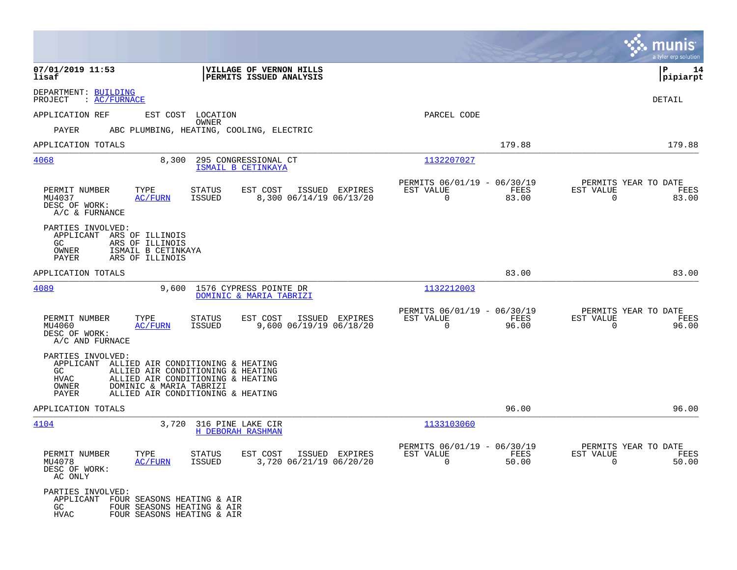**07/01/2019 11:53** | **VILLAGE OF VERNON HILLS** | **P 14**
**lisaf** | **PERMITS ISSUED ANALYSIS** | **pipiarpt**

DEPARTMENT: BUILDING
PROJECT : AC/FURNACE

DETAIL

APPLICATION REF    EST COST    LOCATION / OWNER    PARCEL CODE

PAYER    ABC PLUMBING, HEATING, COOLING, ELECTRIC

APPLICATION TOTALS    179.88    179.88

---

**4068**    8,300    295 CONGRESSIONAL CT    1132207027
ISMAIL B CETINKAYA

| PERMIT NUMBER | TYPE | STATUS | EST COST | ISSUED | EXPIRES | PERMITS 06/01/19 - 06/30/19 EST VALUE | FEES | PERMITS YEAR TO DATE EST VALUE | FEES |
|---|---|---|---|---|---|---|---|---|---|
| MU4037 | AC/FURN | ISSUED | 8,300 | 06/14/19 | 06/13/20 | 0 | 83.00 | 0 | 83.00 |

DESC OF WORK:
A/C & FURNANCE

PARTIES INVOLVED:
APPLICANT ARS OF ILLINOIS
GC ARS OF ILLINOIS
OWNER ISMAIL B CETINKAYA
PAYER ARS OF ILLINOIS

APPLICATION TOTALS    83.00    83.00

---

**4089**    9,600    1576 CYPRESS POINTE DR    1132212003
DOMINIC & MARIA TABRIZI

| PERMIT NUMBER | TYPE | STATUS | EST COST | ISSUED | EXPIRES | PERMITS 06/01/19 - 06/30/19 EST VALUE | FEES | PERMITS YEAR TO DATE EST VALUE | FEES |
|---|---|---|---|---|---|---|---|---|---|
| MU4060 | AC/FURN | ISSUED | 9,600 | 06/19/19 | 06/18/20 | 0 | 96.00 | 0 | 96.00 |

DESC OF WORK:
A/C AND FURNACE

PARTIES INVOLVED:
APPLICANT ALLIED AIR CONDITIONING & HEATING
GC ALLIED AIR CONDITIONING & HEATING
HVAC ALLIED AIR CONDITIONING & HEATING
OWNER DOMINIC & MARIA TABRIZI
PAYER ALLIED AIR CONDITIONING & HEATING

APPLICATION TOTALS    96.00    96.00

---

**4104**    3,720    316 PINE LAKE CIR    1133103060
H DEBORAH RASHMAN

| PERMIT NUMBER | TYPE | STATUS | EST COST | ISSUED | EXPIRES | PERMITS 06/01/19 - 06/30/19 EST VALUE | FEES | PERMITS YEAR TO DATE EST VALUE | FEES |
|---|---|---|---|---|---|---|---|---|---|
| MU4078 | AC/FURN | ISSUED | 3,720 | 06/21/19 | 06/20/20 | 0 | 50.00 | 0 | 50.00 |

DESC OF WORK:
AC ONLY

PARTIES INVOLVED:
APPLICANT FOUR SEASONS HEATING & AIR
GC FOUR SEASONS HEATING & AIR
HVAC FOUR SEASONS HEATING & AIR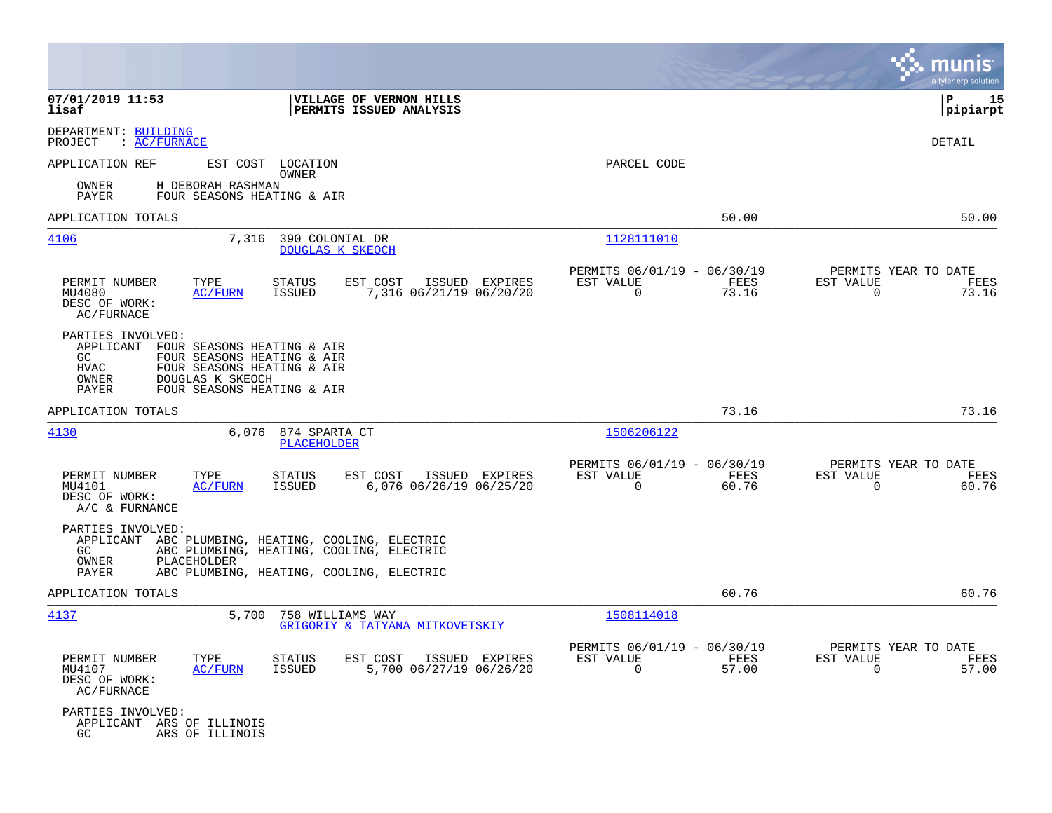07/01/2019 11:53 | VILLAGE OF VERNON HILLS | P 15
lisaf | PERMITS ISSUED ANALYSIS | pipiarpt

DEPARTMENT: BUILDING
PROJECT : AC/FURNACE

DETAIL

APPLICATION REF    EST COST    LOCATION    OWNER    PARCEL CODE

OWNER    H DEBORAH RASHMAN
PAYER    FOUR SEASONS HEATING & AIR

APPLICATION TOTALS    50.00    50.00

---

**4106**    7,316    390 COLONIAL DR    DOUGLAS K SKEOCH    1128111010

| PERMIT NUMBER | TYPE | STATUS | EST COST | ISSUED | EXPIRES | PERMITS 06/01/19 - 06/30/19 EST VALUE | FEES | PERMITS YEAR TO DATE EST VALUE | FEES |
|---|---|---|---|---|---|---|---|---|---|
| MU4080 | AC/FURN | ISSUED | 7,316 | 06/21/19 | 06/20/20 | 0 | 73.16 | 0 | 73.16 |

DESC OF WORK:
AC/FURNACE

PARTIES INVOLVED:
APPLICANT    FOUR SEASONS HEATING & AIR
GC    FOUR SEASONS HEATING & AIR
HVAC    FOUR SEASONS HEATING & AIR
OWNER    DOUGLAS K SKEOCH
PAYER    FOUR SEASONS HEATING & AIR

APPLICATION TOTALS    73.16    73.16

---

**4130**    6,076    874 SPARTA CT    PLACEHOLDER    1506206122

| PERMIT NUMBER | TYPE | STATUS | EST COST | ISSUED | EXPIRES | PERMITS 06/01/19 - 06/30/19 EST VALUE | FEES | PERMITS YEAR TO DATE EST VALUE | FEES |
|---|---|---|---|---|---|---|---|---|---|
| MU4101 | AC/FURN | ISSUED | 6,076 | 06/26/19 | 06/25/20 | 0 | 60.76 | 0 | 60.76 |

DESC OF WORK:
A/C & FURNANCE

PARTIES INVOLVED:
APPLICANT    ABC PLUMBING, HEATING, COOLING, ELECTRIC
GC    ABC PLUMBING, HEATING, COOLING, ELECTRIC
OWNER    PLACEHOLDER
PAYER    ABC PLUMBING, HEATING, COOLING, ELECTRIC

APPLICATION TOTALS    60.76    60.76

---

**4137**    5,700    758 WILLIAMS WAY    GRIGORIY & TATYANA MITKOVETSKIY    1508114018

| PERMIT NUMBER | TYPE | STATUS | EST COST | ISSUED | EXPIRES | PERMITS 06/01/19 - 06/30/19 EST VALUE | FEES | PERMITS YEAR TO DATE EST VALUE | FEES |
|---|---|---|---|---|---|---|---|---|---|
| MU4107 | AC/FURN | ISSUED | 5,700 | 06/27/19 | 06/26/20 | 0 | 57.00 | 0 | 57.00 |

DESC OF WORK:
AC/FURNACE

PARTIES INVOLVED:
APPLICANT    ARS OF ILLINOIS
GC    ARS OF ILLINOIS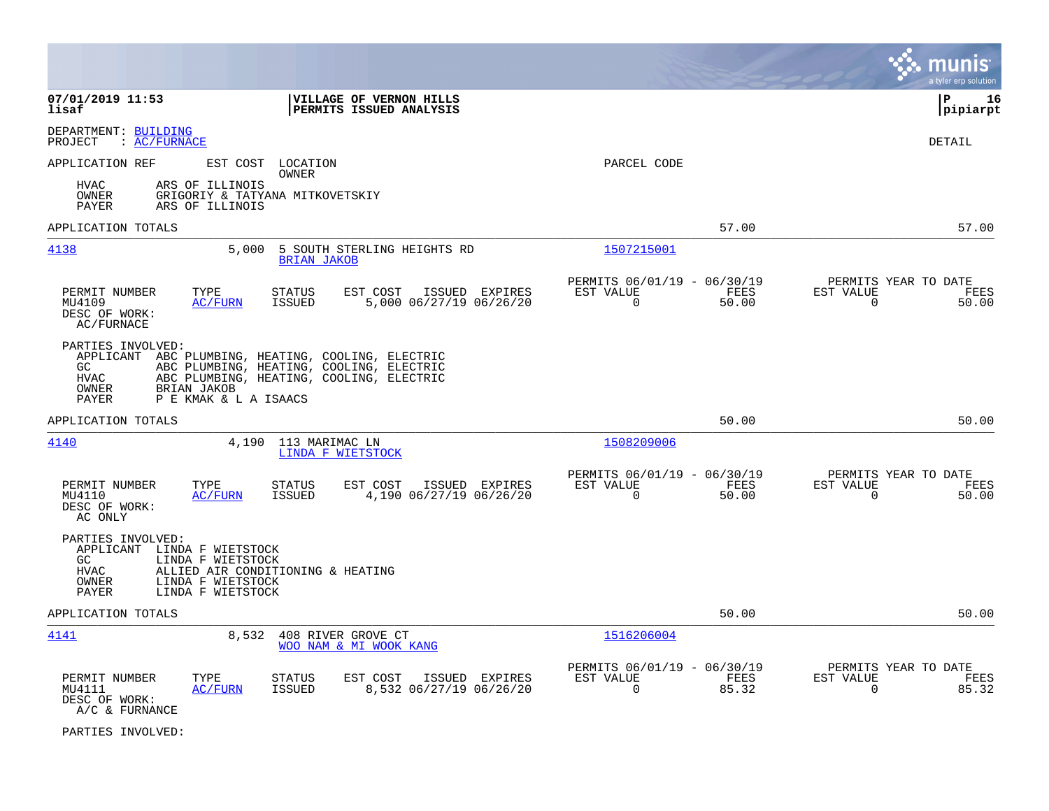07/01/2019 11:53 | VILLAGE OF VERNON HILLS | P 16
lisaf | PERMITS ISSUED ANALYSIS | pipiarpt

DEPARTMENT: BUILDING
PROJECT : AC/FURNACE

DETAIL

APPLICATION REF    EST COST    LOCATION    OWNER    PARCEL CODE

HVAC    ARS OF ILLINOIS
OWNER    GRIGORIY & TATYANA MITKOVETSKIY
PAYER    ARS OF ILLINOIS

APPLICATION TOTALS    57.00    57.00

---

**4138**    5,000    5 SOUTH STERLING HEIGHTS RD    1507215001
BRIAN JAKOB

| PERMIT NUMBER | TYPE | STATUS | EST COST | ISSUED | EXPIRES | PERMITS 06/01/19 - 06/30/19 EST VALUE | FEES | PERMITS YEAR TO DATE EST VALUE | FEES |
|---|---|---|---|---|---|---|---|---|---|
| MU4109 | AC/FURN | ISSUED | 5,000 | 06/27/19 | 06/26/20 | 0 | 50.00 | 0 | 50.00 |

DESC OF WORK:
AC/FURNACE

PARTIES INVOLVED:
APPLICANT    ABC PLUMBING, HEATING, COOLING, ELECTRIC
GC    ABC PLUMBING, HEATING, COOLING, ELECTRIC
HVAC    ABC PLUMBING, HEATING, COOLING, ELECTRIC
OWNER    BRIAN JAKOB
PAYER    P E KMAK & L A ISAACS

APPLICATION TOTALS    50.00    50.00

---

**4140**    4,190    113 MARIMAC LN    1508209006
LINDA F WIETSTOCK

| PERMIT NUMBER | TYPE | STATUS | EST COST | ISSUED | EXPIRES | PERMITS 06/01/19 - 06/30/19 EST VALUE | FEES | PERMITS YEAR TO DATE EST VALUE | FEES |
|---|---|---|---|---|---|---|---|---|---|
| MU4110 | AC/FURN | ISSUED | 4,190 | 06/27/19 | 06/26/20 | 0 | 50.00 | 0 | 50.00 |

DESC OF WORK:
AC ONLY

PARTIES INVOLVED:
APPLICANT    LINDA F WIETSTOCK
GC    LINDA F WIETSTOCK
HVAC    ALLIED AIR CONDITIONING & HEATING
OWNER    LINDA F WIETSTOCK
PAYER    LINDA F WIETSTOCK

APPLICATION TOTALS    50.00    50.00

---

**4141**    8,532    408 RIVER GROVE CT    1516206004
WOO NAM & MI WOOK KANG

| PERMIT NUMBER | TYPE | STATUS | EST COST | ISSUED | EXPIRES | PERMITS 06/01/19 - 06/30/19 EST VALUE | FEES | PERMITS YEAR TO DATE EST VALUE | FEES |
|---|---|---|---|---|---|---|---|---|---|
| MU4111 | AC/FURN | ISSUED | 8,532 | 06/27/19 | 06/26/20 | 0 | 85.32 | 0 | 85.32 |

DESC OF WORK:
A/C & FURNANCE

PARTIES INVOLVED: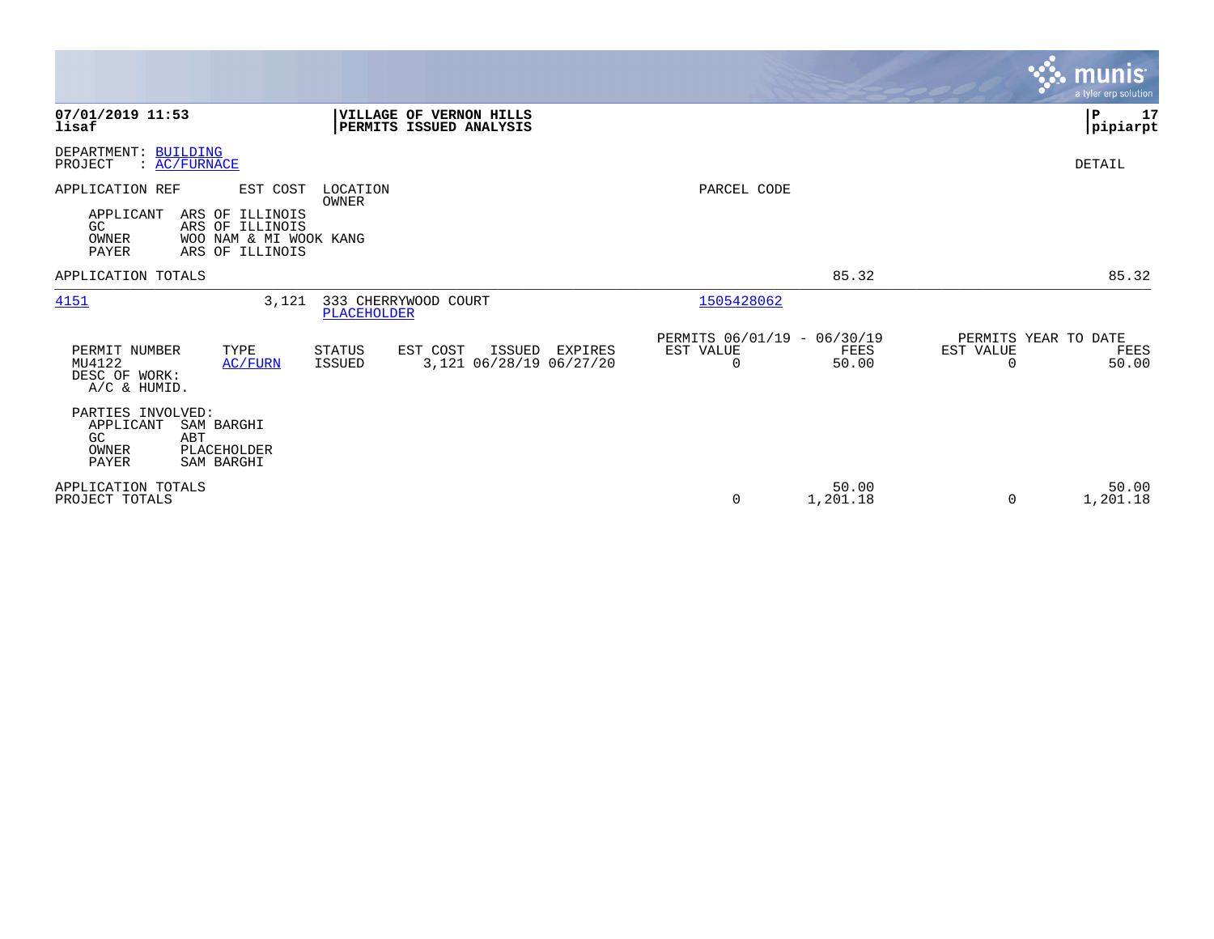**VILLAGE OF VERNON HILLS**
**PERMITS ISSUED ANALYSIS**

DEPARTMENT: BUILDING
PROJECT : AC/FURNACE

DETAIL

| APPLICATION REF | EST COST | LOCATION OWNER | PARCEL CODE |
|---|---|---|---|

APPLICANT ARS OF ILLINOIS
GC ARS OF ILLINOIS
OWNER WOO NAM & MI WOOK KANG
PAYER ARS OF ILLINOIS

APPLICATION TOTALS 85.32 85.32

| APPLICATION REF | EST COST | LOCATION / OWNER | PARCEL CODE |
|---|---|---|---|
| 4151 | 3,121 | 333 CHERRYWOOD COURT / PLACEHOLDER | 1505428062 |

| PERMIT NUMBER | TYPE | STATUS | EST COST | ISSUED | EXPIRES | PERMITS 06/01/19 - 06/30/19 EST VALUE | FEES | PERMITS YEAR TO DATE EST VALUE | FEES |
|---|---|---|---|---|---|---|---|---|---|
| MU4122 | AC/FURN | ISSUED | 3,121 | 06/28/19 | 06/27/20 | 0 | 50.00 | 0 | 50.00 |

DESC OF WORK:
A/C & HUMID.

PARTIES INVOLVED:
APPLICANT SAM BARGHI
GC ABT
OWNER PLACEHOLDER
PAYER SAM BARGHI

| | EST VALUE | FEES | EST VALUE | FEES |
|---|---|---|---|---|
| APPLICATION TOTALS | | 50.00 | | 50.00 |
| PROJECT TOTALS | 0 | 1,201.18 | 0 | 1,201.18 |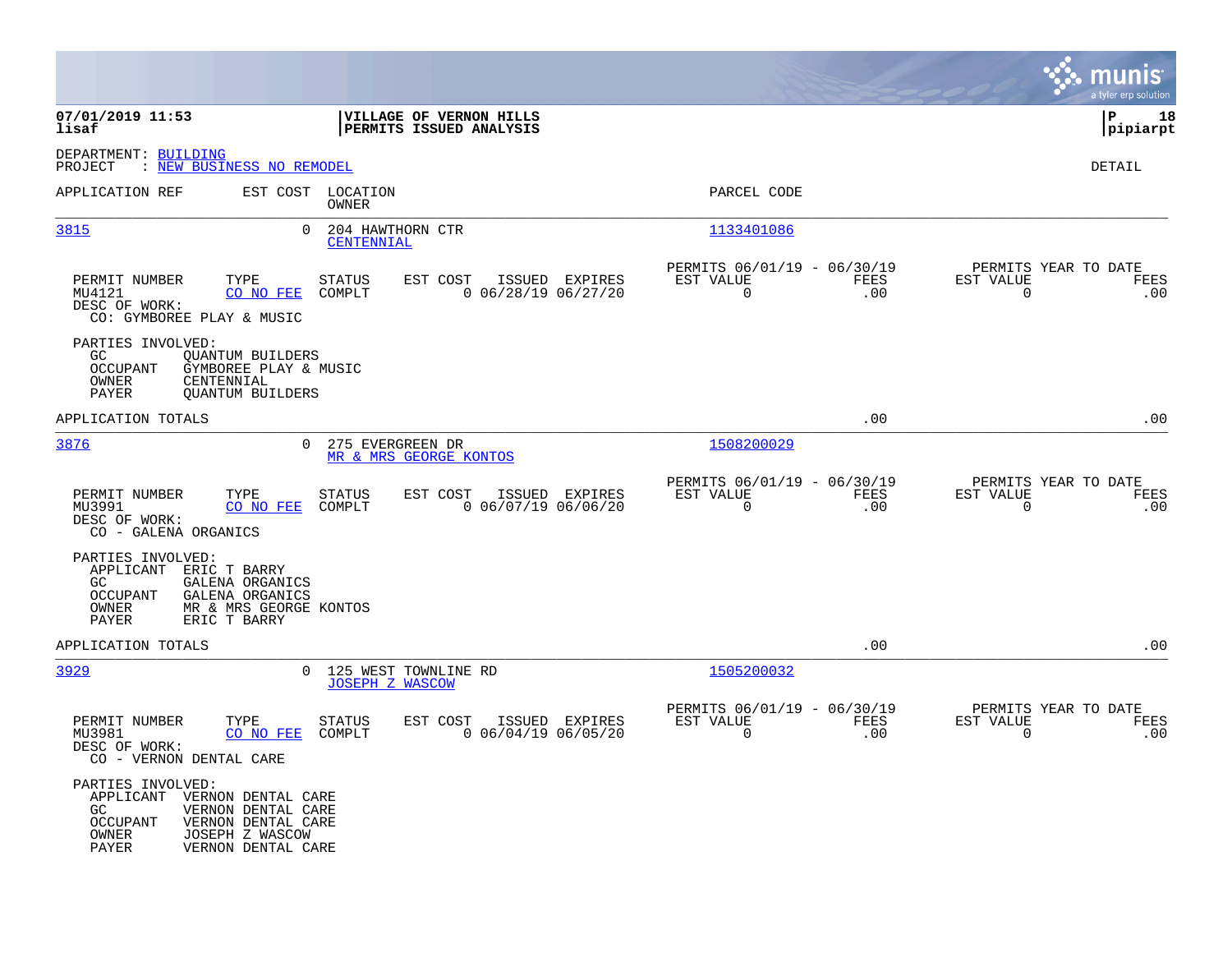**07/01/2019 11:53** | **VILLAGE OF VERNON HILLS**
**lisaf** | **PERMITS ISSUED ANALYSIS** | **pipiarpt**

DEPARTMENT: BUILDING
PROJECT : NEW BUSINESS NO REMODEL

DETAIL

| APPLICATION REF | EST COST | LOCATION / OWNER | PARCEL CODE |
|---|---|---|---|
| 3815 | 0 | 204 HAWTHORN CTR / CENTENNIAL | 1133401086 |

| PERMIT NUMBER | TYPE | STATUS | EST COST | ISSUED | EXPIRES | PERMITS 06/01/19 - 06/30/19 EST VALUE | FEES | PERMITS YEAR TO DATE EST VALUE | FEES |
|---|---|---|---|---|---|---|---|---|---|
| MU4121 | CO NO FEE | COMPLT | 0 | 06/28/19 | 06/27/20 | 0 | .00 | 0 | .00 |

DESC OF WORK:
CO: GYMBOREE PLAY & MUSIC

PARTIES INVOLVED:
- GC: QUANTUM BUILDERS
- OCCUPANT: GYMBOREE PLAY & MUSIC
- OWNER: CENTENNIAL
- PAYER: QUANTUM BUILDERS

APPLICATION TOTALS .00 .00

| APPLICATION REF | EST COST | LOCATION / OWNER | PARCEL CODE |
|---|---|---|---|
| 3876 | 0 | 275 EVERGREEN DR / MR & MRS GEORGE KONTOS | 1508200029 |

| PERMIT NUMBER | TYPE | STATUS | EST COST | ISSUED | EXPIRES | PERMITS 06/01/19 - 06/30/19 EST VALUE | FEES | PERMITS YEAR TO DATE EST VALUE | FEES |
|---|---|---|---|---|---|---|---|---|---|
| MU3991 | CO NO FEE | COMPLT | 0 | 06/07/19 | 06/06/20 | 0 | .00 | 0 | .00 |

DESC OF WORK:
CO - GALENA ORGANICS

PARTIES INVOLVED:
- APPLICANT: ERIC T BARRY
- GC: GALENA ORGANICS
- OCCUPANT: GALENA ORGANICS
- OWNER: MR & MRS GEORGE KONTOS
- PAYER: ERIC T BARRY

APPLICATION TOTALS .00 .00

| APPLICATION REF | EST COST | LOCATION / OWNER | PARCEL CODE |
|---|---|---|---|
| 3929 | 0 | 125 WEST TOWNLINE RD / JOSEPH Z WASCOW | 1505200032 |

| PERMIT NUMBER | TYPE | STATUS | EST COST | ISSUED | EXPIRES | PERMITS 06/01/19 - 06/30/19 EST VALUE | FEES | PERMITS YEAR TO DATE EST VALUE | FEES |
|---|---|---|---|---|---|---|---|---|---|
| MU3981 | CO NO FEE | COMPLT | 0 | 06/04/19 | 06/05/20 | 0 | .00 | 0 | .00 |

DESC OF WORK:
CO - VERNON DENTAL CARE

PARTIES INVOLVED:
- APPLICANT: VERNON DENTAL CARE
- GC: VERNON DENTAL CARE
- OCCUPANT: VERNON DENTAL CARE
- OWNER: JOSEPH Z WASCOW
- PAYER: VERNON DENTAL CARE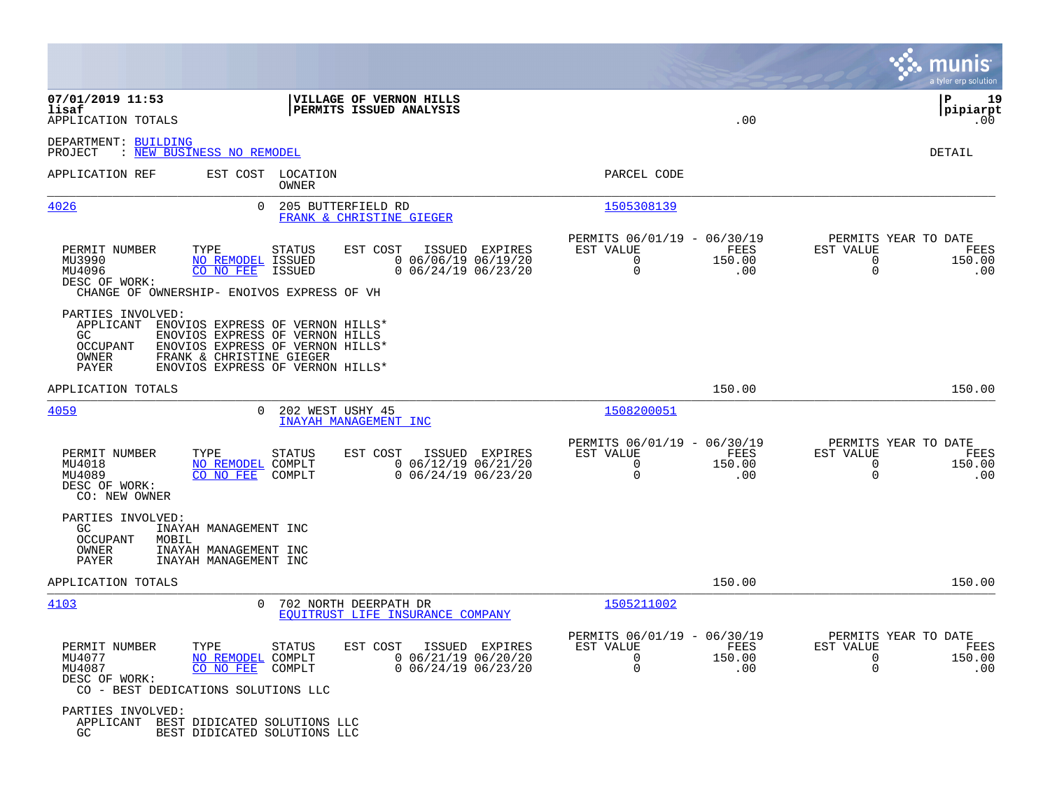**07/01/2019 11:53** | **VILLAGE OF VERNON HILLS** | **PERMITS ISSUED ANALYSIS**
**lisaf**
APPLICATION TOTALS .00 | pipiarpt .00

DEPARTMENT: BUILDING
PROJECT : NEW BUSINESS NO REMODEL

DETAIL

| APPLICATION REF | EST COST | LOCATION / OWNER | PARCEL CODE |
|---|---|---|---|
| 4026 | 0 | 205 BUTTERFIELD RD / FRANK & CHRISTINE GIEGER | 1505308139 |

| PERMIT NUMBER | TYPE | STATUS | EST COST | ISSUED | EXPIRES | PERMITS 06/01/19 - 06/30/19 EST VALUE | FEES | PERMITS YEAR TO DATE EST VALUE | FEES |
|---|---|---|---|---|---|---|---|---|---|
| MU3990 | NO REMODEL | ISSUED | 0 | 06/06/19 | 06/19/20 | 0 | 150.00 | 0 | 150.00 |
| MU4096 | CO NO FEE | ISSUED | 0 | 06/24/19 | 06/23/20 | 0 | .00 | 0 | .00 |

DESC OF WORK:
CHANGE OF OWNERSHIP- ENOIVOS EXPRESS OF VH

PARTIES INVOLVED:
- APPLICANT ENOVIOS EXPRESS OF VERNON HILLS*
- GC ENOVIOS EXPRESS OF VERNON HILLS
- OCCUPANT ENOVIOS EXPRESS OF VERNON HILLS*
- OWNER FRANK & CHRISTINE GIEGER
- PAYER ENOVIOS EXPRESS OF VERNON HILLS*

APPLICATION TOTALS 150.00 150.00

| APPLICATION REF | EST COST | LOCATION / OWNER | PARCEL CODE |
|---|---|---|---|
| 4059 | 0 | 202 WEST USHY 45 / INAYAH MANAGEMENT INC | 1508200051 |

| PERMIT NUMBER | TYPE | STATUS | EST COST | ISSUED | EXPIRES | PERMITS 06/01/19 - 06/30/19 EST VALUE | FEES | PERMITS YEAR TO DATE EST VALUE | FEES |
|---|---|---|---|---|---|---|---|---|---|
| MU4018 | NO REMODEL | COMPLT | 0 | 06/12/19 | 06/21/20 | 0 | 150.00 | 0 | 150.00 |
| MU4089 | CO NO FEE | COMPLT | 0 | 06/24/19 | 06/23/20 | 0 | .00 | 0 | .00 |

DESC OF WORK:
CO: NEW OWNER

PARTIES INVOLVED:
- GC INAYAH MANAGEMENT INC
- OCCUPANT MOBIL
- OWNER INAYAH MANAGEMENT INC
- PAYER INAYAH MANAGEMENT INC

APPLICATION TOTALS 150.00 150.00

| APPLICATION REF | EST COST | LOCATION / OWNER | PARCEL CODE |
|---|---|---|---|
| 4103 | 0 | 702 NORTH DEERPATH DR / EQUITRUST LIFE INSURANCE COMPANY | 1505211002 |

| PERMIT NUMBER | TYPE | STATUS | EST COST | ISSUED | EXPIRES | PERMITS 06/01/19 - 06/30/19 EST VALUE | FEES | PERMITS YEAR TO DATE EST VALUE | FEES |
|---|---|---|---|---|---|---|---|---|---|
| MU4077 | NO REMODEL | COMPLT | 0 | 06/21/19 | 06/20/20 | 0 | 150.00 | 0 | 150.00 |
| MU4087 | CO NO FEE | COMPLT | 0 | 06/24/19 | 06/23/20 | 0 | .00 | 0 | .00 |

DESC OF WORK:
CO - BEST DEDICATIONS SOLUTIONS LLC

PARTIES INVOLVED:
- APPLICANT BEST DIDICATED SOLUTIONS LLC
- GC BEST DIDICATED SOLUTIONS LLC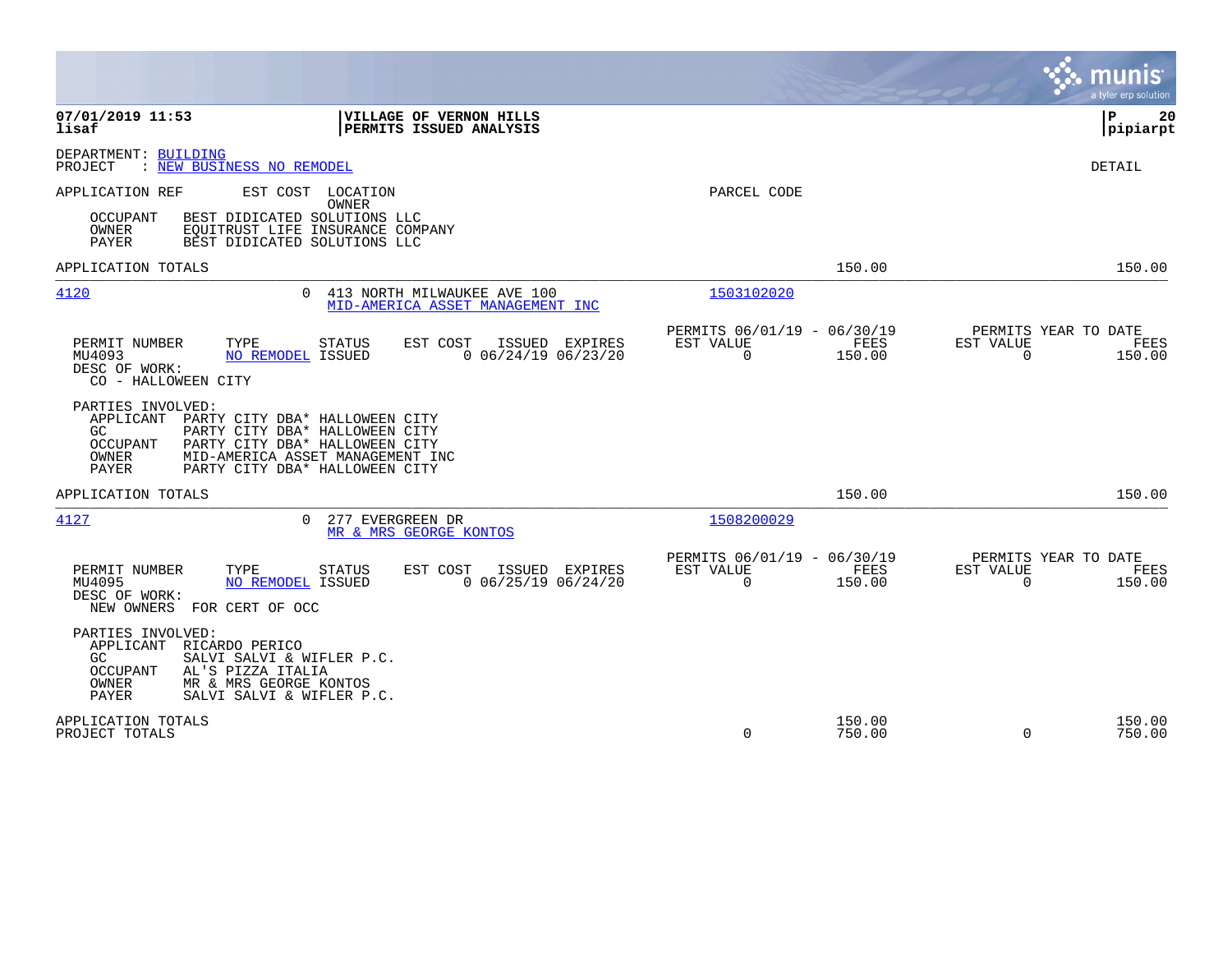07/01/2019 11:53
lisaf

**VILLAGE OF VERNON HILLS**
**PERMITS ISSUED ANALYSIS**

P 20
pipiarpt

DEPARTMENT: BUILDING
PROJECT : NEW BUSINESS NO REMODEL

DETAIL

APPLICATION REF    EST COST    LOCATION
OWNER    PARCEL CODE

OCCUPANT    BEST DIDICATED SOLUTIONS LLC
OWNER    EQUITRUST LIFE INSURANCE COMPANY
PAYER    BEST DIDICATED SOLUTIONS LLC

APPLICATION TOTALS    150.00    150.00

---

4120    0    413 NORTH MILWAUKEE AVE 100    1503102020
MID-AMERICA ASSET MANAGEMENT INC

| PERMIT NUMBER | TYPE | STATUS | EST COST | ISSUED | EXPIRES | PERMITS 06/01/19 - 06/30/19 EST VALUE | FEES | PERMITS YEAR TO DATE EST VALUE | FEES |
|---|---|---|---|---|---|---|---|---|---|
| MU4093 | NO REMODEL | ISSUED | 0 | 06/24/19 | 06/23/20 | 0 | 150.00 | 0 | 150.00 |

DESC OF WORK:
CO - HALLOWEEN CITY

PARTIES INVOLVED:
APPLICANT    PARTY CITY DBA* HALLOWEEN CITY
GC    PARTY CITY DBA* HALLOWEEN CITY
OCCUPANT    PARTY CITY DBA* HALLOWEEN CITY
OWNER    MID-AMERICA ASSET MANAGEMENT INC
PAYER    PARTY CITY DBA* HALLOWEEN CITY

APPLICATION TOTALS    150.00    150.00

---

4127    0    277 EVERGREEN DR    1508200029
MR & MRS GEORGE KONTOS

| PERMIT NUMBER | TYPE | STATUS | EST COST | ISSUED | EXPIRES | PERMITS 06/01/19 - 06/30/19 EST VALUE | FEES | PERMITS YEAR TO DATE EST VALUE | FEES |
|---|---|---|---|---|---|---|---|---|---|
| MU4095 | NO REMODEL | ISSUED | 0 | 06/25/19 | 06/24/20 | 0 | 150.00 | 0 | 150.00 |

DESC OF WORK:
NEW OWNERS FOR CERT OF OCC

PARTIES INVOLVED:
APPLICANT    RICARDO PERICO
GC    SALVI SALVI & WIFLER P.C.
OCCUPANT    AL'S PIZZA ITALIA
OWNER    MR & MRS GEORGE KONTOS
PAYER    SALVI SALVI & WIFLER P.C.

| | EST VALUE | FEES | EST VALUE | FEES |
|---|---|---|---|---|
| APPLICATION TOTALS | | 150.00 | | 150.00 |
| PROJECT TOTALS | 0 | 750.00 | 0 | 750.00 |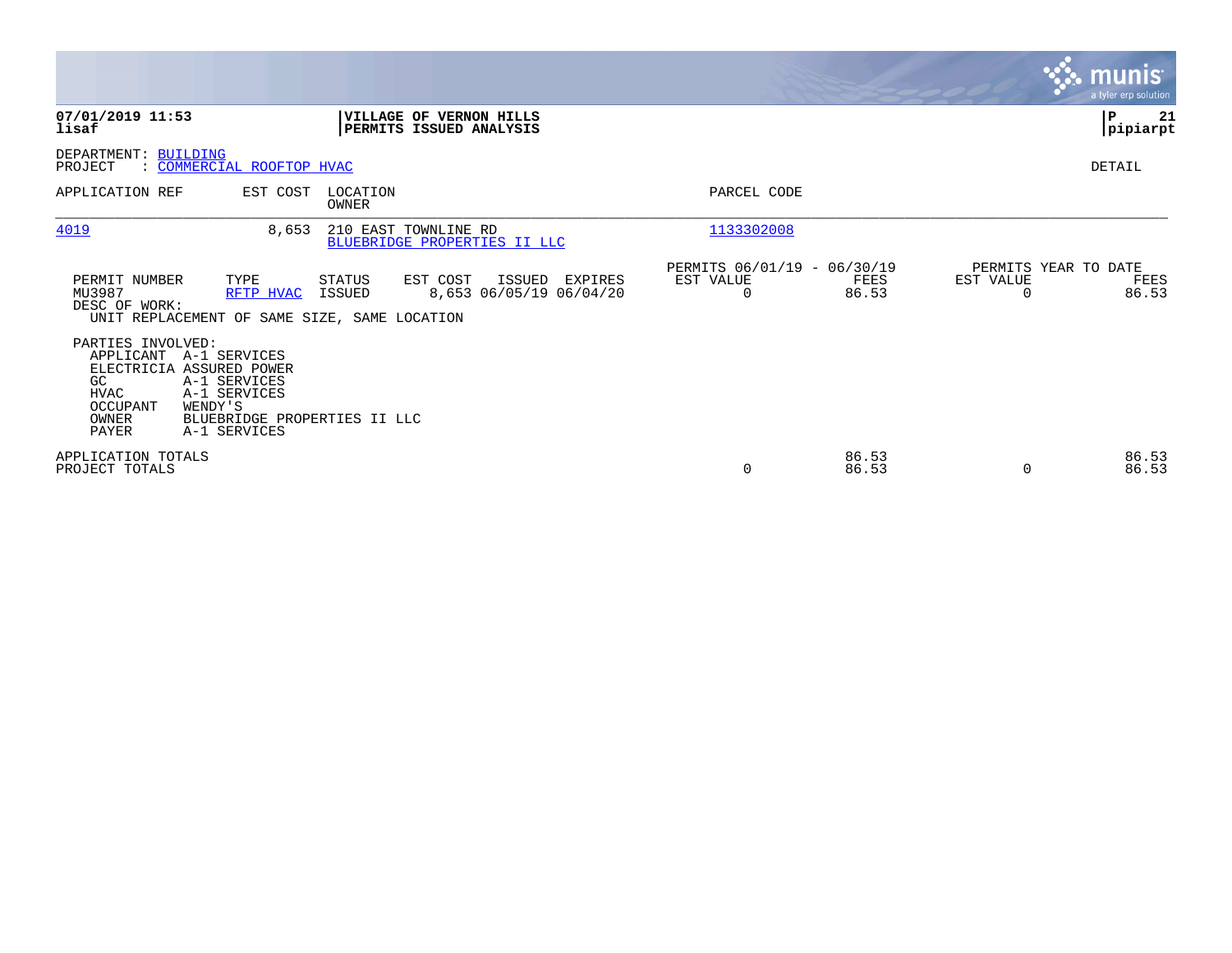**07/01/2019 11:53** | **VILLAGE OF VERNON HILLS** | **P 21**
**lisaf** | **PERMITS ISSUED ANALYSIS** | **pipiarpt**

DEPARTMENT: BUILDING
PROJECT : COMMERCIAL ROOFTOP HVAC

DETAIL

| APPLICATION REF | EST COST | LOCATION / OWNER | PARCEL CODE |
|---|---|---|---|
| 4019 | 8,653 | 210 EAST TOWNLINE RD<br>BLUEBRIDGE PROPERTIES II LLC | 1133302008 |

| PERMIT NUMBER | TYPE | STATUS | EST COST | ISSUED | EXPIRES | PERMITS 06/01/19 - 06/30/19 EST VALUE | FEES | PERMITS YEAR TO DATE EST VALUE | FEES |
|---|---|---|---|---|---|---|---|---|---|
| MU3987 | RFTP HVAC | ISSUED | 8,653 | 06/05/19 | 06/04/20 | 0 | 86.53 | 0 | 86.53 |

DESC OF WORK:
UNIT REPLACEMENT OF SAME SIZE, SAME LOCATION

PARTIES INVOLVED:

| | |
|---|---|
| APPLICANT | A-1 SERVICES |
| ELECTRICIA | ASSURED POWER |
| GC | A-1 SERVICES |
| HVAC | A-1 SERVICES |
| OCCUPANT | WENDY'S |
| OWNER | BLUEBRIDGE PROPERTIES II LLC |
| PAYER | A-1 SERVICES |

| | EST VALUE | FEES | EST VALUE | FEES |
|---|---|---|---|---|
| APPLICATION TOTALS | | 86.53 | | 86.53 |
| PROJECT TOTALS | 0 | 86.53 | 0 | 86.53 |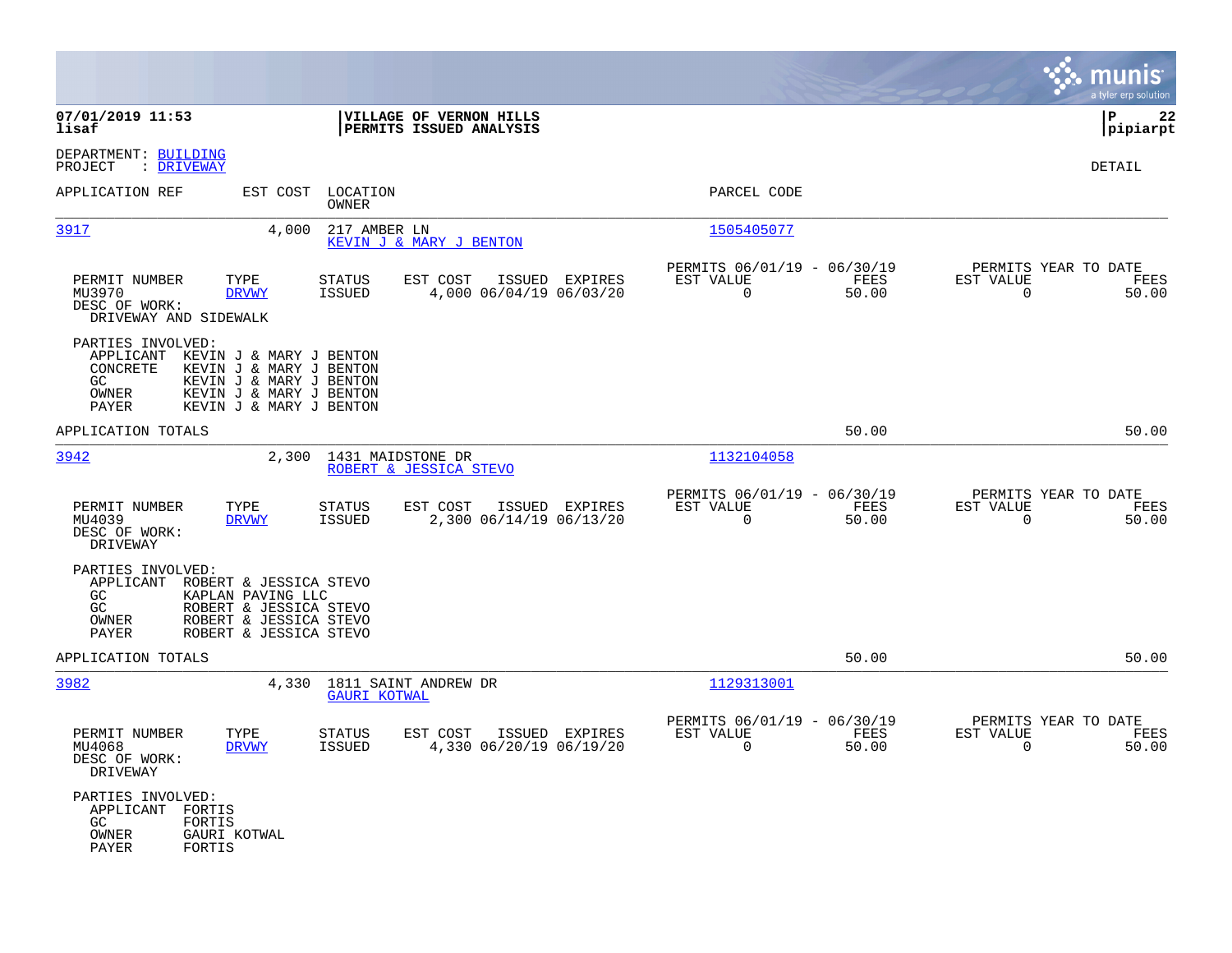**07/01/2019 11:53**
**lisaf**

**VILLAGE OF VERNON HILLS**
**PERMITS ISSUED ANALYSIS**

**P 22**
**pipiarpt**

DEPARTMENT: BUILDING
PROJECT : DRIVEWAY

DETAIL

| APPLICATION REF | EST COST | LOCATION / OWNER | PARCEL CODE |
|---|---|---|---|
| 3917 | 4,000 | 217 AMBER LN / KEVIN J & MARY J BENTON | 1505405077 |

| PERMIT NUMBER | TYPE | STATUS | EST COST | ISSUED | EXPIRES | PERMITS 06/01/19 - 06/30/19 EST VALUE | FEES | PERMITS YEAR TO DATE EST VALUE | FEES |
|---|---|---|---|---|---|---|---|---|---|
| MU3970 | DRVWY | ISSUED | 4,000 | 06/04/19 | 06/03/20 | 0 | 50.00 | 0 | 50.00 |

DESC OF WORK:
DRIVEWAY AND SIDEWALK

PARTIES INVOLVED:
- APPLICANT KEVIN J & MARY J BENTON
- CONCRETE KEVIN J & MARY J BENTON
- GC KEVIN J & MARY J BENTON
- OWNER KEVIN J & MARY J BENTON
- PAYER KEVIN J & MARY J BENTON

APPLICATION TOTALS 50.00 50.00

| APPLICATION REF | EST COST | LOCATION / OWNER | PARCEL CODE |
|---|---|---|---|
| 3942 | 2,300 | 1431 MAIDSTONE DR / ROBERT & JESSICA STEVO | 1132104058 |

| PERMIT NUMBER | TYPE | STATUS | EST COST | ISSUED | EXPIRES | PERMITS 06/01/19 - 06/30/19 EST VALUE | FEES | PERMITS YEAR TO DATE EST VALUE | FEES |
|---|---|---|---|---|---|---|---|---|---|
| MU4039 | DRVWY | ISSUED | 2,300 | 06/14/19 | 06/13/20 | 0 | 50.00 | 0 | 50.00 |

DESC OF WORK:
DRIVEWAY

PARTIES INVOLVED:
- APPLICANT ROBERT & JESSICA STEVO
- GC KAPLAN PAVING LLC
- GC ROBERT & JESSICA STEVO
- OWNER ROBERT & JESSICA STEVO
- PAYER ROBERT & JESSICA STEVO

APPLICATION TOTALS 50.00 50.00

| APPLICATION REF | EST COST | LOCATION / OWNER | PARCEL CODE |
|---|---|---|---|
| 3982 | 4,330 | 1811 SAINT ANDREW DR / GAURI KOTWAL | 1129313001 |

| PERMIT NUMBER | TYPE | STATUS | EST COST | ISSUED | EXPIRES | PERMITS 06/01/19 - 06/30/19 EST VALUE | FEES | PERMITS YEAR TO DATE EST VALUE | FEES |
|---|---|---|---|---|---|---|---|---|---|
| MU4068 | DRVWY | ISSUED | 4,330 | 06/20/19 | 06/19/20 | 0 | 50.00 | 0 | 50.00 |

DESC OF WORK:
DRIVEWAY

PARTIES INVOLVED:
- APPLICANT FORTIS
- GC FORTIS
- OWNER GAURI KOTWAL
- PAYER FORTIS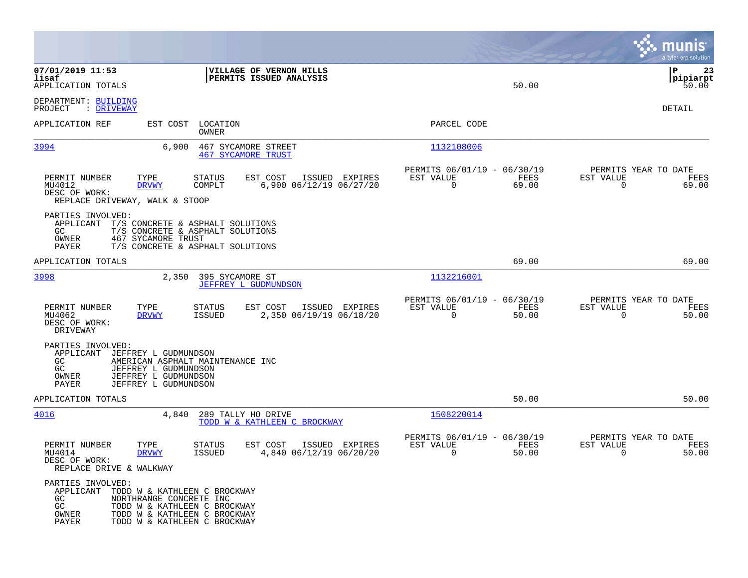APPLICATION TOTALS 50.00 50.00

DEPARTMENT: BUILDING
PROJECT : DRIVEWAY

DETAIL

| APPLICATION REF | EST COST | LOCATION / OWNER | PARCEL CODE |
|---|---|---|---|
| 3994 | 6,900 | 467 SYCAMORE STREET / 467 SYCAMORE TRUST | 1132108006 |

| PERMIT NUMBER | TYPE | STATUS | EST COST | ISSUED | EXPIRES | PERMITS 06/01/19 - 06/30/19 EST VALUE | FEES | PERMITS YEAR TO DATE EST VALUE | FEES |
|---|---|---|---|---|---|---|---|---|---|
| MU4012 | DRVWY | COMPLT | 6,900 | 06/12/19 | 06/27/20 | 0 | 69.00 | 0 | 69.00 |

DESC OF WORK:
REPLACE DRIVEWAY, WALK & STOOP

PARTIES INVOLVED:
- APPLICANT T/S CONCRETE & ASPHALT SOLUTIONS
- GC T/S CONCRETE & ASPHALT SOLUTIONS
- OWNER 467 SYCAMORE TRUST
- PAYER T/S CONCRETE & ASPHALT SOLUTIONS

APPLICATION TOTALS 69.00 69.00

| APPLICATION REF | EST COST | LOCATION / OWNER | PARCEL CODE |
|---|---|---|---|
| 3998 | 2,350 | 395 SYCAMORE ST / JEFFREY L GUDMUNDSON | 1132216001 |

| PERMIT NUMBER | TYPE | STATUS | EST COST | ISSUED | EXPIRES | PERMITS 06/01/19 - 06/30/19 EST VALUE | FEES | PERMITS YEAR TO DATE EST VALUE | FEES |
|---|---|---|---|---|---|---|---|---|---|
| MU4062 | DRVWY | ISSUED | 2,350 | 06/19/19 | 06/18/20 | 0 | 50.00 | 0 | 50.00 |

DESC OF WORK:
DRIVEWAY

PARTIES INVOLVED:
- APPLICANT JEFFREY L GUDMUNDSON
- GC AMERICAN ASPHALT MAINTENANCE INC
- GC JEFFREY L GUDMUNDSON
- OWNER JEFFREY L GUDMUNDSON
- PAYER JEFFREY L GUDMUNDSON

APPLICATION TOTALS 50.00 50.00

| APPLICATION REF | EST COST | LOCATION / OWNER | PARCEL CODE |
|---|---|---|---|
| 4016 | 4,840 | 289 TALLY HO DRIVE / TODD W & KATHLEEN C BROCKWAY | 1508220014 |

| PERMIT NUMBER | TYPE | STATUS | EST COST | ISSUED | EXPIRES | PERMITS 06/01/19 - 06/30/19 EST VALUE | FEES | PERMITS YEAR TO DATE EST VALUE | FEES |
|---|---|---|---|---|---|---|---|---|---|
| MU4014 | DRVWY | ISSUED | 4,840 | 06/12/19 | 06/20/20 | 0 | 50.00 | 0 | 50.00 |

DESC OF WORK:
REPLACE DRIVE & WALKWAY

PARTIES INVOLVED:
- APPLICANT TODD W & KATHLEEN C BROCKWAY
- GC NORTHRANGE CONCRETE INC
- GC TODD W & KATHLEEN C BROCKWAY
- OWNER TODD W & KATHLEEN C BROCKWAY
- PAYER TODD W & KATHLEEN C BROCKWAY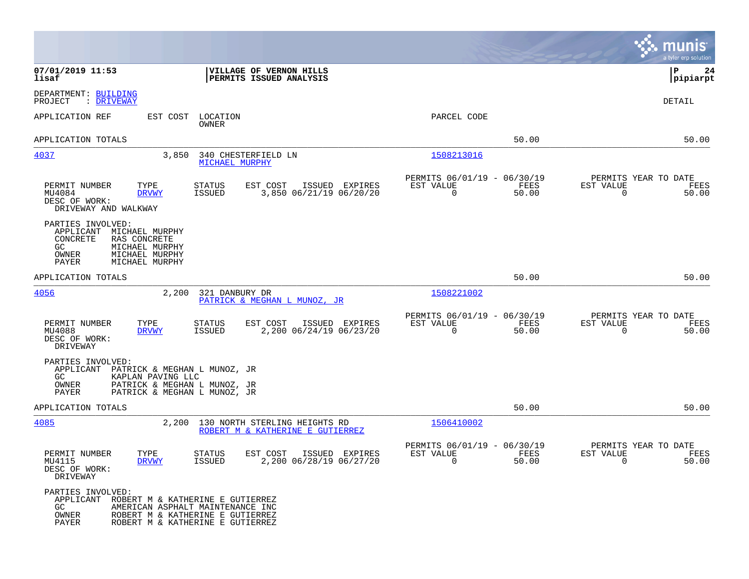**07/01/2019 11:53**
**lisaf**

**VILLAGE OF VERNON HILLS**
**PERMITS ISSUED ANALYSIS**

**P 24**
**pipiarpt**

DEPARTMENT: BUILDING
PROJECT : DRIVEWAY

DETAIL

| APPLICATION REF | EST COST | LOCATION / OWNER | PARCEL CODE | | |
|---|---|---|---|---|---|
| APPLICATION TOTALS | | | | 50.00 | 50.00 |
| 4037 | 3,850 | 340 CHESTERFIELD LN / MICHAEL MURPHY | 1508213016 | | |

| PERMIT NUMBER | TYPE | STATUS | EST COST | ISSUED | EXPIRES | PERMITS 06/01/19 - 06/30/19 EST VALUE | FEES | PERMITS YEAR TO DATE EST VALUE | FEES |
|---|---|---|---|---|---|---|---|---|---|
| MU4084 | DRVWY | ISSUED | 3,850 | 06/21/19 | 06/20/20 | 0 | 50.00 | 0 | 50.00 |

DESC OF WORK:
DRIVEWAY AND WALKWAY

PARTIES INVOLVED:
APPLICANT MICHAEL MURPHY
CONCRETE RAS CONCRETE
GC MICHAEL MURPHY
OWNER MICHAEL MURPHY
PAYER MICHAEL MURPHY

| APPLICATION REF | EST COST | LOCATION / OWNER | PARCEL CODE | | |
|---|---|---|---|---|---|
| APPLICATION TOTALS | | | | 50.00 | 50.00 |
| 4056 | 2,200 | 321 DANBURY DR / PATRICK & MEGHAN L MUNOZ, JR | 1508221002 | | |

| PERMIT NUMBER | TYPE | STATUS | EST COST | ISSUED | EXPIRES | PERMITS 06/01/19 - 06/30/19 EST VALUE | FEES | PERMITS YEAR TO DATE EST VALUE | FEES |
|---|---|---|---|---|---|---|---|---|---|
| MU4088 | DRVWY | ISSUED | 2,200 | 06/24/19 | 06/23/20 | 0 | 50.00 | 0 | 50.00 |

DESC OF WORK:
DRIVEWAY

PARTIES INVOLVED:
APPLICANT PATRICK & MEGHAN L MUNOZ, JR
GC KAPLAN PAVING LLC
OWNER PATRICK & MEGHAN L MUNOZ, JR
PAYER PATRICK & MEGHAN L MUNOZ, JR

| APPLICATION REF | EST COST | LOCATION / OWNER | PARCEL CODE | | |
|---|---|---|---|---|---|
| APPLICATION TOTALS | | | | 50.00 | 50.00 |
| 4085 | 2,200 | 130 NORTH STERLING HEIGHTS RD / ROBERT M & KATHERINE E GUTIERREZ | 1506410002 | | |

| PERMIT NUMBER | TYPE | STATUS | EST COST | ISSUED | EXPIRES | PERMITS 06/01/19 - 06/30/19 EST VALUE | FEES | PERMITS YEAR TO DATE EST VALUE | FEES |
|---|---|---|---|---|---|---|---|---|---|
| MU4115 | DRVWY | ISSUED | 2,200 | 06/28/19 | 06/27/20 | 0 | 50.00 | 0 | 50.00 |

DESC OF WORK:
DRIVEWAY

PARTIES INVOLVED:
APPLICANT ROBERT M & KATHERINE E GUTIERREZ
GC AMERICAN ASPHALT MAINTENANCE INC
OWNER ROBERT M & KATHERINE E GUTIERREZ
PAYER ROBERT M & KATHERINE E GUTIERREZ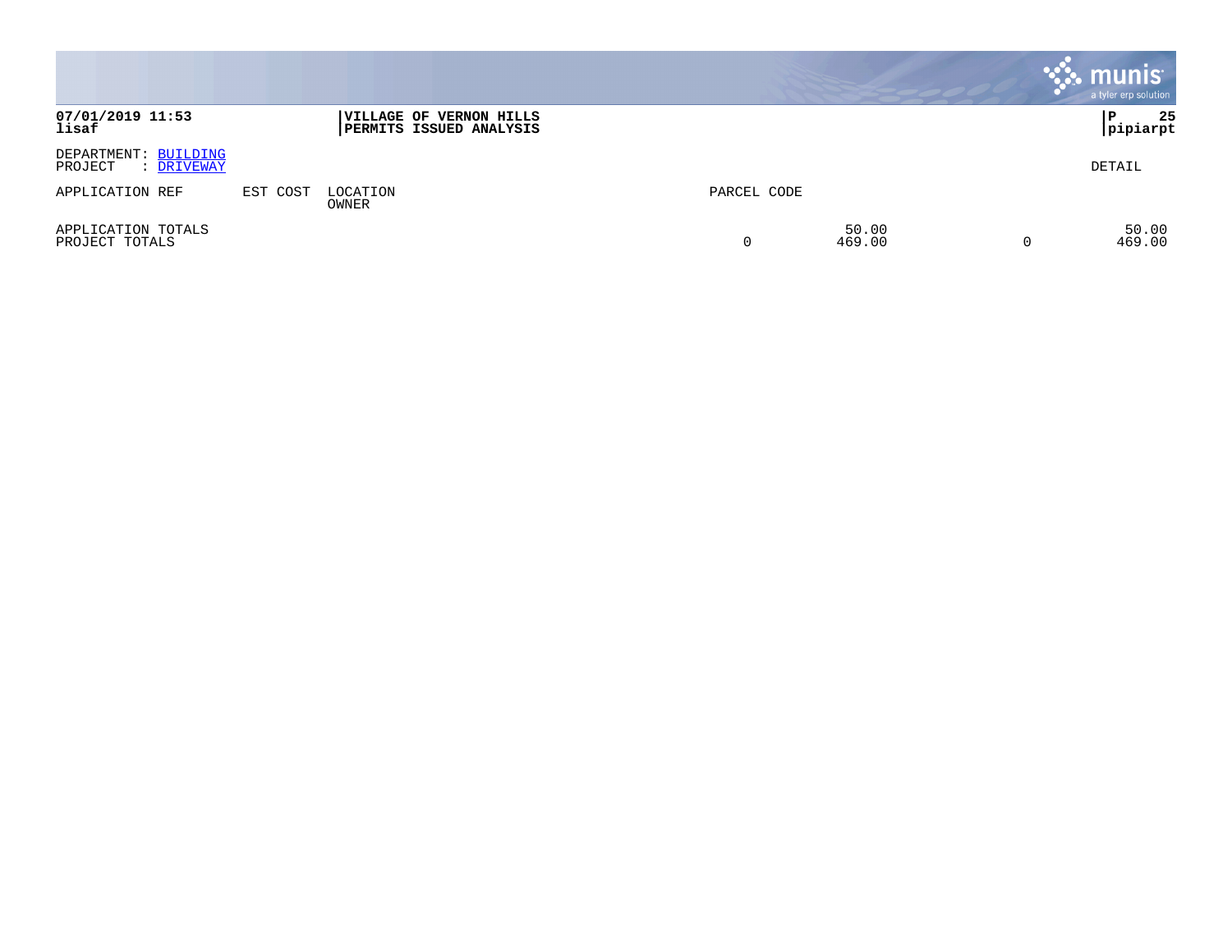**VILLAGE OF VERNON HILLS**
**PERMITS ISSUED ANALYSIS**

DEPARTMENT: BUILDING
PROJECT : DRIVEWAY

DETAIL

| APPLICATION REF | EST COST | LOCATION / OWNER | PARCEL CODE | | | |
|---|---|---|---|---|---|---|
| APPLICATION TOTALS | | | | 50.00 | | 50.00 |
| PROJECT TOTALS | | | 0 | 469.00 | 0 | 469.00 |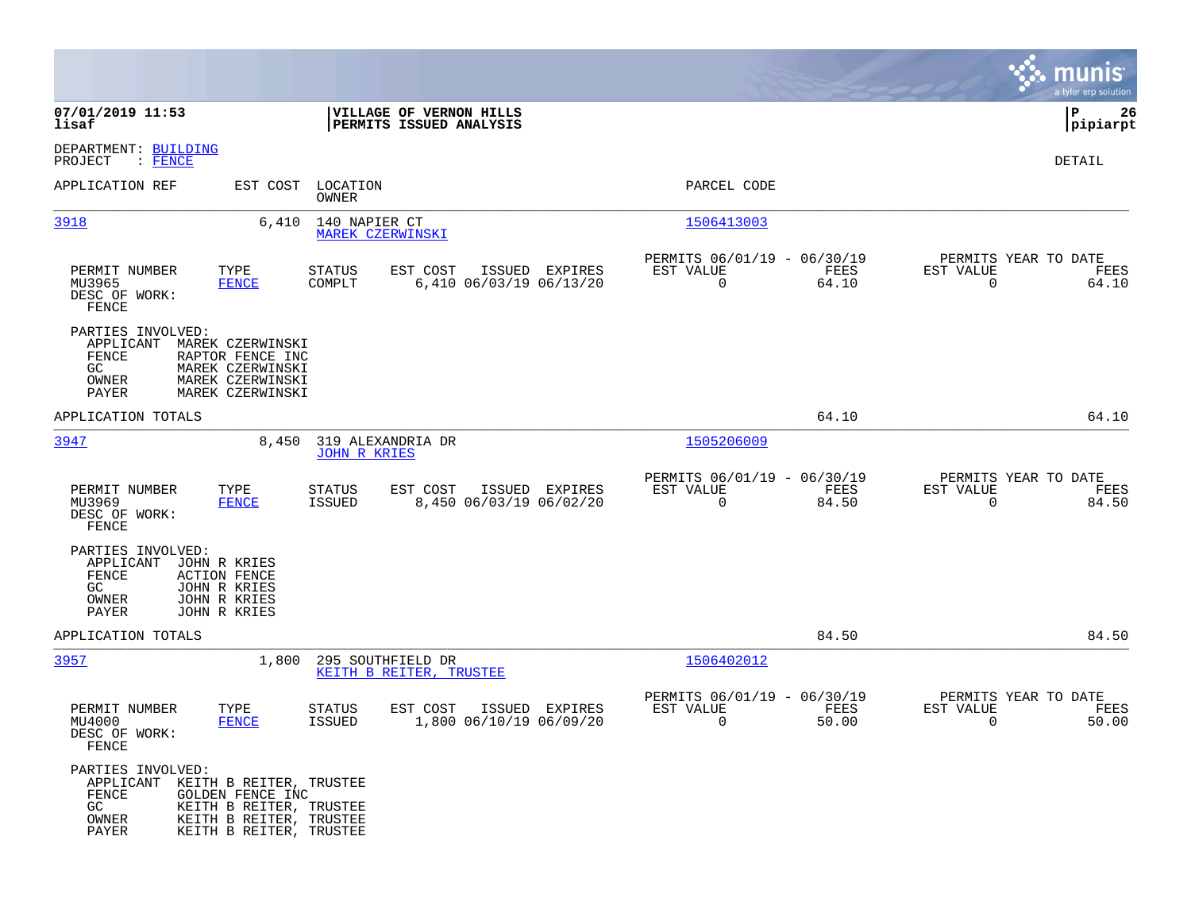07/01/2019 11:53
lisaf

**VILLAGE OF VERNON HILLS**
**PERMITS ISSUED ANALYSIS**

P 26
pipiarpt

DEPARTMENT: BUILDING
PROJECT : FENCE

DETAIL

| APPLICATION REF | EST COST | LOCATION / OWNER | PARCEL CODE |
|---|---|---|---|
| 3918 | 6,410 | 140 NAPIER CT / MAREK CZERWINSKI | 1506413003 |

| PERMIT NUMBER | TYPE | STATUS | EST COST | ISSUED | EXPIRES | PERMITS 06/01/19 - 06/30/19 EST VALUE | FEES | PERMITS YEAR TO DATE EST VALUE | FEES |
|---|---|---|---|---|---|---|---|---|---|
| MU3965 | FENCE | COMPLT | 6,410 | 06/03/19 | 06/13/20 | 0 | 64.10 | 0 | 64.10 |

DESC OF WORK:
FENCE

PARTIES INVOLVED:
- APPLICANT MAREK CZERWINSKI
- FENCE RAPTOR FENCE INC
- GC MAREK CZERWINSKI
- OWNER MAREK CZERWINSKI
- PAYER MAREK CZERWINSKI

APPLICATION TOTALS: 64.10 | 64.10

| APPLICATION REF | EST COST | LOCATION / OWNER | PARCEL CODE |
|---|---|---|---|
| 3947 | 8,450 | 319 ALEXANDRIA DR / JOHN R KRIES | 1505206009 |

| PERMIT NUMBER | TYPE | STATUS | EST COST | ISSUED | EXPIRES | PERMITS 06/01/19 - 06/30/19 EST VALUE | FEES | PERMITS YEAR TO DATE EST VALUE | FEES |
|---|---|---|---|---|---|---|---|---|---|
| MU3969 | FENCE | ISSUED | 8,450 | 06/03/19 | 06/02/20 | 0 | 84.50 | 0 | 84.50 |

DESC OF WORK:
FENCE

PARTIES INVOLVED:
- APPLICANT JOHN R KRIES
- FENCE ACTION FENCE
- GC JOHN R KRIES
- OWNER JOHN R KRIES
- PAYER JOHN R KRIES

APPLICATION TOTALS: 84.50 | 84.50

| APPLICATION REF | EST COST | LOCATION / OWNER | PARCEL CODE |
|---|---|---|---|
| 3957 | 1,800 | 295 SOUTHFIELD DR / KEITH B REITER, TRUSTEE | 1506402012 |

| PERMIT NUMBER | TYPE | STATUS | EST COST | ISSUED | EXPIRES | PERMITS 06/01/19 - 06/30/19 EST VALUE | FEES | PERMITS YEAR TO DATE EST VALUE | FEES |
|---|---|---|---|---|---|---|---|---|---|
| MU4000 | FENCE | ISSUED | 1,800 | 06/10/19 | 06/09/20 | 0 | 50.00 | 0 | 50.00 |

DESC OF WORK:
FENCE

PARTIES INVOLVED:
- APPLICANT KEITH B REITER, TRUSTEE
- FENCE GOLDEN FENCE INC
- GC KEITH B REITER, TRUSTEE
- OWNER KEITH B REITER, TRUSTEE
- PAYER KEITH B REITER, TRUSTEE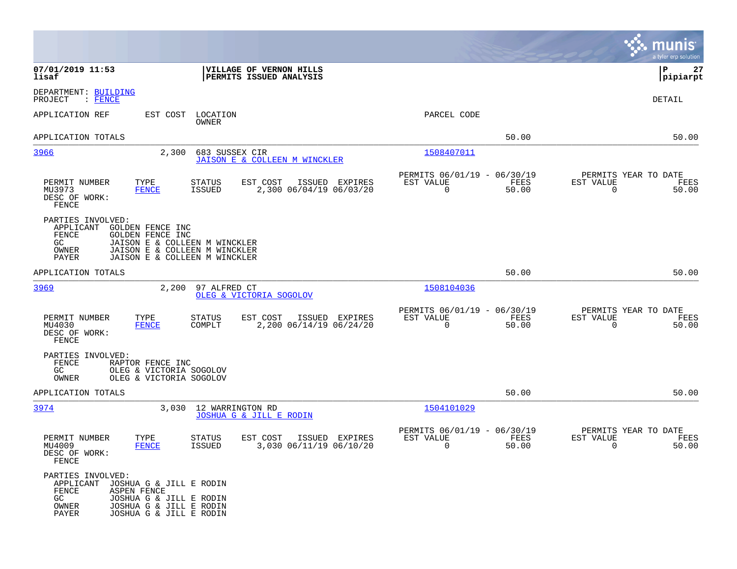**VILLAGE OF VERNON HILLS**
**PERMITS ISSUED ANALYSIS**

07/01/2019 11:53
lisaf

P 27
pipiarpt

DEPARTMENT: BUILDING
PROJECT : FENCE

DETAIL

| APPLICATION REF | EST COST | LOCATION / OWNER | PARCEL CODE | | |
|---|---|---|---|---|---|
| APPLICATION TOTALS | | | | 50.00 | 50.00 |
| 3966 | 2,300 | 683 SUSSEX CIR / JAISON E & COLLEEN M WINCKLER | 1508407011 | | |

| PERMIT NUMBER | TYPE | STATUS | EST COST | ISSUED | EXPIRES | PERMITS 06/01/19 - 06/30/19 EST VALUE | FEES | PERMITS YEAR TO DATE EST VALUE | FEES |
|---|---|---|---|---|---|---|---|---|---|
| MU3973 | FENCE | ISSUED | 2,300 | 06/04/19 | 06/03/20 | 0 | 50.00 | 0 | 50.00 |

DESC OF WORK:
FENCE

PARTIES INVOLVED:
- APPLICANT GOLDEN FENCE INC
- FENCE GOLDEN FENCE INC
- GC JAISON E & COLLEEN M WINCKLER
- OWNER JAISON E & COLLEEN M WINCKLER
- PAYER JAISON E & COLLEEN M WINCKLER

| | | | | | |
|---|---|---|---|---|---|
| APPLICATION TOTALS | | | | 50.00 | 50.00 |
| 3969 | 2,200 | 97 ALFRED CT / OLEG & VICTORIA SOGOLOV | 1508104036 | | |

| PERMIT NUMBER | TYPE | STATUS | EST COST | ISSUED | EXPIRES | PERMITS 06/01/19 - 06/30/19 EST VALUE | FEES | PERMITS YEAR TO DATE EST VALUE | FEES |
|---|---|---|---|---|---|---|---|---|---|
| MU4030 | FENCE | COMPLT | 2,200 | 06/14/19 | 06/24/20 | 0 | 50.00 | 0 | 50.00 |

DESC OF WORK:
FENCE

PARTIES INVOLVED:
- FENCE RAPTOR FENCE INC
- GC OLEG & VICTORIA SOGOLOV
- OWNER OLEG & VICTORIA SOGOLOV

| | | | | | |
|---|---|---|---|---|---|
| APPLICATION TOTALS | | | | 50.00 | 50.00 |
| 3974 | 3,030 | 12 WARRINGTON RD / JOSHUA G & JILL E RODIN | 1504101029 | | |

| PERMIT NUMBER | TYPE | STATUS | EST COST | ISSUED | EXPIRES | PERMITS 06/01/19 - 06/30/19 EST VALUE | FEES | PERMITS YEAR TO DATE EST VALUE | FEES |
|---|---|---|---|---|---|---|---|---|---|
| MU4009 | FENCE | ISSUED | 3,030 | 06/11/19 | 06/10/20 | 0 | 50.00 | 0 | 50.00 |

DESC OF WORK:
FENCE

PARTIES INVOLVED:
- APPLICANT JOSHUA G & JILL E RODIN
- FENCE ASPEN FENCE
- GC JOSHUA G & JILL E RODIN
- OWNER JOSHUA G & JILL E RODIN
- PAYER JOSHUA G & JILL E RODIN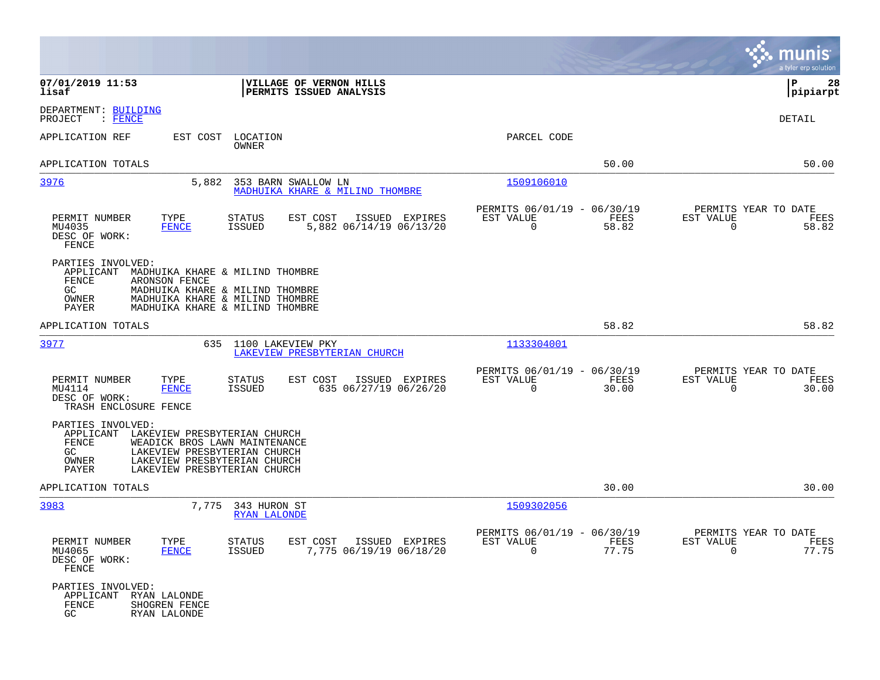VILLAGE OF VERNON HILLS
PERMITS ISSUED ANALYSIS

07/01/2019 11:53
lisaf

DEPARTMENT: BUILDING
PROJECT : FENCE

DETAIL

| APPLICATION REF | EST COST | LOCATION / OWNER | PARCEL CODE | | |
|---|---|---|---|---|---|
| APPLICATION TOTALS | | | | 50.00 | 50.00 |

**3976** — EST COST 5,882 — 353 BARN SWALLOW LN — MADHUIKA KHARE & MILIND THOMBRE — PARCEL CODE 1509106010

| PERMIT NUMBER | TYPE | STATUS | EST COST | ISSUED | EXPIRES | PERMITS 06/01/19 - 06/30/19 EST VALUE | FEES | PERMITS YEAR TO DATE EST VALUE | FEES |
|---|---|---|---|---|---|---|---|---|---|
| MU4035 | FENCE | ISSUED | 5,882 | 06/14/19 | 06/13/20 | 0 | 58.82 | 0 | 58.82 |

DESC OF WORK:
FENCE

PARTIES INVOLVED:
- APPLICANT MADHUIKA KHARE & MILIND THOMBRE
- FENCE ARONSON FENCE
- GC MADHUIKA KHARE & MILIND THOMBRE
- OWNER MADHUIKA KHARE & MILIND THOMBRE
- PAYER MADHUIKA KHARE & MILIND THOMBRE

APPLICATION TOTALS 58.82 58.82

**3977** — EST COST 635 — 1100 LAKEVIEW PKY — LAKEVIEW PRESBYTERIAN CHURCH — PARCEL CODE 1133304001

| PERMIT NUMBER | TYPE | STATUS | EST COST | ISSUED | EXPIRES | PERMITS 06/01/19 - 06/30/19 EST VALUE | FEES | PERMITS YEAR TO DATE EST VALUE | FEES |
|---|---|---|---|---|---|---|---|---|---|
| MU4114 | FENCE | ISSUED | 635 | 06/27/19 | 06/26/20 | 0 | 30.00 | 0 | 30.00 |

DESC OF WORK:
TRASH ENCLOSURE FENCE

PARTIES INVOLVED:
- APPLICANT LAKEVIEW PRESBYTERIAN CHURCH
- FENCE WEADICK BROS LAWN MAINTENANCE
- GC LAKEVIEW PRESBYTERIAN CHURCH
- OWNER LAKEVIEW PRESBYTERIAN CHURCH
- PAYER LAKEVIEW PRESBYTERIAN CHURCH

APPLICATION TOTALS 30.00 30.00

**3983** — EST COST 7,775 — 343 HURON ST — RYAN LALONDE — PARCEL CODE 1509302056

| PERMIT NUMBER | TYPE | STATUS | EST COST | ISSUED | EXPIRES | PERMITS 06/01/19 - 06/30/19 EST VALUE | FEES | PERMITS YEAR TO DATE EST VALUE | FEES |
|---|---|---|---|---|---|---|---|---|---|
| MU4065 | FENCE | ISSUED | 7,775 | 06/19/19 | 06/18/20 | 0 | 77.75 | 0 | 77.75 |

DESC OF WORK:
FENCE

PARTIES INVOLVED:
- APPLICANT RYAN LALONDE
- FENCE SHOGREN FENCE
- GC RYAN LALONDE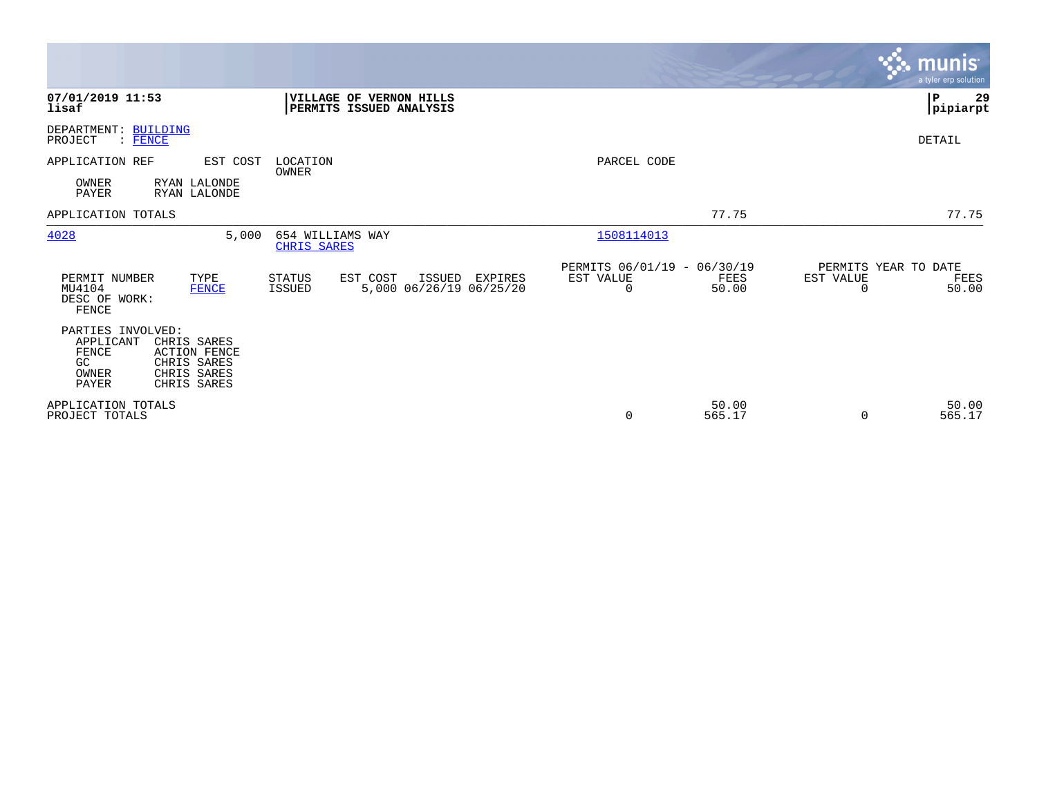**07/01/2019 11:53**
**lisaf**

**VILLAGE OF VERNON HILLS**
**PERMITS ISSUED ANALYSIS**

DEPARTMENT: BUILDING
PROJECT : FENCE

DETAIL

| APPLICATION REF | EST COST | LOCATION OWNER | PARCEL CODE | | |
|---|---|---|---|---|---|
| OWNER RYAN LALONDE | | | | | |
| PAYER RYAN LALONDE | | | | | |
| APPLICATION TOTALS | | | | 77.75 | 77.75 |
| 4028 | 5,000 | 654 WILLIAMS WAY CHRIS SARES | 1508114013 | | |

| PERMIT NUMBER | TYPE | STATUS | EST COST | ISSUED | EXPIRES | PERMITS 06/01/19 - 06/30/19 EST VALUE | FEES | PERMITS YEAR TO DATE EST VALUE | FEES |
|---|---|---|---|---|---|---|---|---|---|
| MU4104 | FENCE | ISSUED | 5,000 | 06/26/19 | 06/25/20 | 0 | 50.00 | 0 | 50.00 |

DESC OF WORK:
FENCE

PARTIES INVOLVED:

| | |
|---|---|
| APPLICANT | CHRIS SARES |
| FENCE | ACTION FENCE |
| GC | CHRIS SARES |
| OWNER | CHRIS SARES |
| PAYER | CHRIS SARES |

| | EST VALUE | FEES | EST VALUE | FEES |
|---|---|---|---|---|
| APPLICATION TOTALS | | 50.00 | | 50.00 |
| PROJECT TOTALS | 0 | 565.17 | 0 | 565.17 |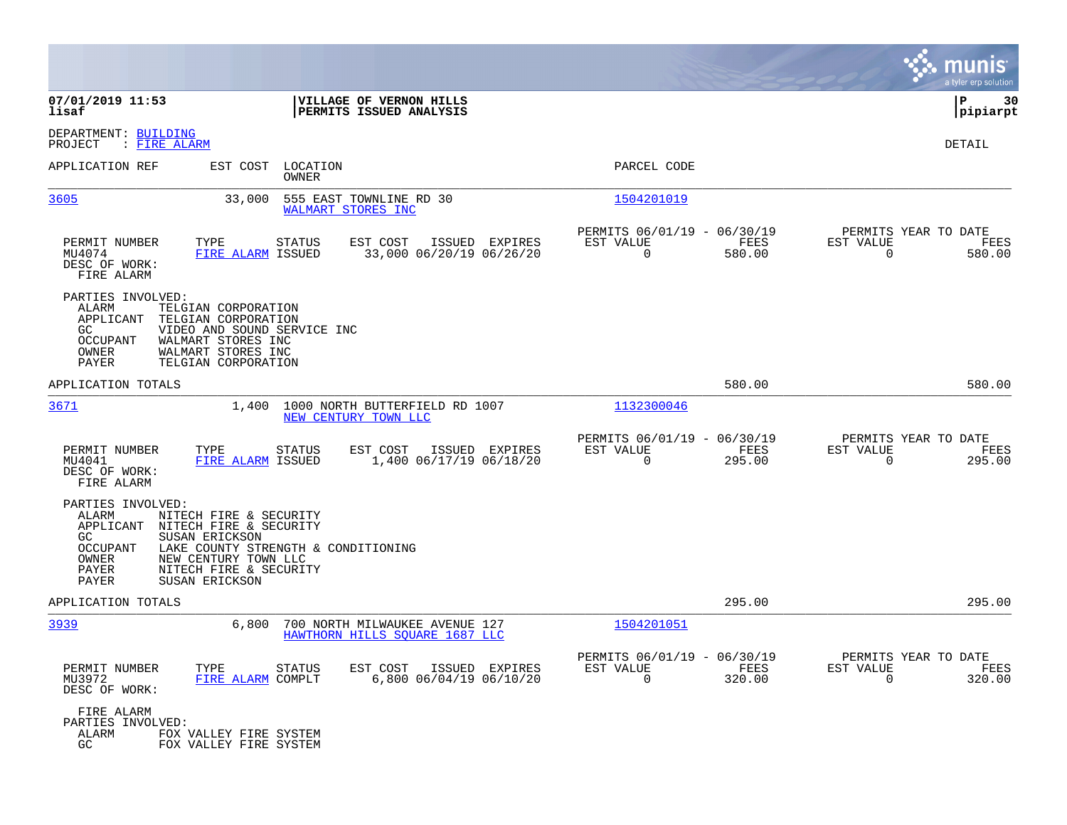**07/01/2019 11:53**
**lisaf**

**VILLAGE OF VERNON HILLS**
**PERMITS ISSUED ANALYSIS**

**pipiarpt**

DEPARTMENT: BUILDING
PROJECT : FIRE ALARM

DETAIL

| APPLICATION REF | EST COST | LOCATION / OWNER | PARCEL CODE | | | |
|---|---|---|---|---|---|---|
| 3605 | 33,000 | 555 EAST TOWNLINE RD 30 / WALMART STORES INC | 1504201019 | | | |

| PERMIT NUMBER | TYPE | STATUS | EST COST | ISSUED | EXPIRES | PERMITS 06/01/19 - 06/30/19 EST VALUE | FEES | PERMITS YEAR TO DATE EST VALUE | FEES |
|---|---|---|---|---|---|---|---|---|---|
| MU4074 | FIRE ALARM | ISSUED | 33,000 | 06/20/19 | 06/26/20 | 0 | 580.00 | 0 | 580.00 |

DESC OF WORK:
FIRE ALARM

PARTIES INVOLVED:
ALARM TELGIAN CORPORATION
APPLICANT TELGIAN CORPORATION
GC VIDEO AND SOUND SERVICE INC
OCCUPANT WALMART STORES INC
OWNER WALMART STORES INC
PAYER TELGIAN CORPORATION

APPLICATION TOTALS 580.00 580.00

| APPLICATION REF | EST COST | LOCATION / OWNER | PARCEL CODE |
|---|---|---|---|
| 3671 | 1,400 | 1000 NORTH BUTTERFIELD RD 1007 / NEW CENTURY TOWN LLC | 1132300046 |

| PERMIT NUMBER | TYPE | STATUS | EST COST | ISSUED | EXPIRES | PERMITS 06/01/19 - 06/30/19 EST VALUE | FEES | PERMITS YEAR TO DATE EST VALUE | FEES |
|---|---|---|---|---|---|---|---|---|---|
| MU4041 | FIRE ALARM | ISSUED | 1,400 | 06/17/19 | 06/18/20 | 0 | 295.00 | 0 | 295.00 |

DESC OF WORK:
FIRE ALARM

PARTIES INVOLVED:
ALARM NITECH FIRE & SECURITY
APPLICANT NITECH FIRE & SECURITY
GC SUSAN ERICKSON
OCCUPANT LAKE COUNTY STRENGTH & CONDITIONING
OWNER NEW CENTURY TOWN LLC
PAYER NITECH FIRE & SECURITY
PAYER SUSAN ERICKSON

APPLICATION TOTALS 295.00 295.00

| APPLICATION REF | EST COST | LOCATION / OWNER | PARCEL CODE |
|---|---|---|---|
| 3939 | 6,800 | 700 NORTH MILWAUKEE AVENUE 127 / HAWTHORN HILLS SQUARE 1687 LLC | 1504201051 |

| PERMIT NUMBER | TYPE | STATUS | EST COST | ISSUED | EXPIRES | PERMITS 06/01/19 - 06/30/19 EST VALUE | FEES | PERMITS YEAR TO DATE EST VALUE | FEES |
|---|---|---|---|---|---|---|---|---|---|
| MU3972 | FIRE ALARM | COMPLT | 6,800 | 06/04/19 | 06/10/20 | 0 | 320.00 | 0 | 320.00 |

DESC OF WORK:
FIRE ALARM

PARTIES INVOLVED:
ALARM FOX VALLEY FIRE SYSTEM
GC FOX VALLEY FIRE SYSTEM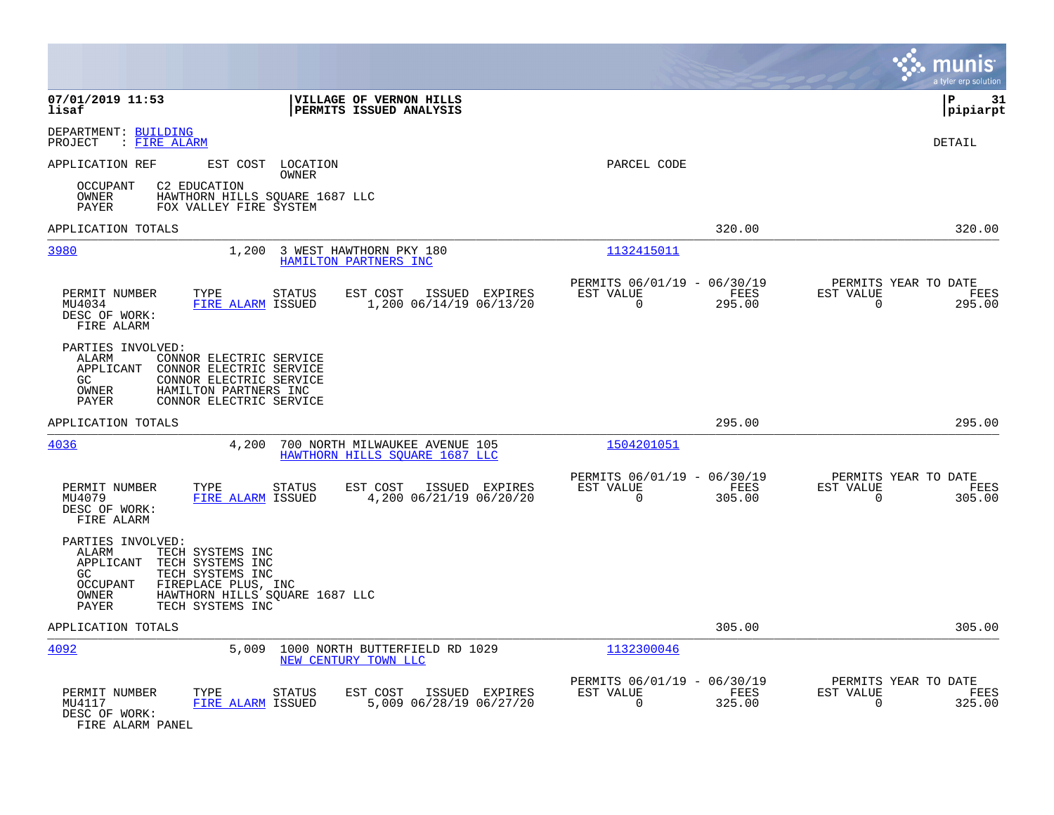07/01/2019 11:53 | VILLAGE OF VERNON HILLS | P 31
lisaf | PERMITS ISSUED ANALYSIS | pipiarpt

DEPARTMENT: BUILDING
PROJECT : FIRE ALARM

DETAIL

APPLICATION REF   EST COST   LOCATION / OWNER   PARCEL CODE

OCCUPANT  C2 EDUCATION
OWNER  HAWTHORN HILLS SQUARE 1687 LLC
PAYER  FOX VALLEY FIRE SYSTEM

APPLICATION TOTALS  320.00  320.00

---

**3980**  1,200  3 WEST HAWTHORN PKY 180  
HAMILTON PARTNERS INC  
Parcel: 1132415011

| PERMIT NUMBER | TYPE | STATUS | EST COST | ISSUED | EXPIRES | PERMITS 06/01/19 - 06/30/19 EST VALUE | FEES | PERMITS YEAR TO DATE EST VALUE | FEES |
|---|---|---|---|---|---|---|---|---|---|
| MU4034 | FIRE ALARM | ISSUED | 1,200 | 06/14/19 | 06/13/20 | 0 | 295.00 | 0 | 295.00 |

DESC OF WORK:
FIRE ALARM

PARTIES INVOLVED:
ALARM  CONNOR ELECTRIC SERVICE
APPLICANT  CONNOR ELECTRIC SERVICE
GC  CONNOR ELECTRIC SERVICE
OWNER  HAMILTON PARTNERS INC
PAYER  CONNOR ELECTRIC SERVICE

APPLICATION TOTALS  295.00  295.00

---

**4036**  4,200  700 NORTH MILWAUKEE AVENUE 105  
HAWTHORN HILLS SQUARE 1687 LLC  
Parcel: 1504201051

| PERMIT NUMBER | TYPE | STATUS | EST COST | ISSUED | EXPIRES | PERMITS 06/01/19 - 06/30/19 EST VALUE | FEES | PERMITS YEAR TO DATE EST VALUE | FEES |
|---|---|---|---|---|---|---|---|---|---|
| MU4079 | FIRE ALARM | ISSUED | 4,200 | 06/21/19 | 06/20/20 | 0 | 305.00 | 0 | 305.00 |

DESC OF WORK:
FIRE ALARM

PARTIES INVOLVED:
ALARM  TECH SYSTEMS INC
APPLICANT  TECH SYSTEMS INC
GC  TECH SYSTEMS INC
OCCUPANT  FIREPLACE PLUS, INC
OWNER  HAWTHORN HILLS SQUARE 1687 LLC
PAYER  TECH SYSTEMS INC

APPLICATION TOTALS  305.00  305.00

---

**4092**  5,009  1000 NORTH BUTTERFIELD RD 1029  
NEW CENTURY TOWN LLC  
Parcel: 1132300046

| PERMIT NUMBER | TYPE | STATUS | EST COST | ISSUED | EXPIRES | PERMITS 06/01/19 - 06/30/19 EST VALUE | FEES | PERMITS YEAR TO DATE EST VALUE | FEES |
|---|---|---|---|---|---|---|---|---|---|
| MU4117 | FIRE ALARM | ISSUED | 5,009 | 06/28/19 | 06/27/20 | 0 | 325.00 | 0 | 325.00 |

DESC OF WORK:
FIRE ALARM PANEL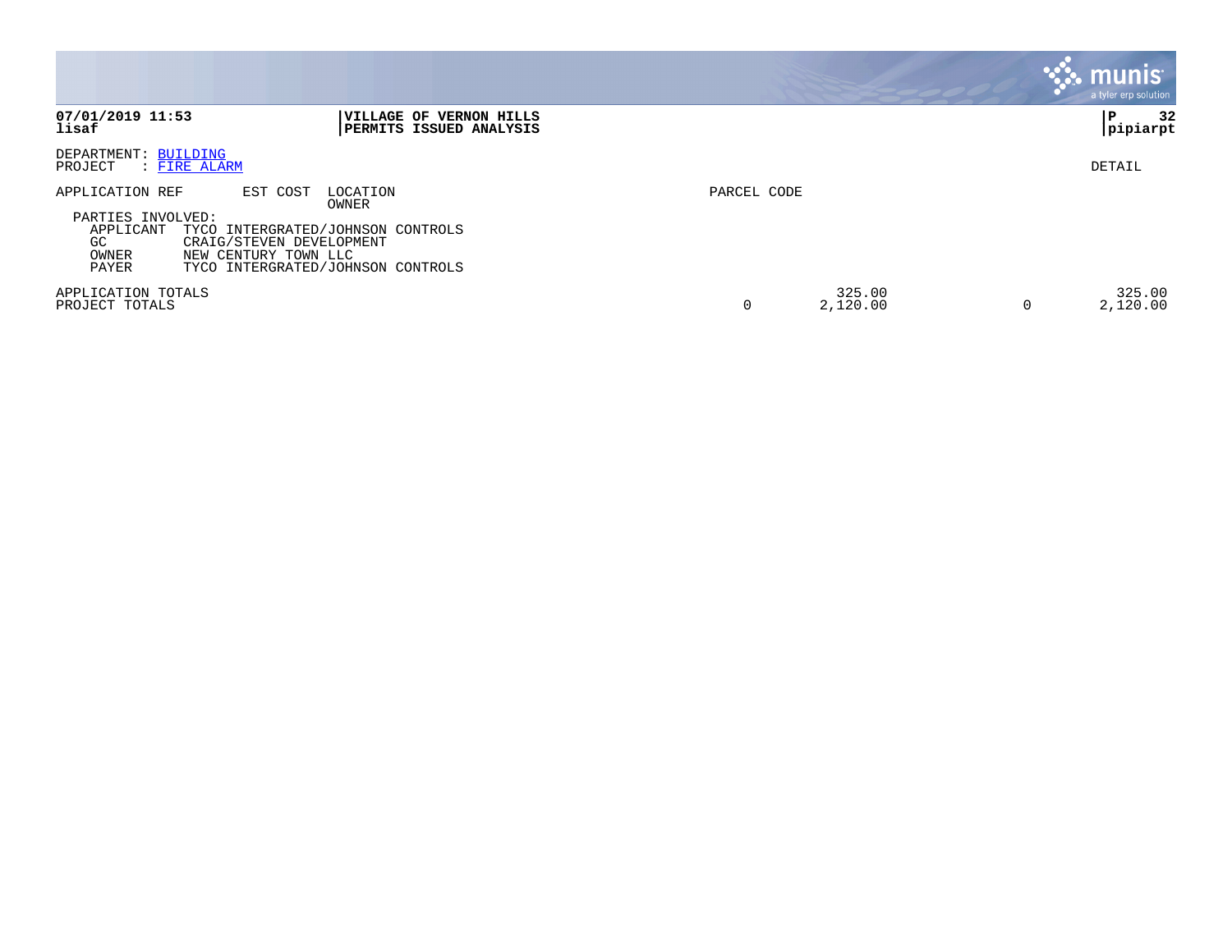**VILLAGE OF VERNON HILLS**
**PERMITS ISSUED ANALYSIS**

DEPARTMENT: BUILDING
PROJECT : FIRE ALARM

DETAIL

| APPLICATION REF | EST COST | LOCATION / OWNER | PARCEL CODE | | | |
|---|---|---|---|---|---|---|

PARTIES INVOLVED:

| | |
|---|---|
| APPLICANT | TYCO INTERGRATED/JOHNSON CONTROLS |
| GC | CRAIG/STEVEN DEVELOPMENT |
| OWNER | NEW CENTURY TOWN LLC |
| PAYER | TYCO INTERGRATED/JOHNSON CONTROLS |

| | | | | |
|---|---|---|---|---|
| APPLICATION TOTALS | | 325.00 | | 325.00 |
| PROJECT TOTALS | 0 | 2,120.00 | 0 | 2,120.00 |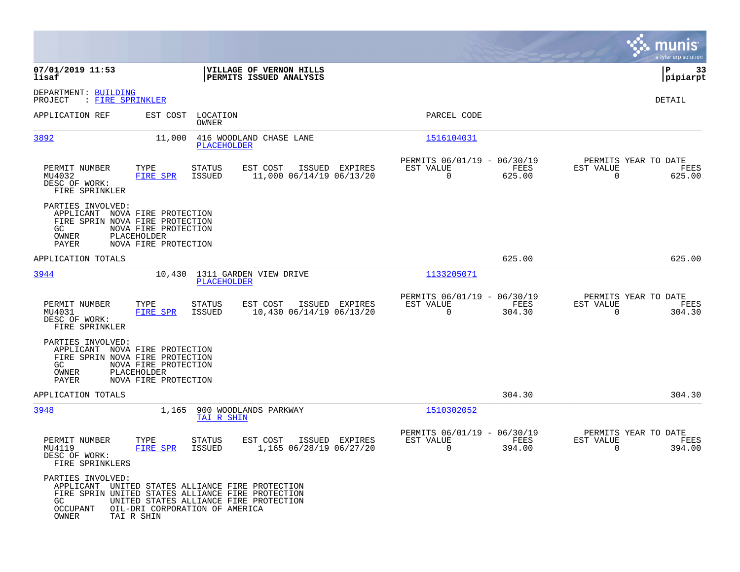**07/01/2019 11:53**
**lisaf**

**VILLAGE OF VERNON HILLS**
**PERMITS ISSUED ANALYSIS**

**P 33**
**pipiarpt**

DEPARTMENT: BUILDING
PROJECT : FIRE SPRINKLER

DETAIL

| APPLICATION REF | EST COST | LOCATION / OWNER | PARCEL CODE |
|---|---|---|---|
| 3892 | 11,000 | 416 WOODLAND CHASE LANE / PLACEHOLDER | 1516104031 |

| PERMIT NUMBER | TYPE | STATUS | EST COST | ISSUED | EXPIRES | PERMITS 06/01/19 - 06/30/19 EST VALUE | FEES | PERMITS YEAR TO DATE EST VALUE | FEES |
|---|---|---|---|---|---|---|---|---|---|
| MU4032 | FIRE SPR | ISSUED | 11,000 | 06/14/19 | 06/13/20 | 0 | 625.00 | 0 | 625.00 |

DESC OF WORK:
FIRE SPRINKLER

PARTIES INVOLVED:
APPLICANT NOVA FIRE PROTECTION
FIRE SPRIN NOVA FIRE PROTECTION
GC NOVA FIRE PROTECTION
OWNER PLACEHOLDER
PAYER NOVA FIRE PROTECTION

APPLICATION TOTALS — 625.00 — 625.00

| APPLICATION REF | EST COST | LOCATION / OWNER | PARCEL CODE |
|---|---|---|---|
| 3944 | 10,430 | 1311 GARDEN VIEW DRIVE / PLACEHOLDER | 1133205071 |

| PERMIT NUMBER | TYPE | STATUS | EST COST | ISSUED | EXPIRES | PERMITS 06/01/19 - 06/30/19 EST VALUE | FEES | PERMITS YEAR TO DATE EST VALUE | FEES |
|---|---|---|---|---|---|---|---|---|---|
| MU4031 | FIRE SPR | ISSUED | 10,430 | 06/14/19 | 06/13/20 | 0 | 304.30 | 0 | 304.30 |

DESC OF WORK:
FIRE SPRINKLER

PARTIES INVOLVED:
APPLICANT NOVA FIRE PROTECTION
FIRE SPRIN NOVA FIRE PROTECTION
GC NOVA FIRE PROTECTION
OWNER PLACEHOLDER
PAYER NOVA FIRE PROTECTION

APPLICATION TOTALS — 304.30 — 304.30

| APPLICATION REF | EST COST | LOCATION / OWNER | PARCEL CODE |
|---|---|---|---|
| 3948 | 1,165 | 900 WOODLANDS PARKWAY / TAI R SHIN | 1510302052 |

| PERMIT NUMBER | TYPE | STATUS | EST COST | ISSUED | EXPIRES | PERMITS 06/01/19 - 06/30/19 EST VALUE | FEES | PERMITS YEAR TO DATE EST VALUE | FEES |
|---|---|---|---|---|---|---|---|---|---|
| MU4119 | FIRE SPR | ISSUED | 1,165 | 06/28/19 | 06/27/20 | 0 | 394.00 | 0 | 394.00 |

DESC OF WORK:
FIRE SPRINKLERS

PARTIES INVOLVED:
APPLICANT UNITED STATES ALLIANCE FIRE PROTECTION
FIRE SPRIN UNITED STATES ALLIANCE FIRE PROTECTION
GC UNITED STATES ALLIANCE FIRE PROTECTION
OCCUPANT OIL-DRI CORPORATION OF AMERICA
OWNER TAI R SHIN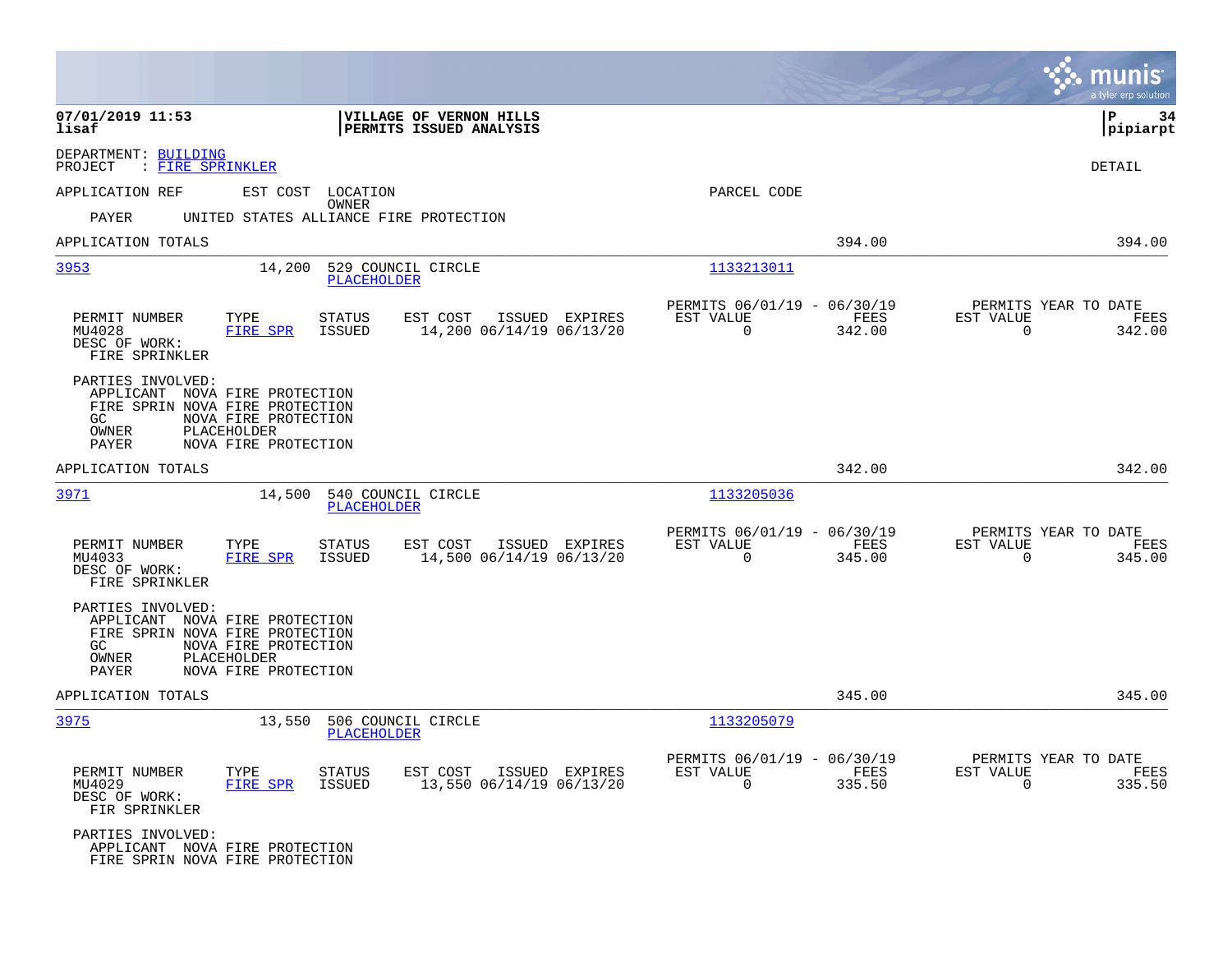**VILLAGE OF VERNON HILLS**
**PERMITS ISSUED ANALYSIS**

07/01/2019 11:53
lisaf

P 34
pipiarpt

DEPARTMENT: BUILDING
PROJECT : FIRE SPRINKLER

DETAIL

APPLICATION REF | EST COST | LOCATION / OWNER | PARCEL CODE

PAYER UNITED STATES ALLIANCE FIRE PROTECTION

APPLICATION TOTALS 394.00 394.00

---

**3953** 14,200 529 COUNCIL CIRCLE — PLACEHOLDER — Parcel 1133213011

| PERMIT NUMBER | TYPE | STATUS | EST COST | ISSUED | EXPIRES | PERMITS 06/01/19 - 06/30/19 EST VALUE | FEES | PERMITS YEAR TO DATE EST VALUE | FEES |
|---|---|---|---|---|---|---|---|---|---|
| MU4028 | FIRE SPR | ISSUED | 14,200 | 06/14/19 | 06/13/20 | 0 | 342.00 | 0 | 342.00 |

DESC OF WORK:
FIRE SPRINKLER

PARTIES INVOLVED:
- APPLICANT NOVA FIRE PROTECTION
- FIRE SPRIN NOVA FIRE PROTECTION
- GC NOVA FIRE PROTECTION
- OWNER PLACEHOLDER
- PAYER NOVA FIRE PROTECTION

APPLICATION TOTALS 342.00 342.00

---

**3971** 14,500 540 COUNCIL CIRCLE — PLACEHOLDER — Parcel 1133205036

| PERMIT NUMBER | TYPE | STATUS | EST COST | ISSUED | EXPIRES | PERMITS 06/01/19 - 06/30/19 EST VALUE | FEES | PERMITS YEAR TO DATE EST VALUE | FEES |
|---|---|---|---|---|---|---|---|---|---|
| MU4033 | FIRE SPR | ISSUED | 14,500 | 06/14/19 | 06/13/20 | 0 | 345.00 | 0 | 345.00 |

DESC OF WORK:
FIRE SPRINKLER

PARTIES INVOLVED:
- APPLICANT NOVA FIRE PROTECTION
- FIRE SPRIN NOVA FIRE PROTECTION
- GC NOVA FIRE PROTECTION
- OWNER PLACEHOLDER
- PAYER NOVA FIRE PROTECTION

APPLICATION TOTALS 345.00 345.00

---

**3975** 13,550 506 COUNCIL CIRCLE — PLACEHOLDER — Parcel 1133205079

| PERMIT NUMBER | TYPE | STATUS | EST COST | ISSUED | EXPIRES | PERMITS 06/01/19 - 06/30/19 EST VALUE | FEES | PERMITS YEAR TO DATE EST VALUE | FEES |
|---|---|---|---|---|---|---|---|---|---|
| MU4029 | FIRE SPR | ISSUED | 13,550 | 06/14/19 | 06/13/20 | 0 | 335.50 | 0 | 335.50 |

DESC OF WORK:
FIR SPRINKLER

PARTIES INVOLVED:
- APPLICANT NOVA FIRE PROTECTION
- FIRE SPRIN NOVA FIRE PROTECTION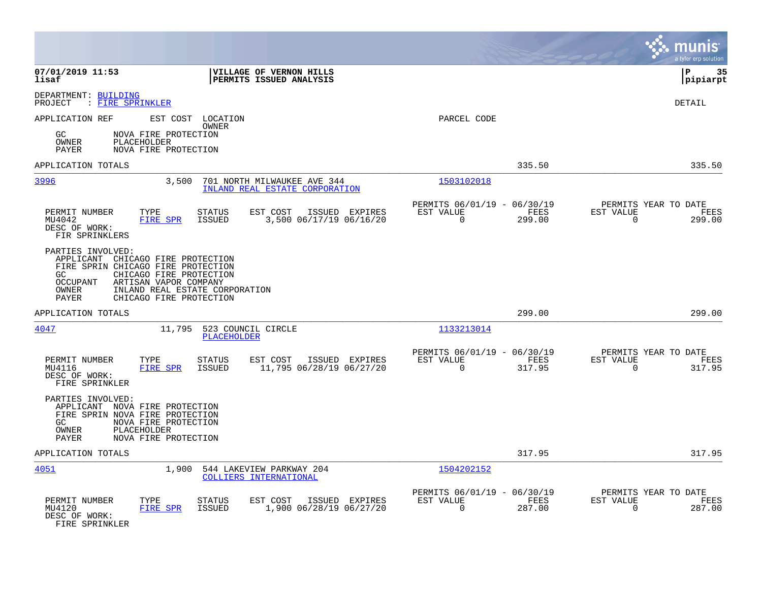**07/01/2019 11:53** | **VILLAGE OF VERNON HILLS**
**lisaf** | **PERMITS ISSUED ANALYSIS**

DEPARTMENT: BUILDING
PROJECT : FIRE SPRINKLER

DETAIL

APPLICATION REF | EST COST | LOCATION / OWNER | PARCEL CODE

GC NOVA FIRE PROTECTION
OWNER PLACEHOLDER
PAYER NOVA FIRE PROTECTION

APPLICATION TOTALS 335.50 335.50

---

**3996** 3,500 701 NORTH MILWAUKEE AVE 344 — INLAND REAL ESTATE CORPORATION — Parcel 1503102018

| PERMIT NUMBER | TYPE | STATUS | EST COST | ISSUED | EXPIRES | PERMITS 06/01/19 - 06/30/19 EST VALUE | FEES | PERMITS YEAR TO DATE EST VALUE | FEES |
|---|---|---|---|---|---|---|---|---|---|
| MU4042 | FIRE SPR | ISSUED | 3,500 | 06/17/19 | 06/16/20 | 0 | 299.00 | 0 | 299.00 |

DESC OF WORK:
FIR SPRINKLERS

PARTIES INVOLVED:
APPLICANT CHICAGO FIRE PROTECTION
FIRE SPRIN CHICAGO FIRE PROTECTION
GC CHICAGO FIRE PROTECTION
OCCUPANT ARTISAN VAPOR COMPANY
OWNER INLAND REAL ESTATE CORPORATION
PAYER CHICAGO FIRE PROTECTION

APPLICATION TOTALS 299.00 299.00

---

**4047** 11,795 523 COUNCIL CIRCLE — PLACEHOLDER — Parcel 1133213014

| PERMIT NUMBER | TYPE | STATUS | EST COST | ISSUED | EXPIRES | PERMITS 06/01/19 - 06/30/19 EST VALUE | FEES | PERMITS YEAR TO DATE EST VALUE | FEES |
|---|---|---|---|---|---|---|---|---|---|
| MU4116 | FIRE SPR | ISSUED | 11,795 | 06/28/19 | 06/27/20 | 0 | 317.95 | 0 | 317.95 |

DESC OF WORK:
FIRE SPRINKLER

PARTIES INVOLVED:
APPLICANT NOVA FIRE PROTECTION
FIRE SPRIN NOVA FIRE PROTECTION
GC NOVA FIRE PROTECTION
OWNER PLACEHOLDER
PAYER NOVA FIRE PROTECTION

APPLICATION TOTALS 317.95 317.95

---

**4051** 1,900 544 LAKEVIEW PARKWAY 204 — COLLIERS INTERNATIONAL — Parcel 1504202152

| PERMIT NUMBER | TYPE | STATUS | EST COST | ISSUED | EXPIRES | PERMITS 06/01/19 - 06/30/19 EST VALUE | FEES | PERMITS YEAR TO DATE EST VALUE | FEES |
|---|---|---|---|---|---|---|---|---|---|
| MU4120 | FIRE SPR | ISSUED | 1,900 | 06/28/19 | 06/27/20 | 0 | 287.00 | 0 | 287.00 |

DESC OF WORK:
FIRE SPRINKLER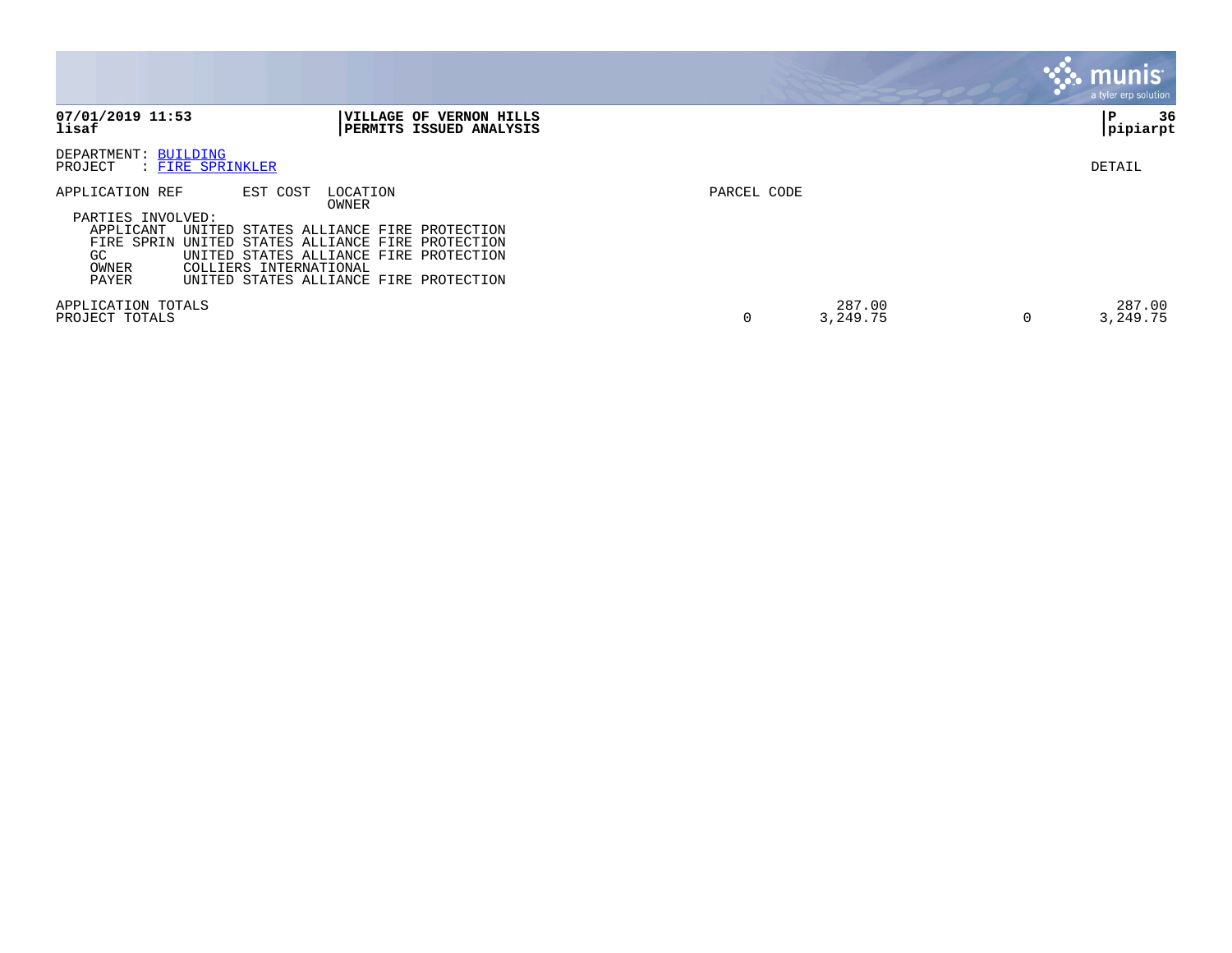DEPARTMENT: BUILDING
PROJECT : FIRE SPRINKLER

DETAIL

| APPLICATION REF | EST COST | LOCATION<br>OWNER | PARCEL CODE | | | |
|---|---|---|---|---|---|---|

PARTIES INVOLVED:

- APPLICANT UNITED STATES ALLIANCE FIRE PROTECTION
- FIRE SPRIN UNITED STATES ALLIANCE FIRE PROTECTION
- GC UNITED STATES ALLIANCE FIRE PROTECTION
- OWNER COLLIERS INTERNATIONAL
- PAYER UNITED STATES ALLIANCE FIRE PROTECTION

| | | | | |
|---|---|---|---|---|
| APPLICATION TOTALS | | 287.00 | | 287.00 |
| PROJECT TOTALS | 0 | 3,249.75 | 0 | 3,249.75 |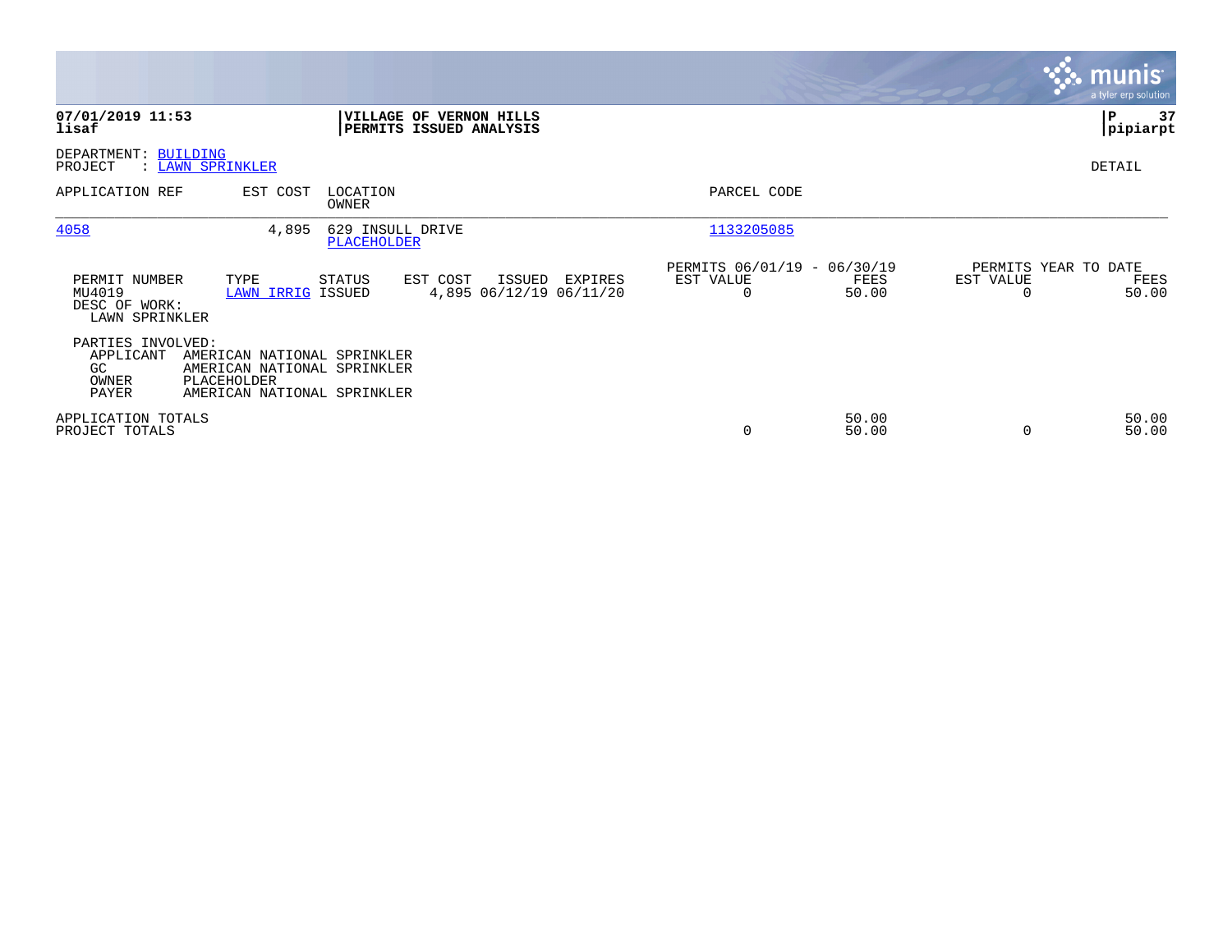**07/01/2019 11:53**
**lisaf**

**VILLAGE OF VERNON HILLS**
**PERMITS ISSUED ANALYSIS**

**P 37**
**pipiarpt**

DEPARTMENT: BUILDING
PROJECT : LAWN SPRINKLER

DETAIL

| APPLICATION REF | EST COST | LOCATION / OWNER | PARCEL CODE |
|---|---|---|---|
| 4058 | 4,895 | 629 INSULL DRIVE / PLACEHOLDER | 1133205085 |

| PERMIT NUMBER | TYPE | STATUS | EST COST | ISSUED | EXPIRES | PERMITS 06/01/19 - 06/30/19 EST VALUE | FEES | PERMITS YEAR TO DATE EST VALUE | FEES |
|---|---|---|---|---|---|---|---|---|---|
| MU4019 | LAWN IRRIG | ISSUED | 4,895 | 06/12/19 | 06/11/20 | 0 | 50.00 | 0 | 50.00 |

DESC OF WORK:
LAWN SPRINKLER

PARTIES INVOLVED:
- APPLICANT AMERICAN NATIONAL SPRINKLER
- GC AMERICAN NATIONAL SPRINKLER
- OWNER PLACEHOLDER
- PAYER AMERICAN NATIONAL SPRINKLER

| | EST VALUE | FEES | EST VALUE | FEES |
|---|---|---|---|---|
| APPLICATION TOTALS | | 50.00 | | 50.00 |
| PROJECT TOTALS | 0 | 50.00 | 0 | 50.00 |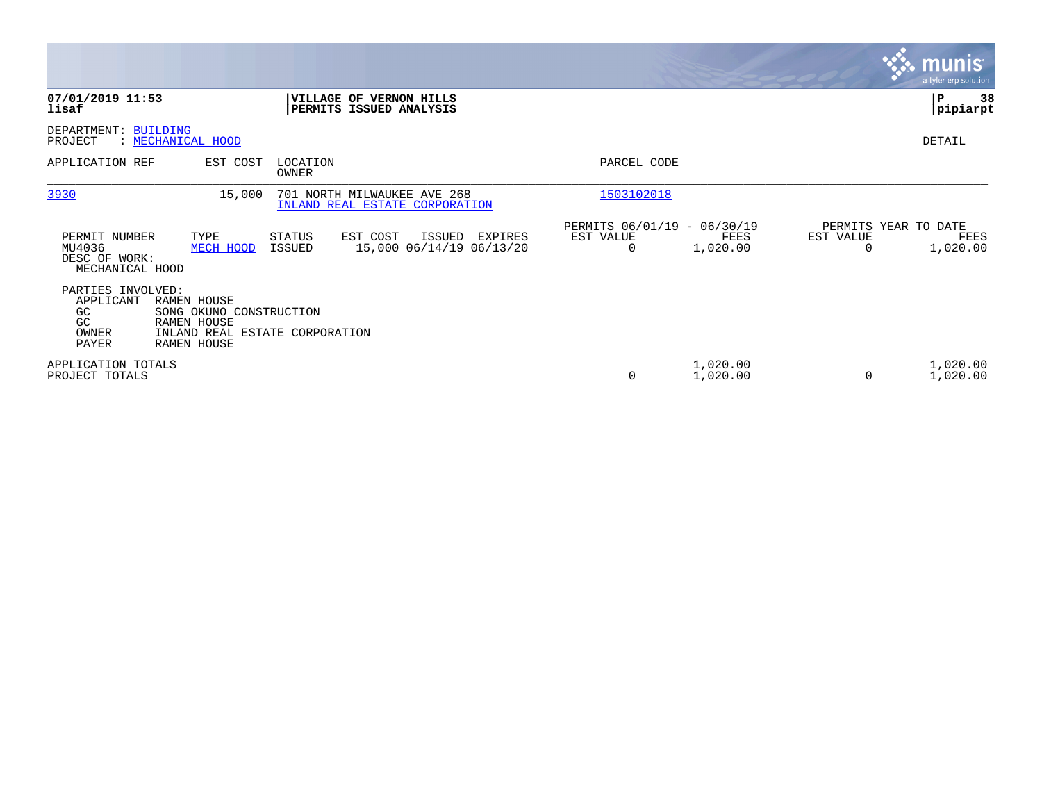**07/01/2019 11:53**
**lisaf**

**VILLAGE OF VERNON HILLS**
**PERMITS ISSUED ANALYSIS**

**P 38**
**pipiarpt**

DEPARTMENT: BUILDING
PROJECT : MECHANICAL HOOD

DETAIL

| APPLICATION REF | EST COST | LOCATION / OWNER | PARCEL CODE |
|---|---|---|---|
| 3930 | 15,000 | 701 NORTH MILWAUKEE AVE 268 / INLAND REAL ESTATE CORPORATION | 1503102018 |

| PERMIT NUMBER | TYPE | STATUS | EST COST | ISSUED | EXPIRES | PERMITS 06/01/19 - 06/30/19 EST VALUE | FEES | PERMITS YEAR TO DATE EST VALUE | FEES |
|---|---|---|---|---|---|---|---|---|---|
| MU4036 | MECH HOOD | ISSUED | 15,000 | 06/14/19 | 06/13/20 | 0 | 1,020.00 | 0 | 1,020.00 |

DESC OF WORK:
MECHANICAL HOOD

PARTIES INVOLVED:

| | |
|---|---|
| APPLICANT | RAMEN HOUSE |
| GC | SONG OKUNO CONSTRUCTION |
| GC | RAMEN HOUSE |
| OWNER | INLAND REAL ESTATE CORPORATION |
| PAYER | RAMEN HOUSE |

| | EST VALUE | FEES | EST VALUE | FEES |
|---|---|---|---|---|
| APPLICATION TOTALS | | 1,020.00 | | 1,020.00 |
| PROJECT TOTALS | 0 | 1,020.00 | 0 | 1,020.00 |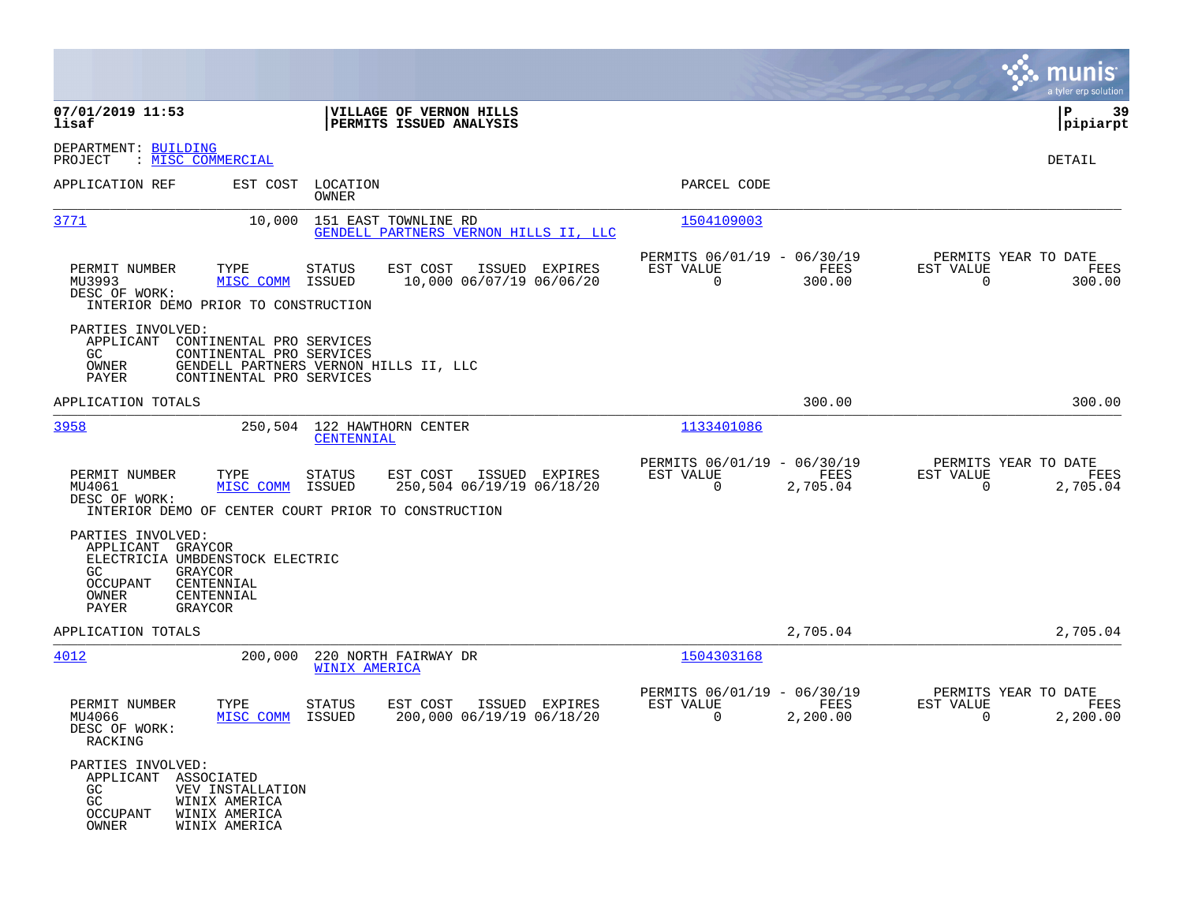07/01/2019 11:53
lisaf

**VILLAGE OF VERNON HILLS**
**PERMITS ISSUED ANALYSIS**

P 39
pipiarpt

DEPARTMENT: BUILDING
PROJECT : MISC COMMERCIAL

DETAIL

| APPLICATION REF | EST COST | LOCATION / OWNER | PARCEL CODE |
|---|---|---|---|
| 3771 | 10,000 | 151 EAST TOWNLINE RD / GENDELL PARTNERS VERNON HILLS II, LLC | 1504109003 |

| PERMIT NUMBER | TYPE | STATUS | EST COST | ISSUED | EXPIRES | PERMITS 06/01/19 - 06/30/19 EST VALUE | FEES | PERMITS YEAR TO DATE EST VALUE | FEES |
|---|---|---|---|---|---|---|---|---|---|
| MU3993 | MISC COMM | ISSUED | 10,000 | 06/07/19 | 06/06/20 | 0 | 300.00 | 0 | 300.00 |

DESC OF WORK:
INTERIOR DEMO PRIOR TO CONSTRUCTION

PARTIES INVOLVED:
- APPLICANT CONTINENTAL PRO SERVICES
- GC CONTINENTAL PRO SERVICES
- OWNER GENDELL PARTNERS VERNON HILLS II, LLC
- PAYER CONTINENTAL PRO SERVICES

APPLICATION TOTALS 300.00 300.00

| APPLICATION REF | EST COST | LOCATION / OWNER | PARCEL CODE |
|---|---|---|---|
| 3958 | 250,504 | 122 HAWTHORN CENTER / CENTENNIAL | 1133401086 |

| PERMIT NUMBER | TYPE | STATUS | EST COST | ISSUED | EXPIRES | PERMITS 06/01/19 - 06/30/19 EST VALUE | FEES | PERMITS YEAR TO DATE EST VALUE | FEES |
|---|---|---|---|---|---|---|---|---|---|
| MU4061 | MISC COMM | ISSUED | 250,504 | 06/19/19 | 06/18/20 | 0 | 2,705.04 | 0 | 2,705.04 |

DESC OF WORK:
INTERIOR DEMO OF CENTER COURT PRIOR TO CONSTRUCTION

PARTIES INVOLVED:
- APPLICANT GRAYCOR
- ELECTRICIA UMBDENSTOCK ELECTRIC
- GC GRAYCOR
- OCCUPANT CENTENNIAL
- OWNER CENTENNIAL
- PAYER GRAYCOR

APPLICATION TOTALS 2,705.04 2,705.04

| APPLICATION REF | EST COST | LOCATION / OWNER | PARCEL CODE |
|---|---|---|---|
| 4012 | 200,000 | 220 NORTH FAIRWAY DR / WINIX AMERICA | 1504303168 |

| PERMIT NUMBER | TYPE | STATUS | EST COST | ISSUED | EXPIRES | PERMITS 06/01/19 - 06/30/19 EST VALUE | FEES | PERMITS YEAR TO DATE EST VALUE | FEES |
|---|---|---|---|---|---|---|---|---|---|
| MU4066 | MISC COMM | ISSUED | 200,000 | 06/19/19 | 06/18/20 | 0 | 2,200.00 | 0 | 2,200.00 |

DESC OF WORK:
RACKING

PARTIES INVOLVED:
- APPLICANT ASSOCIATED
- GC VEV INSTALLATION
- GC WINIX AMERICA
- OCCUPANT WINIX AMERICA
- OWNER WINIX AMERICA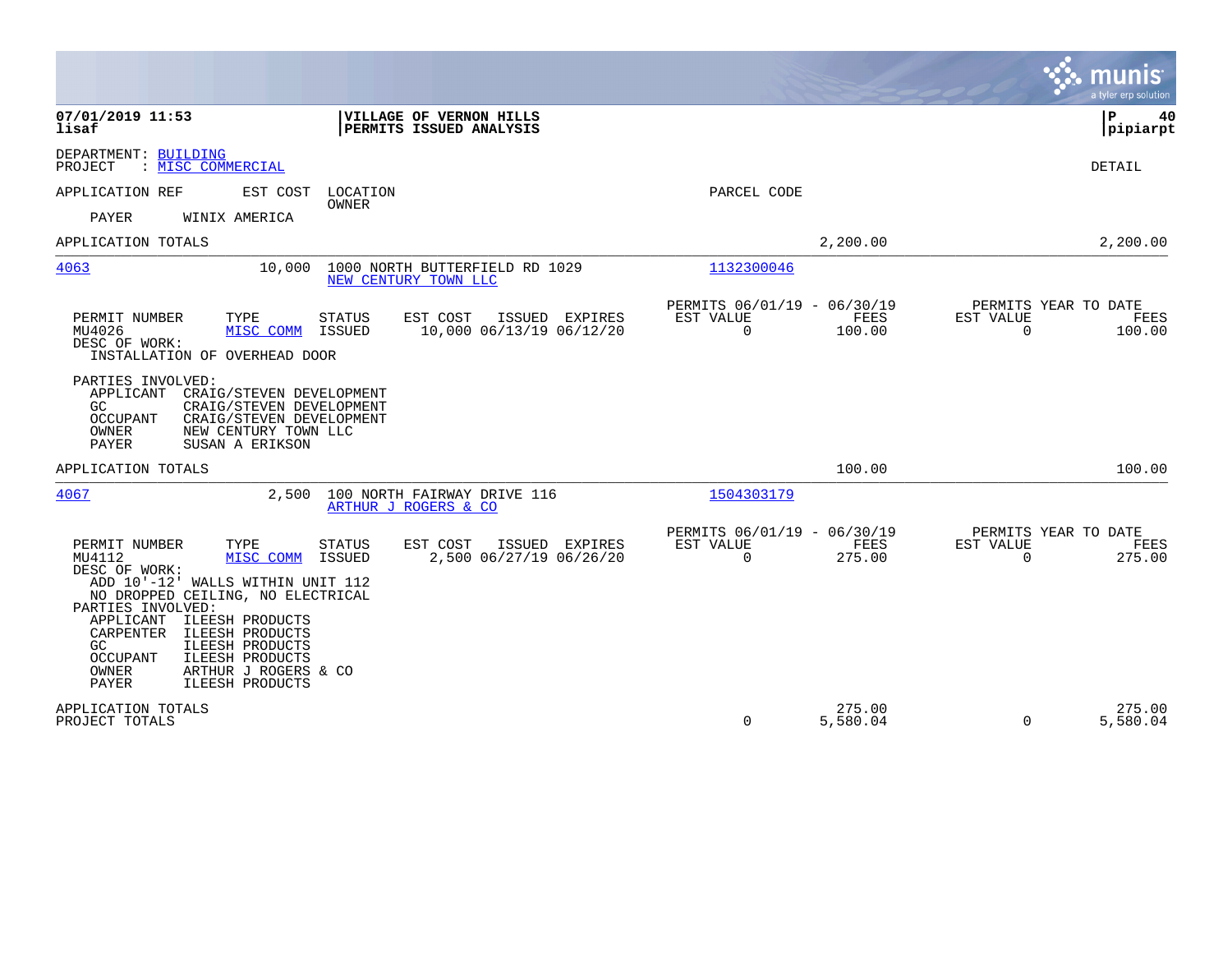**07/01/2019 11:53**
**lisaf**

**VILLAGE OF VERNON HILLS**
**PERMITS ISSUED ANALYSIS**

**P 40**
**pipiarpt**

DEPARTMENT: BUILDING
PROJECT : MISC COMMERCIAL

DETAIL

| APPLICATION REF | EST COST | LOCATION / OWNER | PARCEL CODE | | |
|---|---|---|---|---|---|
| PAYER | WINIX AMERICA | | | | |
| APPLICATION TOTALS | | | | 2,200.00 | 2,200.00 |

**4063** — 10,000 — 1000 NORTH BUTTERFIELD RD 1029 — NEW CENTURY TOWN LLC — Parcel: 1132300046

| PERMIT NUMBER | TYPE | STATUS | EST COST | ISSUED | EXPIRES | PERMITS 06/01/19 - 06/30/19 EST VALUE | FEES | PERMITS YEAR TO DATE EST VALUE | FEES |
|---|---|---|---|---|---|---|---|---|---|
| MU4026 | MISC COMM | ISSUED | 10,000 | 06/13/19 | 06/12/20 | 0 | 100.00 | 0 | 100.00 |

DESC OF WORK:
INSTALLATION OF OVERHEAD DOOR

PARTIES INVOLVED:
- APPLICANT CRAIG/STEVEN DEVELOPMENT
- GC CRAIG/STEVEN DEVELOPMENT
- OCCUPANT CRAIG/STEVEN DEVELOPMENT
- OWNER NEW CENTURY TOWN LLC
- PAYER SUSAN A ERIKSON

APPLICATION TOTALS — 100.00 — 100.00

**4067** — 2,500 — 100 NORTH FAIRWAY DRIVE 116 — ARTHUR J ROGERS & CO — Parcel: 1504303179

| PERMIT NUMBER | TYPE | STATUS | EST COST | ISSUED | EXPIRES | PERMITS 06/01/19 - 06/30/19 EST VALUE | FEES | PERMITS YEAR TO DATE EST VALUE | FEES |
|---|---|---|---|---|---|---|---|---|---|
| MU4112 | MISC COMM | ISSUED | 2,500 | 06/27/19 | 06/26/20 | 0 | 275.00 | 0 | 275.00 |

DESC OF WORK:
ADD 10'-12' WALLS WITHIN UNIT 112
NO DROPPED CEILING, NO ELECTRICAL

PARTIES INVOLVED:
- APPLICANT ILEESH PRODUCTS
- CARPENTER ILEESH PRODUCTS
- GC ILEESH PRODUCTS
- OCCUPANT ILEESH PRODUCTS
- OWNER ARTHUR J ROGERS & CO
- PAYER ILEESH PRODUCTS

| | EST VALUE | FEES | YTD EST VALUE | YTD FEES |
|---|---|---|---|---|
| APPLICATION TOTALS | | 275.00 | | 275.00 |
| PROJECT TOTALS | 0 | 5,580.04 | 0 | 5,580.04 |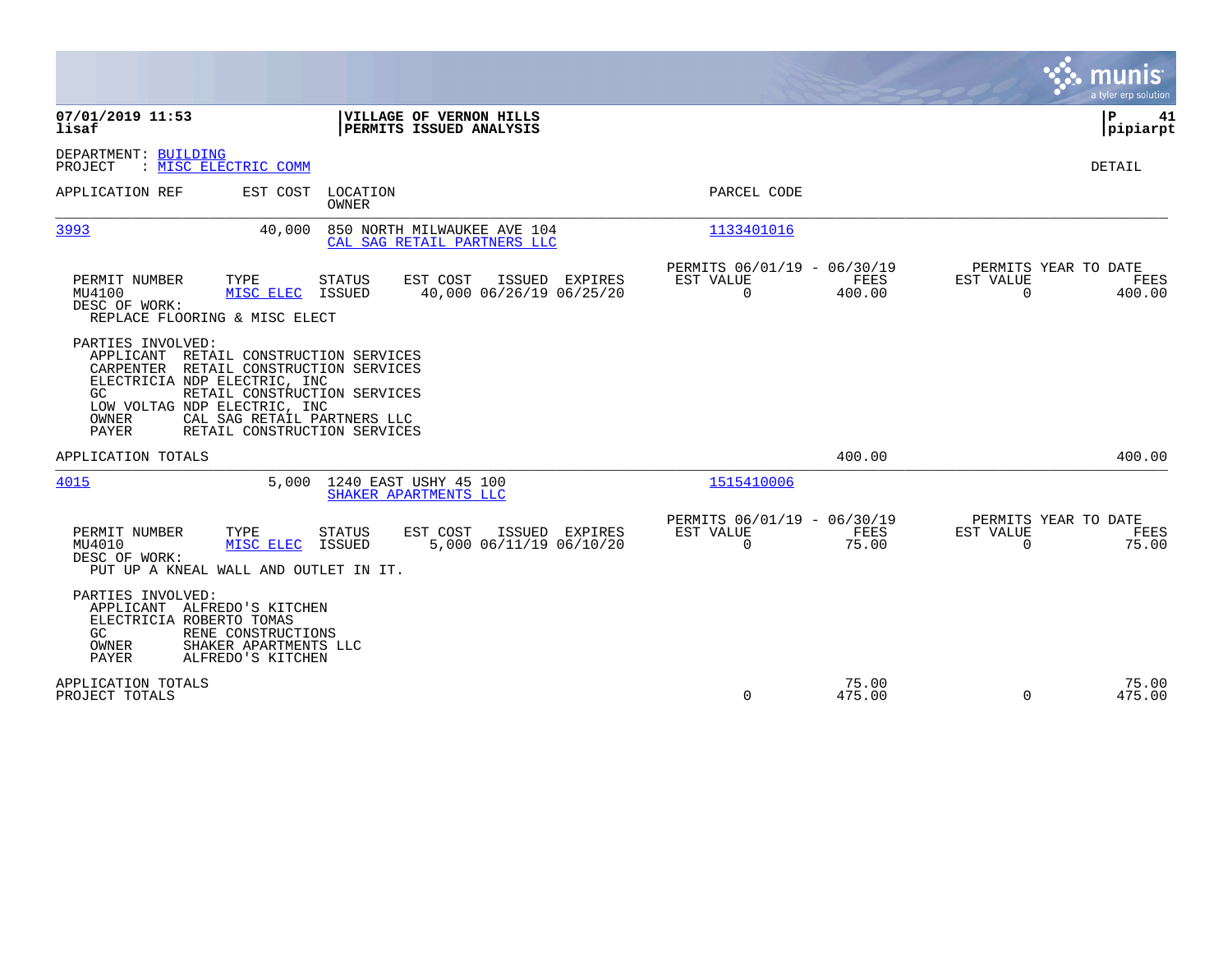**07/01/2019 11:53**
**lisaf**

**VILLAGE OF VERNON HILLS**
**PERMITS ISSUED ANALYSIS**

**P 41**
**pipiarpt**

DEPARTMENT: BUILDING
PROJECT : MISC ELECTRIC COMM

DETAIL

| APPLICATION REF | EST COST | LOCATION / OWNER | PARCEL CODE |
|---|---|---|---|
| 3993 | 40,000 | 850 NORTH MILWAUKEE AVE 104 / CAL SAG RETAIL PARTNERS LLC | 1133401016 |

| PERMIT NUMBER | TYPE | STATUS | EST COST | ISSUED | EXPIRES | PERMITS 06/01/19 - 06/30/19 EST VALUE | FEES | PERMITS YEAR TO DATE EST VALUE | FEES |
|---|---|---|---|---|---|---|---|---|---|
| MU4100 | MISC ELEC | ISSUED | 40,000 | 06/26/19 | 06/25/20 | 0 | 400.00 | 0 | 400.00 |

DESC OF WORK:
REPLACE FLOORING & MISC ELECT

PARTIES INVOLVED:
APPLICANT RETAIL CONSTRUCTION SERVICES
CARPENTER RETAIL CONSTRUCTION SERVICES
ELECTRICIA NDP ELECTRIC, INC
GC RETAIL CONSTRUCTION SERVICES
LOW VOLTAG NDP ELECTRIC, INC
OWNER CAL SAG RETAIL PARTNERS LLC
PAYER RETAIL CONSTRUCTION SERVICES

APPLICATION TOTALS 400.00 400.00

| APPLICATION REF | EST COST | LOCATION / OWNER | PARCEL CODE |
|---|---|---|---|
| 4015 | 5,000 | 1240 EAST USHY 45 100 / SHAKER APARTMENTS LLC | 1515410006 |

| PERMIT NUMBER | TYPE | STATUS | EST COST | ISSUED | EXPIRES | PERMITS 06/01/19 - 06/30/19 EST VALUE | FEES | PERMITS YEAR TO DATE EST VALUE | FEES |
|---|---|---|---|---|---|---|---|---|---|
| MU4010 | MISC ELEC | ISSUED | 5,000 | 06/11/19 | 06/10/20 | 0 | 75.00 | 0 | 75.00 |

DESC OF WORK:
PUT UP A KNEAL WALL AND OUTLET IN IT.

PARTIES INVOLVED:
APPLICANT ALFREDO'S KITCHEN
ELECTRICIA ROBERTO TOMAS
GC RENE CONSTRUCTIONS
OWNER SHAKER APARTMENTS LLC
PAYER ALFREDO'S KITCHEN

| | EST VALUE | FEES | EST VALUE | FEES |
|---|---|---|---|---|
| APPLICATION TOTALS | | 75.00 | | 75.00 |
| PROJECT TOTALS | 0 | 475.00 | 0 | 475.00 |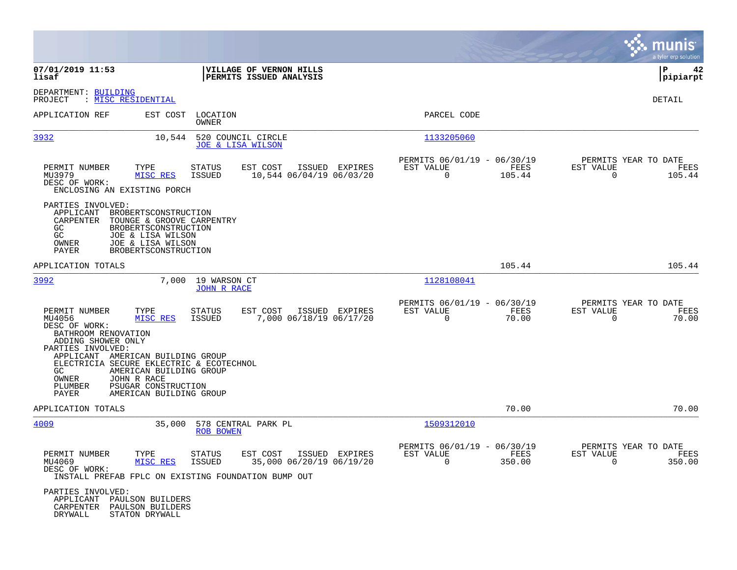07/01/2019 11:53 | VILLAGE OF VERNON HILLS | P 42
lisaf | PERMITS ISSUED ANALYSIS | pipiarpt

DEPARTMENT: BUILDING
PROJECT : MISC RESIDENTIAL

DETAIL

| APPLICATION REF | EST COST | LOCATION / OWNER | PARCEL CODE |
|---|---|---|---|
| 3932 | 10,544 | 520 COUNCIL CIRCLE / JOE & LISA WILSON | 1133205060 |

| PERMIT NUMBER | TYPE | STATUS | EST COST | ISSUED | EXPIRES | PERMITS 06/01/19 - 06/30/19 EST VALUE | FEES | PERMITS YEAR TO DATE EST VALUE | FEES |
|---|---|---|---|---|---|---|---|---|---|
| MU3979 | MISC RES | ISSUED | 10,544 | 06/04/19 | 06/03/20 | 0 | 105.44 | 0 | 105.44 |

DESC OF WORK:
ENCLOSING AN EXISTING PORCH

PARTIES INVOLVED:
- APPLICANT BROBERTSCONSTRUCTION
- CARPENTER TOUNGE & GROOVE CARPENTRY
- GC BROBERTSCONSTRUCTION
- GC JOE & LISA WILSON
- OWNER JOE & LISA WILSON
- PAYER BROBERTSCONSTRUCTION

APPLICATION TOTALS: 105.44 | 105.44

| APPLICATION REF | EST COST | LOCATION / OWNER | PARCEL CODE |
|---|---|---|---|
| 3992 | 7,000 | 19 WARSON CT / JOHN R RACE | 1128108041 |

| PERMIT NUMBER | TYPE | STATUS | EST COST | ISSUED | EXPIRES | PERMITS 06/01/19 - 06/30/19 EST VALUE | FEES | PERMITS YEAR TO DATE EST VALUE | FEES |
|---|---|---|---|---|---|---|---|---|---|
| MU4056 | MISC RES | ISSUED | 7,000 | 06/18/19 | 06/17/20 | 0 | 70.00 | 0 | 70.00 |

DESC OF WORK:
BATHROOM RENOVATION
ADDING SHOWER ONLY

PARTIES INVOLVED:
- APPLICANT AMERICAN BUILDING GROUP
- ELECTRICIA SECURE EKLECTRIC & ECOTECHNOL
- GC AMERICAN BUILDING GROUP
- OWNER JOHN R RACE
- PLUMBER PSUGAR CONSTRUCTION
- PAYER AMERICAN BUILDING GROUP

APPLICATION TOTALS: 70.00 | 70.00

| APPLICATION REF | EST COST | LOCATION / OWNER | PARCEL CODE |
|---|---|---|---|
| 4009 | 35,000 | 578 CENTRAL PARK PL / ROB BOWEN | 1509312010 |

| PERMIT NUMBER | TYPE | STATUS | EST COST | ISSUED | EXPIRES | PERMITS 06/01/19 - 06/30/19 EST VALUE | FEES | PERMITS YEAR TO DATE EST VALUE | FEES |
|---|---|---|---|---|---|---|---|---|---|
| MU4069 | MISC RES | ISSUED | 35,000 | 06/20/19 | 06/19/20 | 0 | 350.00 | 0 | 350.00 |

DESC OF WORK:
INSTALL PREFAB FPLC ON EXISTING FOUNDATION BUMP OUT

PARTIES INVOLVED:
- APPLICANT PAULSON BUILDERS
- CARPENTER PAULSON BUILDERS
- DRYWALL STATON DRYWALL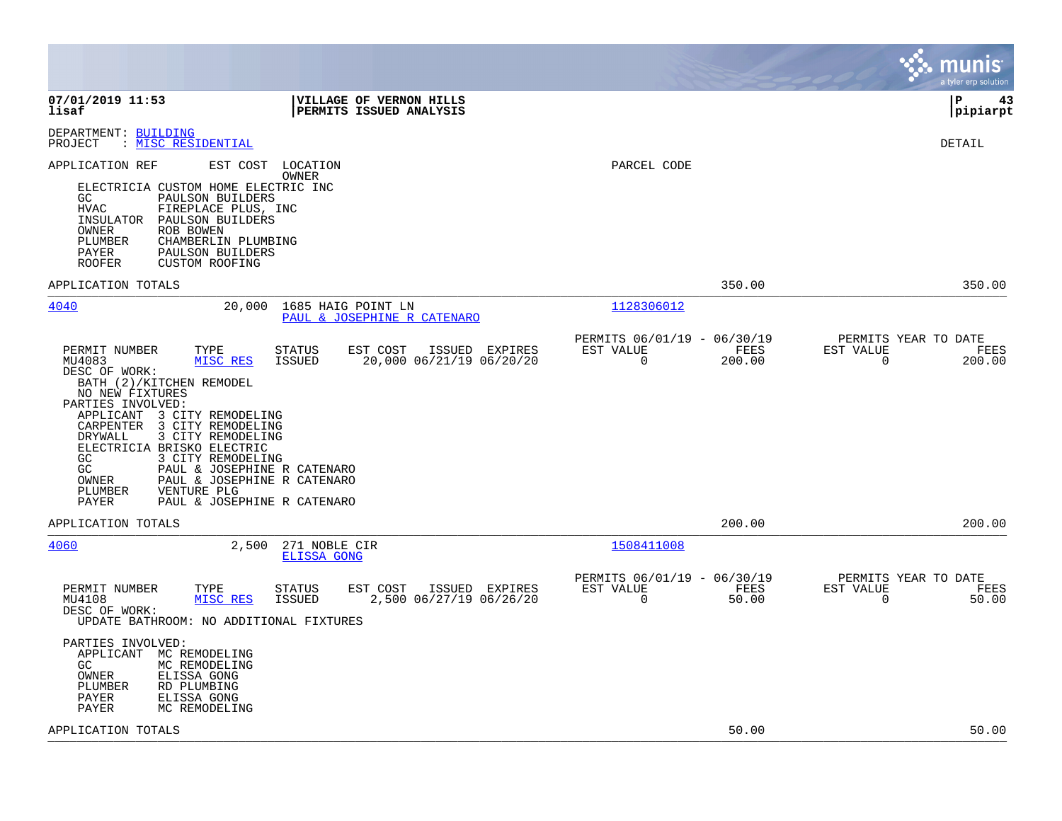07/01/2019 11:53 | VILLAGE OF VERNON HILLS | P 43
lisaf | PERMITS ISSUED ANALYSIS | pipiarpt

DEPARTMENT: BUILDING
PROJECT : MISC RESIDENTIAL

DETAIL

APPLICATION REF    EST COST    LOCATION
OWNER
PARCEL CODE

ELECTRICIA CUSTOM HOME ELECTRIC INC
GC          PAULSON BUILDERS
HVAC        FIREPLACE PLUS, INC
INSULATOR   PAULSON BUILDERS
OWNER       ROB BOWEN
PLUMBER     CHAMBERLIN PLUMBING
PAYER       PAULSON BUILDERS
ROOFER      CUSTOM ROOFING

APPLICATION TOTALS: 350.00 | 350.00

---

**4040** | 20,000 | 1685 HAIG POINT LN | PAUL & JOSEPHINE R CATENARO | 1128306012

| PERMIT NUMBER | TYPE | STATUS | EST COST | ISSUED | EXPIRES | PERMITS 06/01/19 - 06/30/19 EST VALUE | FEES | PERMITS YEAR TO DATE EST VALUE | FEES |
|---|---|---|---|---|---|---|---|---|---|
| MU4083 | MISC RES | ISSUED | 20,000 | 06/21/19 | 06/20/20 | 0 | 200.00 | 0 | 200.00 |

DESC OF WORK:
BATH (2)/KITCHEN REMODEL
NO NEW FIXTURES

PARTIES INVOLVED:
APPLICANT   3 CITY REMODELING
CARPENTER   3 CITY REMODELING
DRYWALL     3 CITY REMODELING
ELECTRICIA BRISKO ELECTRIC
GC          3 CITY REMODELING
GC          PAUL & JOSEPHINE R CATENARO
OWNER       PAUL & JOSEPHINE R CATENARO
PLUMBER     VENTURE PLG
PAYER       PAUL & JOSEPHINE R CATENARO

APPLICATION TOTALS: 200.00 | 200.00

---

**4060** | 2,500 | 271 NOBLE CIR | ELISSA GONG | 1508411008

| PERMIT NUMBER | TYPE | STATUS | EST COST | ISSUED | EXPIRES | PERMITS 06/01/19 - 06/30/19 EST VALUE | FEES | PERMITS YEAR TO DATE EST VALUE | FEES |
|---|---|---|---|---|---|---|---|---|---|
| MU4108 | MISC RES | ISSUED | 2,500 | 06/27/19 | 06/26/20 | 0 | 50.00 | 0 | 50.00 |

DESC OF WORK:
UPDATE BATHROOM: NO ADDITIONAL FIXTURES

PARTIES INVOLVED:
APPLICANT   MC REMODELING
GC          MC REMODELING
OWNER       ELISSA GONG
PLUMBER     RD PLUMBING
PAYER       ELISSA GONG
PAYER       MC REMODELING

APPLICATION TOTALS: 50.00 | 50.00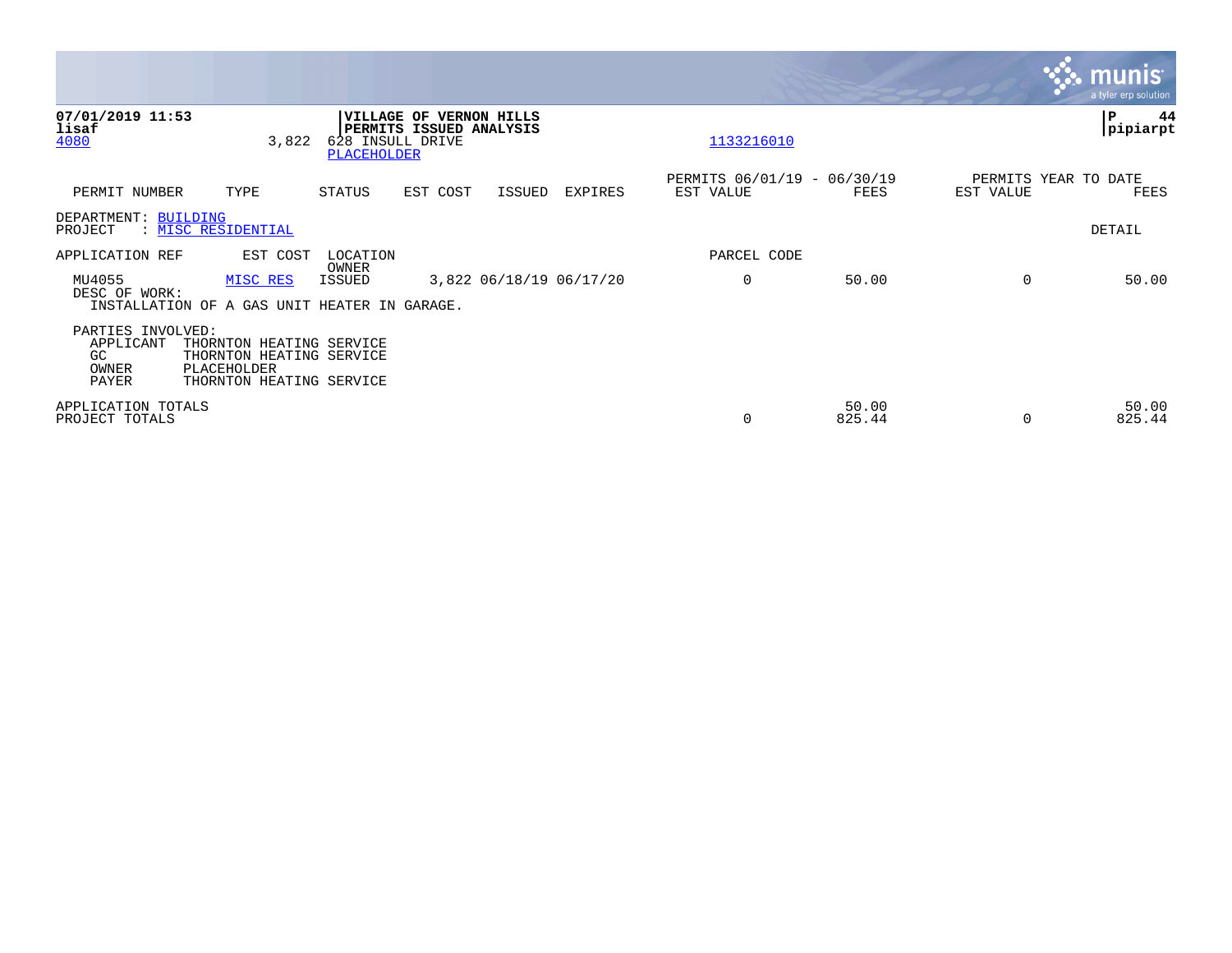07/01/2019 11:53
lisaf
4080 3,822 628 INSULL DRIVE PLACEHOLDER 1133216010

**VILLAGE OF VERNON HILLS**
**PERMITS ISSUED ANALYSIS**

pipiarpt

| PERMIT NUMBER | TYPE | STATUS | EST COST | ISSUED | EXPIRES | PERMITS 06/01/19 - 06/30/19 EST VALUE | FEES | PERMITS YEAR TO DATE EST VALUE | FEES |
|---|---|---|---|---|---|---|---|---|---|

DEPARTMENT: BUILDING
PROJECT : MISC RESIDENTIAL

DETAIL

| APPLICATION REF | EST COST | LOCATION OWNER | | | | PARCEL CODE | | | |
|---|---|---|---|---|---|---|---|---|---|
| MU4055 | MISC RES | ISSUED | 3,822 | 06/18/19 | 06/17/20 | 0 | 50.00 | 0 | 50.00 |

DESC OF WORK:
INSTALLATION OF A GAS UNIT HEATER IN GARAGE.

PARTIES INVOLVED:
APPLICANT THORNTON HEATING SERVICE
GC THORNTON HEATING SERVICE
OWNER PLACEHOLDER
PAYER THORNTON HEATING SERVICE

| | EST VALUE | FEES | EST VALUE | FEES |
|---|---|---|---|---|
| APPLICATION TOTALS | | 50.00 | | 50.00 |
| PROJECT TOTALS | 0 | 825.44 | 0 | 825.44 |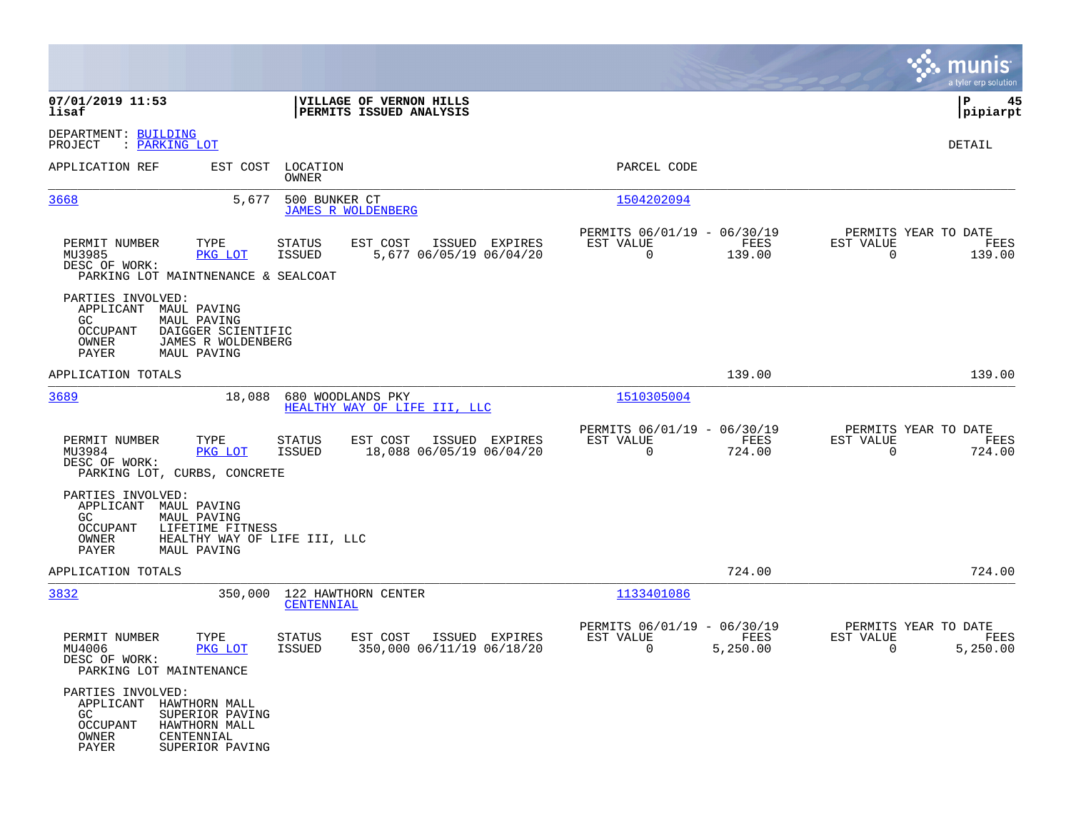**07/01/2019 11:53** | **VILLAGE OF VERNON HILLS** | **P 45**
**lisaf** | **PERMITS ISSUED ANALYSIS** | **pipiarpt**

DEPARTMENT: BUILDING
PROJECT : PARKING LOT

DETAIL

| APPLICATION REF | EST COST | LOCATION / OWNER | PARCEL CODE |
|---|---|---|---|
| 3668 | 5,677 | 500 BUNKER CT / JAMES R WOLDENBERG | 1504202094 |

| PERMIT NUMBER | TYPE | STATUS | EST COST | ISSUED | EXPIRES | PERMITS 06/01/19 - 06/30/19 EST VALUE | FEES | PERMITS YEAR TO DATE EST VALUE | FEES |
|---|---|---|---|---|---|---|---|---|---|
| MU3985 | PKG LOT | ISSUED | 5,677 | 06/05/19 | 06/04/20 | 0 | 139.00 | 0 | 139.00 |

DESC OF WORK:
PARKING LOT MAINTNENANCE & SEALCOAT

PARTIES INVOLVED:
- APPLICANT MAUL PAVING
- GC MAUL PAVING
- OCCUPANT DAIGGER SCIENTIFIC
- OWNER JAMES R WOLDENBERG
- PAYER MAUL PAVING

APPLICATION TOTALS: 139.00 | 139.00

| APPLICATION REF | EST COST | LOCATION / OWNER | PARCEL CODE |
|---|---|---|---|
| 3689 | 18,088 | 680 WOODLANDS PKY / HEALTHY WAY OF LIFE III, LLC | 1510305004 |

| PERMIT NUMBER | TYPE | STATUS | EST COST | ISSUED | EXPIRES | PERMITS 06/01/19 - 06/30/19 EST VALUE | FEES | PERMITS YEAR TO DATE EST VALUE | FEES |
|---|---|---|---|---|---|---|---|---|---|
| MU3984 | PKG LOT | ISSUED | 18,088 | 06/05/19 | 06/04/20 | 0 | 724.00 | 0 | 724.00 |

DESC OF WORK:
PARKING LOT, CURBS, CONCRETE

PARTIES INVOLVED:
- APPLICANT MAUL PAVING
- GC MAUL PAVING
- OCCUPANT LIFETIME FITNESS
- OWNER HEALTHY WAY OF LIFE III, LLC
- PAYER MAUL PAVING

APPLICATION TOTALS: 724.00 | 724.00

| APPLICATION REF | EST COST | LOCATION / OWNER | PARCEL CODE |
|---|---|---|---|
| 3832 | 350,000 | 122 HAWTHORN CENTER / CENTENNIAL | 1133401086 |

| PERMIT NUMBER | TYPE | STATUS | EST COST | ISSUED | EXPIRES | PERMITS 06/01/19 - 06/30/19 EST VALUE | FEES | PERMITS YEAR TO DATE EST VALUE | FEES |
|---|---|---|---|---|---|---|---|---|---|
| MU4006 | PKG LOT | ISSUED | 350,000 | 06/11/19 | 06/18/20 | 0 | 5,250.00 | 0 | 5,250.00 |

DESC OF WORK:
PARKING LOT MAINTENANCE

PARTIES INVOLVED:
- APPLICANT HAWTHORN MALL
- GC SUPERIOR PAVING
- OCCUPANT HAWTHORN MALL
- OWNER CENTENNIAL
- PAYER SUPERIOR PAVING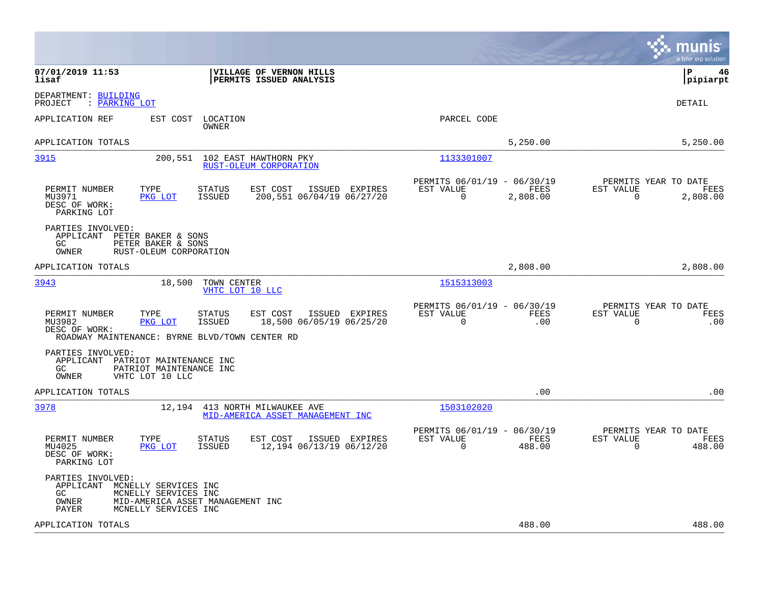**07/01/2019 11:53**
**lisaf**

**VILLAGE OF VERNON HILLS**
**PERMITS ISSUED ANALYSIS**

**pipiarpt**

DEPARTMENT: BUILDING
PROJECT : PARKING LOT

DETAIL

APPLICATION REF | EST COST | LOCATION / OWNER | PARCEL CODE

APPLICATION TOTALS — 5,250.00 — 5,250.00

---

**3915** — 200,551 — 102 EAST HAWTHORN PKY — RUST-OLEUM CORPORATION — 1133301007

| PERMIT NUMBER | TYPE | STATUS | EST COST | ISSUED | EXPIRES | PERMITS 06/01/19 - 06/30/19 EST VALUE | FEES | PERMITS YEAR TO DATE EST VALUE | FEES |
|---|---|---|---|---|---|---|---|---|---|
| MU3971 | PKG LOT | ISSUED | 200,551 | 06/04/19 | 06/27/20 | 0 | 2,808.00 | 0 | 2,808.00 |

DESC OF WORK:
PARKING LOT

PARTIES INVOLVED:
APPLICANT PETER BAKER & SONS
GC PETER BAKER & SONS
OWNER RUST-OLEUM CORPORATION

APPLICATION TOTALS — 2,808.00 — 2,808.00

---

**3943** — 18,500 — TOWN CENTER — VHTC LOT 10 LLC — 1515313003

| PERMIT NUMBER | TYPE | STATUS | EST COST | ISSUED | EXPIRES | PERMITS 06/01/19 - 06/30/19 EST VALUE | FEES | PERMITS YEAR TO DATE EST VALUE | FEES |
|---|---|---|---|---|---|---|---|---|---|
| MU3982 | PKG LOT | ISSUED | 18,500 | 06/05/19 | 06/25/20 | 0 | .00 | 0 | .00 |

DESC OF WORK:
ROADWAY MAINTENANCE: BYRNE BLVD/TOWN CENTER RD

PARTIES INVOLVED:
APPLICANT PATRIOT MAINTENANCE INC
GC PATRIOT MAINTENANCE INC
OWNER VHTC LOT 10 LLC

APPLICATION TOTALS — .00 — .00

---

**3978** — 12,194 — 413 NORTH MILWAUKEE AVE — MID-AMERICA ASSET MANAGEMENT INC — 1503102020

| PERMIT NUMBER | TYPE | STATUS | EST COST | ISSUED | EXPIRES | PERMITS 06/01/19 - 06/30/19 EST VALUE | FEES | PERMITS YEAR TO DATE EST VALUE | FEES |
|---|---|---|---|---|---|---|---|---|---|
| MU4025 | PKG LOT | ISSUED | 12,194 | 06/13/19 | 06/12/20 | 0 | 488.00 | 0 | 488.00 |

DESC OF WORK:
PARKING LOT

PARTIES INVOLVED:
APPLICANT MCNELLY SERVICES INC
GC MCNELLY SERVICES INC
OWNER MID-AMERICA ASSET MANAGEMENT INC
PAYER MCNELLY SERVICES INC

APPLICATION TOTALS — 488.00 — 488.00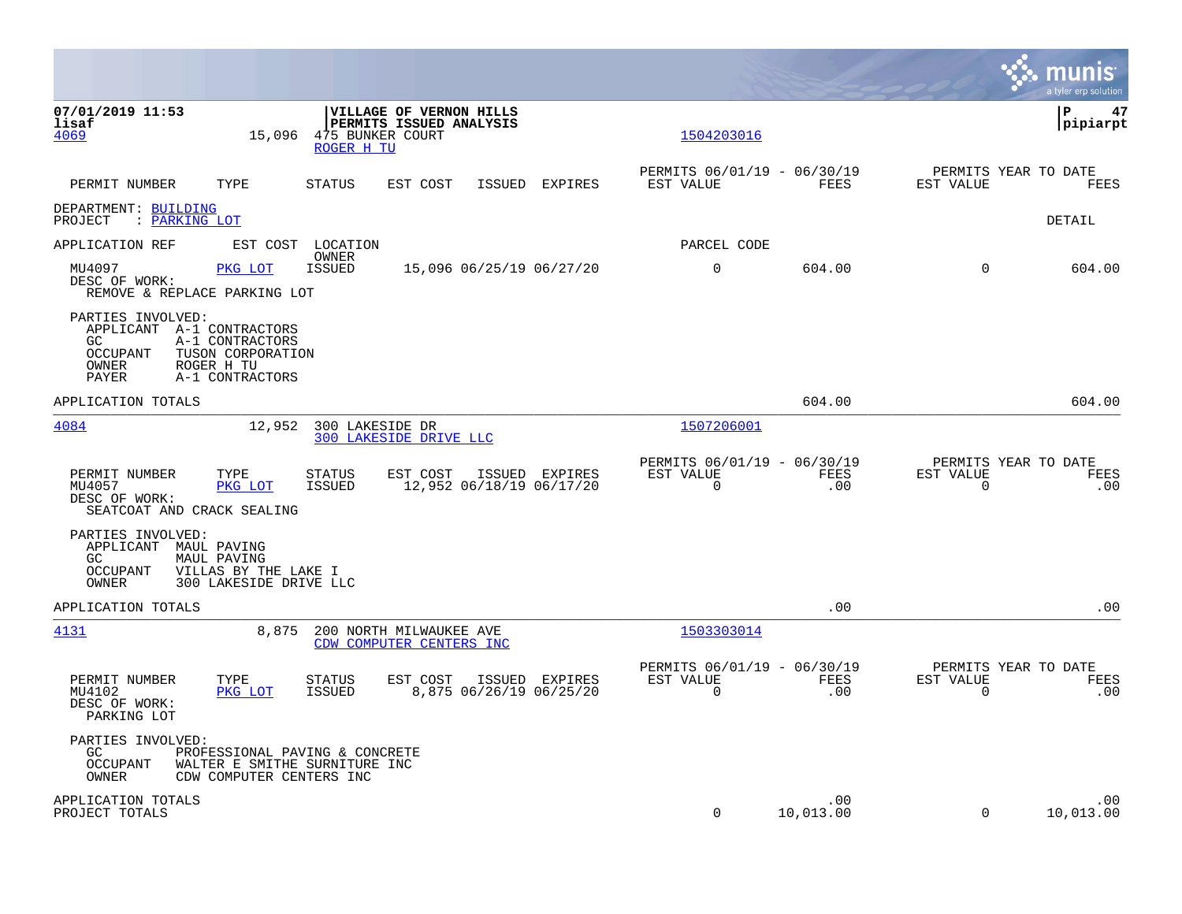07/01/2019 11:53
lisaf

**VILLAGE OF VERNON HILLS**
**PERMITS ISSUED ANALYSIS**

pipiarpt

4069 | 15,096 | 475 BUNKER COURT | 1504203016
ROGER H TU

| PERMIT NUMBER | TYPE | STATUS | EST COST | ISSUED | EXPIRES | PERMITS 06/01/19 - 06/30/19 EST VALUE | FEES | PERMITS YEAR TO DATE EST VALUE | FEES |
|---|---|---|---|---|---|---|---|---|---|

DEPARTMENT: BUILDING
PROJECT : PARKING LOT

DETAIL

| APPLICATION REF | EST COST | LOCATION OWNER | | | | PARCEL CODE | | | |
|---|---|---|---|---|---|---|---|---|---|
| MU4097 | PKG LOT | ISSUED | 15,096 | 06/25/19 | 06/27/20 | 0 | 604.00 | 0 | 604.00 |

DESC OF WORK:
REMOVE & REPLACE PARKING LOT

PARTIES INVOLVED:
APPLICANT A-1 CONTRACTORS
GC A-1 CONTRACTORS
OCCUPANT TUSON CORPORATION
OWNER ROGER H TU
PAYER A-1 CONTRACTORS

APPLICATION TOTALS | 604.00 | 604.00

---

4084 | 12,952 | 300 LAKESIDE DR | 1507206001
300 LAKESIDE DRIVE LLC

| PERMIT NUMBER | TYPE | STATUS | EST COST | ISSUED | EXPIRES | PERMITS 06/01/19 - 06/30/19 EST VALUE | FEES | PERMITS YEAR TO DATE EST VALUE | FEES |
|---|---|---|---|---|---|---|---|---|---|
| MU4057 | PKG LOT | ISSUED | 12,952 | 06/18/19 | 06/17/20 | 0 | .00 | 0 | .00 |

DESC OF WORK:
SEATCOAT AND CRACK SEALING

PARTIES INVOLVED:
APPLICANT MAUL PAVING
GC MAUL PAVING
OCCUPANT VILLAS BY THE LAKE I
OWNER 300 LAKESIDE DRIVE LLC

APPLICATION TOTALS | .00 | .00

---

4131 | 8,875 | 200 NORTH MILWAUKEE AVE | 1503303014
CDW COMPUTER CENTERS INC

| PERMIT NUMBER | TYPE | STATUS | EST COST | ISSUED | EXPIRES | PERMITS 06/01/19 - 06/30/19 EST VALUE | FEES | PERMITS YEAR TO DATE EST VALUE | FEES |
|---|---|---|---|---|---|---|---|---|---|
| MU4102 | PKG LOT | ISSUED | 8,875 | 06/26/19 | 06/25/20 | 0 | .00 | 0 | .00 |

DESC OF WORK:
PARKING LOT

PARTIES INVOLVED:
GC PROFESSIONAL PAVING & CONCRETE
OCCUPANT WALTER E SMITHE SURNITURE INC
OWNER CDW COMPUTER CENTERS INC

| | EST VALUE | FEES | EST VALUE | FEES |
|---|---|---|---|---|
| APPLICATION TOTALS | | .00 | | .00 |
| PROJECT TOTALS | 0 | 10,013.00 | 0 | 10,013.00 |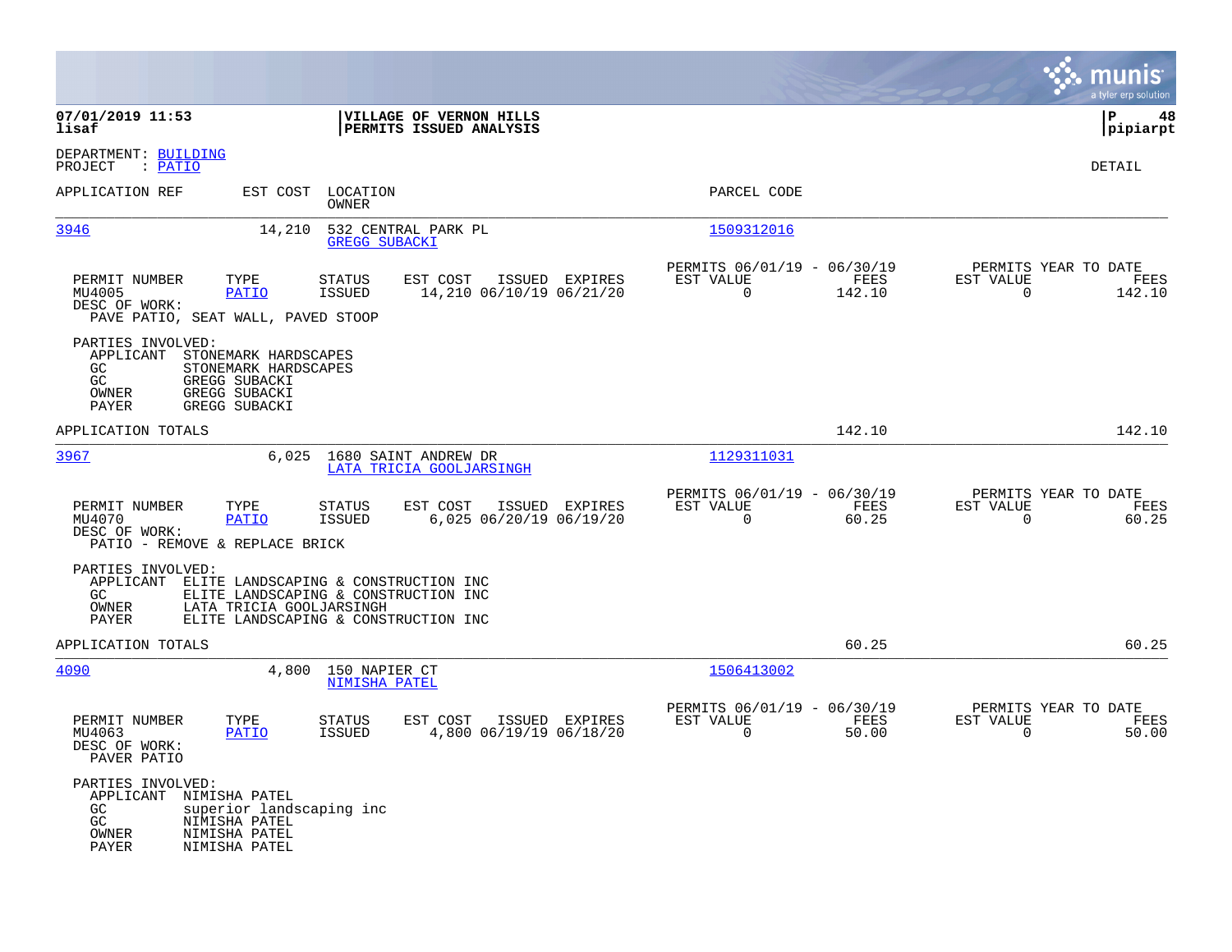**07/01/2019 11:53**
**lisaf**

**VILLAGE OF VERNON HILLS**
**PERMITS ISSUED ANALYSIS**

DEPARTMENT: BUILDING
PROJECT : PATIO

DETAIL

| APPLICATION REF | EST COST | LOCATION / OWNER | PARCEL CODE |
|---|---|---|---|
| 3946 | 14,210 | 532 CENTRAL PARK PL / GREGG SUBACKI | 1509312016 |

| PERMIT NUMBER | TYPE | STATUS | EST COST | ISSUED | EXPIRES | PERMITS 06/01/19 - 06/30/19 EST VALUE | FEES | PERMITS YEAR TO DATE EST VALUE | FEES |
|---|---|---|---|---|---|---|---|---|---|
| MU4005 | PATIO | ISSUED | 14,210 | 06/10/19 | 06/21/20 | 0 | 142.10 | 0 | 142.10 |

DESC OF WORK:
PAVE PATIO, SEAT WALL, PAVED STOOP

PARTIES INVOLVED:
- APPLICANT STONEMARK HARDSCAPES
- GC STONEMARK HARDSCAPES
- GC GREGG SUBACKI
- OWNER GREGG SUBACKI
- PAYER GREGG SUBACKI

APPLICATION TOTALS 142.10 142.10

| APPLICATION REF | EST COST | LOCATION / OWNER | PARCEL CODE |
|---|---|---|---|
| 3967 | 6,025 | 1680 SAINT ANDREW DR / LATA TRICIA GOOLJARSINGH | 1129311031 |

| PERMIT NUMBER | TYPE | STATUS | EST COST | ISSUED | EXPIRES | PERMITS 06/01/19 - 06/30/19 EST VALUE | FEES | PERMITS YEAR TO DATE EST VALUE | FEES |
|---|---|---|---|---|---|---|---|---|---|
| MU4070 | PATIO | ISSUED | 6,025 | 06/20/19 | 06/19/20 | 0 | 60.25 | 0 | 60.25 |

DESC OF WORK:
PATIO - REMOVE & REPLACE BRICK

PARTIES INVOLVED:
- APPLICANT ELITE LANDSCAPING & CONSTRUCTION INC
- GC ELITE LANDSCAPING & CONSTRUCTION INC
- OWNER LATA TRICIA GOOLJARSINGH
- PAYER ELITE LANDSCAPING & CONSTRUCTION INC

APPLICATION TOTALS 60.25 60.25

| APPLICATION REF | EST COST | LOCATION / OWNER | PARCEL CODE |
|---|---|---|---|
| 4090 | 4,800 | 150 NAPIER CT / NIMISHA PATEL | 1506413002 |

| PERMIT NUMBER | TYPE | STATUS | EST COST | ISSUED | EXPIRES | PERMITS 06/01/19 - 06/30/19 EST VALUE | FEES | PERMITS YEAR TO DATE EST VALUE | FEES |
|---|---|---|---|---|---|---|---|---|---|
| MU4063 | PATIO | ISSUED | 4,800 | 06/19/19 | 06/18/20 | 0 | 50.00 | 0 | 50.00 |

DESC OF WORK:
PAVER PATIO

PARTIES INVOLVED:
- APPLICANT NIMISHA PATEL
- GC superior landscaping inc
- GC NIMISHA PATEL
- OWNER NIMISHA PATEL
- PAYER NIMISHA PATEL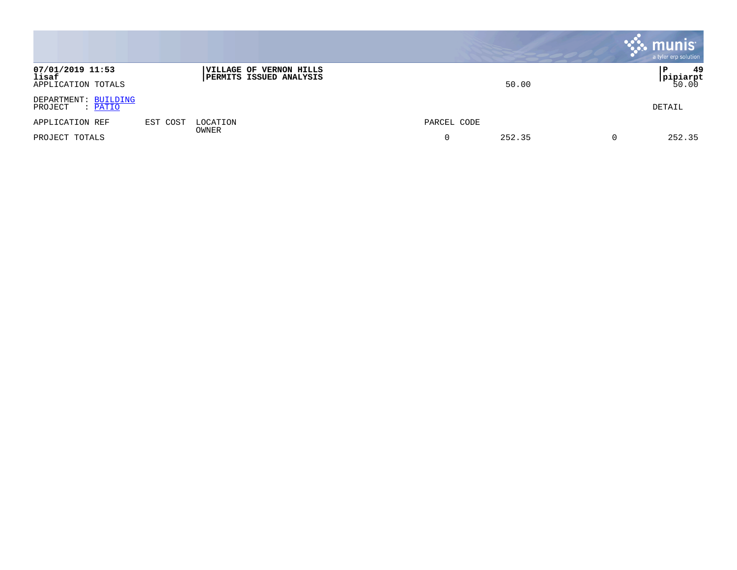APPLICATION TOTALS 50.00 50.00

DEPARTMENT: BUILDING
PROJECT : PATIO

DETAIL

| APPLICATION REF | EST COST | LOCATION / OWNER | PARCEL CODE | | | |
|---|---|---|---|---|---|---|
| PROJECT TOTALS | | | 0 | 252.35 | 0 | 252.35 |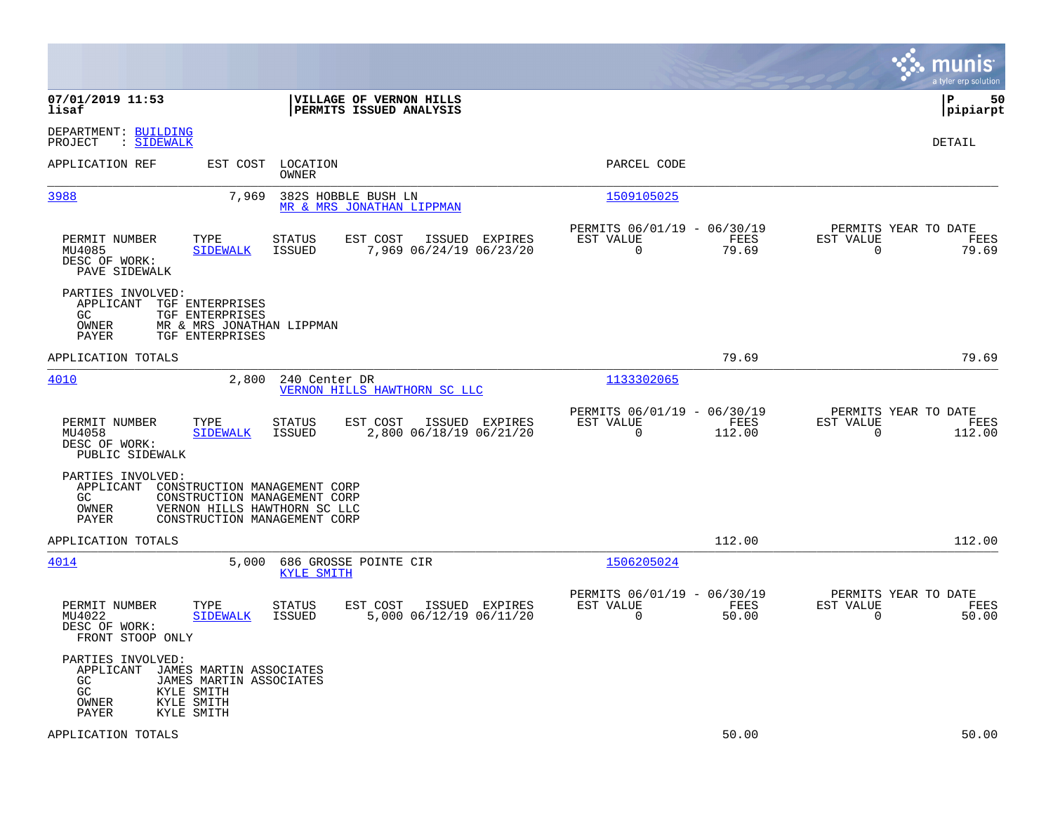**07/01/2019 11:53**
**lisaf**

**VILLAGE OF VERNON HILLS**
**PERMITS ISSUED ANALYSIS**

DEPARTMENT: BUILDING
PROJECT : SIDEWALK

DETAIL

| APPLICATION REF | EST COST | LOCATION / OWNER | PARCEL CODE |
|---|---|---|---|
| 3988 | 7,969 | 382S HOBBLE BUSH LN / MR & MRS JONATHAN LIPPMAN | 1509105025 |

| PERMIT NUMBER | TYPE | STATUS | EST COST | ISSUED | EXPIRES | PERMITS 06/01/19 - 06/30/19 EST VALUE | FEES | PERMITS YEAR TO DATE EST VALUE | FEES |
|---|---|---|---|---|---|---|---|---|---|
| MU4085 | SIDEWALK | ISSUED | 7,969 | 06/24/19 | 06/23/20 | 0 | 79.69 | 0 | 79.69 |

DESC OF WORK:
PAVE SIDEWALK

PARTIES INVOLVED:
- APPLICANT TGF ENTERPRISES
- GC TGF ENTERPRISES
- OWNER MR & MRS JONATHAN LIPPMAN
- PAYER TGF ENTERPRISES

APPLICATION TOTALS 79.69 79.69

| APPLICATION REF | EST COST | LOCATION / OWNER | PARCEL CODE |
|---|---|---|---|
| 4010 | 2,800 | 240 Center DR / VERNON HILLS HAWTHORN SC LLC | 1133302065 |

| PERMIT NUMBER | TYPE | STATUS | EST COST | ISSUED | EXPIRES | PERMITS 06/01/19 - 06/30/19 EST VALUE | FEES | PERMITS YEAR TO DATE EST VALUE | FEES |
|---|---|---|---|---|---|---|---|---|---|
| MU4058 | SIDEWALK | ISSUED | 2,800 | 06/18/19 | 06/21/20 | 0 | 112.00 | 0 | 112.00 |

DESC OF WORK:
PUBLIC SIDEWALK

PARTIES INVOLVED:
- APPLICANT CONSTRUCTION MANAGEMENT CORP
- GC CONSTRUCTION MANAGEMENT CORP
- OWNER VERNON HILLS HAWTHORN SC LLC
- PAYER CONSTRUCTION MANAGEMENT CORP

APPLICATION TOTALS 112.00 112.00

| APPLICATION REF | EST COST | LOCATION / OWNER | PARCEL CODE |
|---|---|---|---|
| 4014 | 5,000 | 686 GROSSE POINTE CIR / KYLE SMITH | 1506205024 |

| PERMIT NUMBER | TYPE | STATUS | EST COST | ISSUED | EXPIRES | PERMITS 06/01/19 - 06/30/19 EST VALUE | FEES | PERMITS YEAR TO DATE EST VALUE | FEES |
|---|---|---|---|---|---|---|---|---|---|
| MU4022 | SIDEWALK | ISSUED | 5,000 | 06/12/19 | 06/11/20 | 0 | 50.00 | 0 | 50.00 |

DESC OF WORK:
FRONT STOOP ONLY

PARTIES INVOLVED:
- APPLICANT JAMES MARTIN ASSOCIATES
- GC JAMES MARTIN ASSOCIATES
- GC KYLE SMITH
- OWNER KYLE SMITH
- PAYER KYLE SMITH

APPLICATION TOTALS 50.00 50.00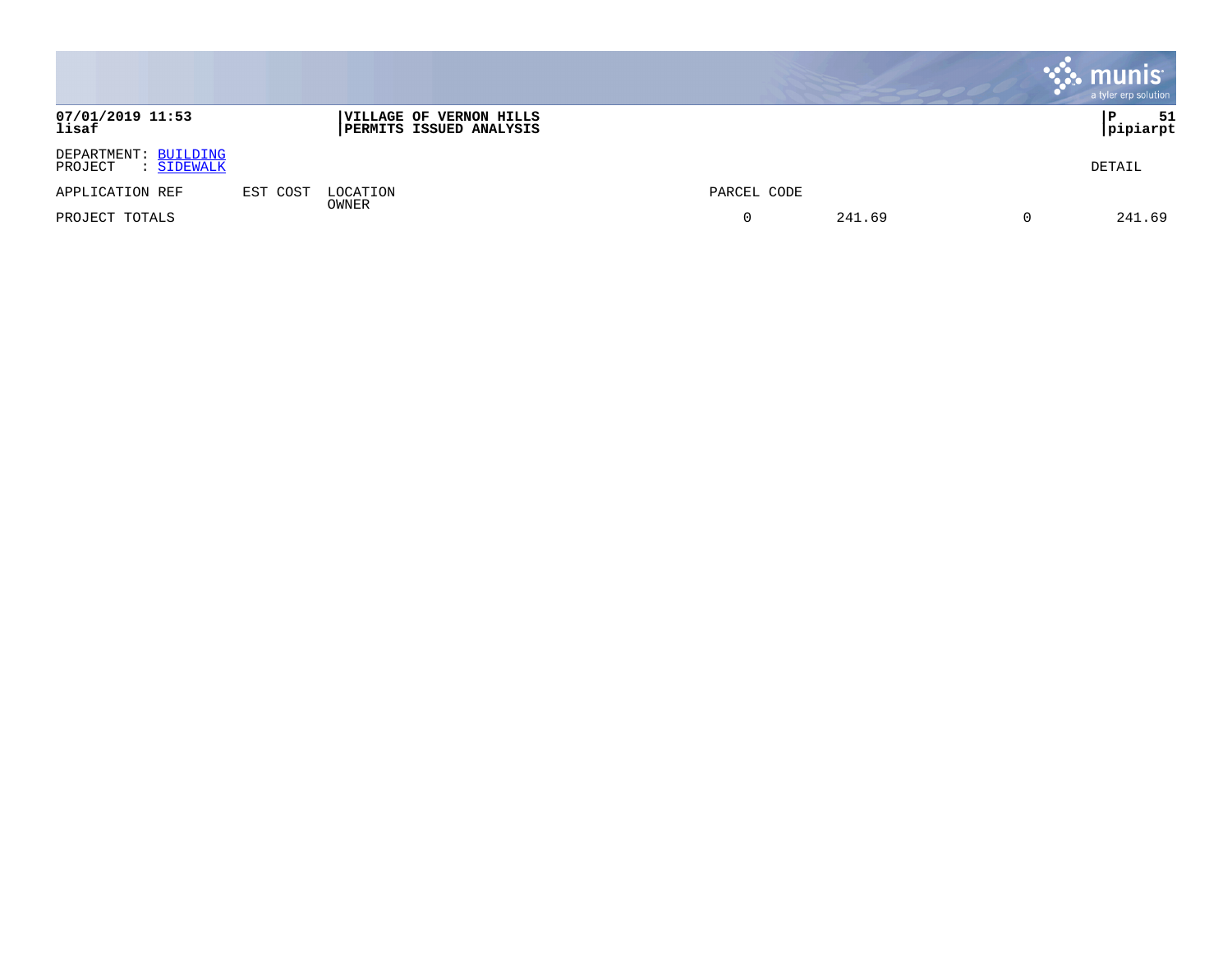**07/01/2019 11:53**
**lisaf**

**VILLAGE OF VERNON HILLS**
**PERMITS ISSUED ANALYSIS**

**P 51**
**pipiarpt**

DEPARTMENT: BUILDING
PROJECT : SIDEWALK

DETAIL

| APPLICATION REF | EST COST | LOCATION<br>OWNER | PARCEL CODE | | | |
|---|---|---|---|---|---|---|
| PROJECT TOTALS | | | 0 | 241.69 | 0 | 241.69 |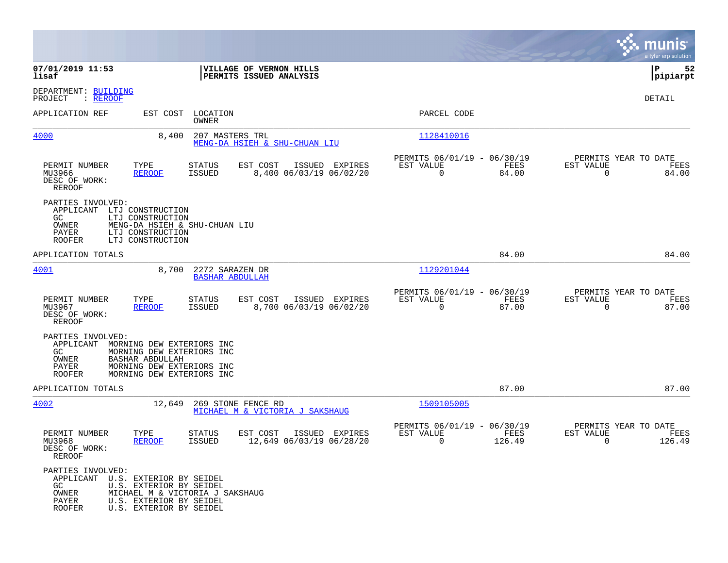**07/01/2019 11:53**
**lisaf**

**VILLAGE OF VERNON HILLS**
**PERMITS ISSUED ANALYSIS**

**P 52**
**pipiarpt**

DEPARTMENT: BUILDING
PROJECT : REROOF

DETAIL

| APPLICATION REF | EST COST | LOCATION / OWNER | PARCEL CODE |
|---|---|---|---|
| 4000 | 8,400 | 207 MASTERS TRL / MENG-DA HSIEH & SHU-CHUAN LIU | 1128410016 |

| PERMIT NUMBER | TYPE | STATUS | EST COST | ISSUED | EXPIRES | PERMITS 06/01/19 - 06/30/19 EST VALUE | FEES | PERMITS YEAR TO DATE EST VALUE | FEES |
|---|---|---|---|---|---|---|---|---|---|
| MU3966 | REROOF | ISSUED | 8,400 | 06/03/19 | 06/02/20 | 0 | 84.00 | 0 | 84.00 |

DESC OF WORK:
REROOF

PARTIES INVOLVED:
- APPLICANT LTJ CONSTRUCTION
- GC LTJ CONSTRUCTION
- OWNER MENG-DA HSIEH & SHU-CHUAN LIU
- PAYER LTJ CONSTRUCTION
- ROOFER LTJ CONSTRUCTION

APPLICATION TOTALS 84.00 84.00

| APPLICATION REF | EST COST | LOCATION / OWNER | PARCEL CODE |
|---|---|---|---|
| 4001 | 8,700 | 2272 SARAZEN DR / BASHAR ABDULLAH | 1129201044 |

| PERMIT NUMBER | TYPE | STATUS | EST COST | ISSUED | EXPIRES | PERMITS 06/01/19 - 06/30/19 EST VALUE | FEES | PERMITS YEAR TO DATE EST VALUE | FEES |
|---|---|---|---|---|---|---|---|---|---|
| MU3967 | REROOF | ISSUED | 8,700 | 06/03/19 | 06/02/20 | 0 | 87.00 | 0 | 87.00 |

DESC OF WORK:
REROOF

PARTIES INVOLVED:
- APPLICANT MORNING DEW EXTERIORS INC
- GC MORNING DEW EXTERIORS INC
- OWNER BASHAR ABDULLAH
- PAYER MORNING DEW EXTERIORS INC
- ROOFER MORNING DEW EXTERIORS INC

APPLICATION TOTALS 87.00 87.00

| APPLICATION REF | EST COST | LOCATION / OWNER | PARCEL CODE |
|---|---|---|---|
| 4002 | 12,649 | 269 STONE FENCE RD / MICHAEL M & VICTORIA J SAKSHAUG | 1509105005 |

| PERMIT NUMBER | TYPE | STATUS | EST COST | ISSUED | EXPIRES | PERMITS 06/01/19 - 06/30/19 EST VALUE | FEES | PERMITS YEAR TO DATE EST VALUE | FEES |
|---|---|---|---|---|---|---|---|---|---|
| MU3968 | REROOF | ISSUED | 12,649 | 06/03/19 | 06/28/20 | 0 | 126.49 | 0 | 126.49 |

DESC OF WORK:
REROOF

PARTIES INVOLVED:
- APPLICANT U.S. EXTERIOR BY SEIDEL
- GC U.S. EXTERIOR BY SEIDEL
- OWNER MICHAEL M & VICTORIA J SAKSHAUG
- PAYER U.S. EXTERIOR BY SEIDEL
- ROOFER U.S. EXTERIOR BY SEIDEL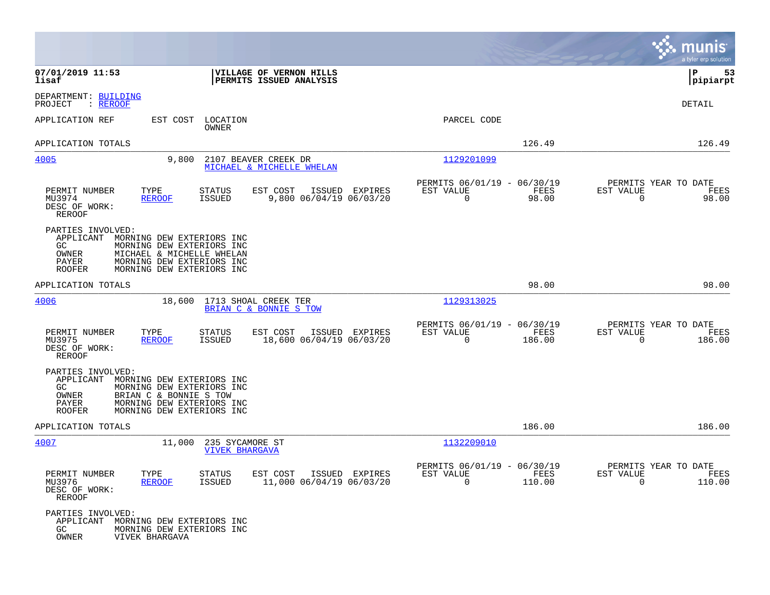**VILLAGE OF VERNON HILLS**
**PERMITS ISSUED ANALYSIS**

07/01/2019 11:53
lisaf

P 53
pipiarpt

DEPARTMENT: BUILDING
PROJECT : REROOF

DETAIL

| APPLICATION REF | EST COST | LOCATION / OWNER | PARCEL CODE | | |
|---|---|---|---|---|---|
| APPLICATION TOTALS | | | | 126.49 | 126.49 |

**4005** — EST COST 9,800 — 2107 BEAVER CREEK DR — MICHAEL & MICHELLE WHELAN — PARCEL CODE 1129201099

| PERMIT NUMBER | TYPE | STATUS | EST COST | ISSUED | EXPIRES | PERMITS 06/01/19 - 06/30/19 EST VALUE | FEES | PERMITS YEAR TO DATE EST VALUE | FEES |
|---|---|---|---|---|---|---|---|---|---|
| MU3974 | REROOF | ISSUED | 9,800 | 06/04/19 | 06/03/20 | 0 | 98.00 | 0 | 98.00 |

DESC OF WORK:
REROOF

PARTIES INVOLVED:
- APPLICANT MORNING DEW EXTERIORS INC
- GC MORNING DEW EXTERIORS INC
- OWNER MICHAEL & MICHELLE WHELAN
- PAYER MORNING DEW EXTERIORS INC
- ROOFER MORNING DEW EXTERIORS INC

APPLICATION TOTALS 98.00 98.00

**4006** — EST COST 18,600 — 1713 SHOAL CREEK TER — BRIAN C & BONNIE S TOW — PARCEL CODE 1129313025

| PERMIT NUMBER | TYPE | STATUS | EST COST | ISSUED | EXPIRES | PERMITS 06/01/19 - 06/30/19 EST VALUE | FEES | PERMITS YEAR TO DATE EST VALUE | FEES |
|---|---|---|---|---|---|---|---|---|---|
| MU3975 | REROOF | ISSUED | 18,600 | 06/04/19 | 06/03/20 | 0 | 186.00 | 0 | 186.00 |

DESC OF WORK:
REROOF

PARTIES INVOLVED:
- APPLICANT MORNING DEW EXTERIORS INC
- GC MORNING DEW EXTERIORS INC
- OWNER BRIAN C & BONNIE S TOW
- PAYER MORNING DEW EXTERIORS INC
- ROOFER MORNING DEW EXTERIORS INC

APPLICATION TOTALS 186.00 186.00

**4007** — EST COST 11,000 — 235 SYCAMORE ST — VIVEK BHARGAVA — PARCEL CODE 1132209010

| PERMIT NUMBER | TYPE | STATUS | EST COST | ISSUED | EXPIRES | PERMITS 06/01/19 - 06/30/19 EST VALUE | FEES | PERMITS YEAR TO DATE EST VALUE | FEES |
|---|---|---|---|---|---|---|---|---|---|
| MU3976 | REROOF | ISSUED | 11,000 | 06/04/19 | 06/03/20 | 0 | 110.00 | 0 | 110.00 |

DESC OF WORK:
REROOF

PARTIES INVOLVED:
- APPLICANT MORNING DEW EXTERIORS INC
- GC MORNING DEW EXTERIORS INC
- OWNER VIVEK BHARGAVA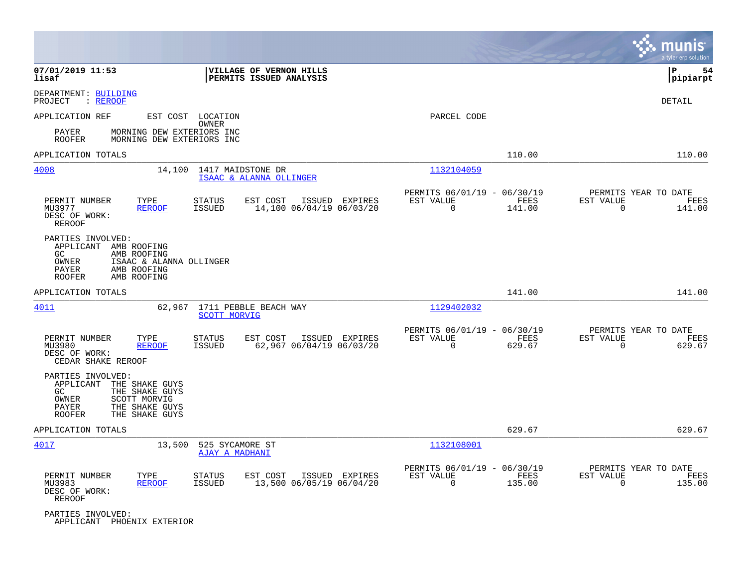**07/01/2019 11:53** | **VILLAGE OF VERNON HILLS** | **P 54**
**lisaf** | **PERMITS ISSUED ANALYSIS** | **pipiarpt**

DEPARTMENT: BUILDING
PROJECT : REROOF

DETAIL

APPLICATION REF EST COST LOCATION OWNER PARCEL CODE

PAYER MORNING DEW EXTERIORS INC
ROOFER MORNING DEW EXTERIORS INC

APPLICATION TOTALS 110.00 110.00

---

**4008** 14,100 1417 MAIDSTONE DR 1132104059
ISAAC & ALANNA OLLINGER

| PERMIT NUMBER | TYPE | STATUS | EST COST | ISSUED | EXPIRES | PERMITS 06/01/19 - 06/30/19 EST VALUE | FEES | PERMITS YEAR TO DATE EST VALUE | FEES |
|---|---|---|---|---|---|---|---|---|---|
| MU3977 | REROOF | ISSUED | 14,100 | 06/04/19 | 06/03/20 | 0 | 141.00 | 0 | 141.00 |

DESC OF WORK:
REROOF

PARTIES INVOLVED:
APPLICANT AMB ROOFING
GC AMB ROOFING
OWNER ISAAC & ALANNA OLLINGER
PAYER AMB ROOFING
ROOFER AMB ROOFING

APPLICATION TOTALS 141.00 141.00

---

**4011** 62,967 1711 PEBBLE BEACH WAY 1129402032
SCOTT MORVIG

| PERMIT NUMBER | TYPE | STATUS | EST COST | ISSUED | EXPIRES | PERMITS 06/01/19 - 06/30/19 EST VALUE | FEES | PERMITS YEAR TO DATE EST VALUE | FEES |
|---|---|---|---|---|---|---|---|---|---|
| MU3980 | REROOF | ISSUED | 62,967 | 06/04/19 | 06/03/20 | 0 | 629.67 | 0 | 629.67 |

DESC OF WORK:
CEDAR SHAKE REROOF

PARTIES INVOLVED:
APPLICANT THE SHAKE GUYS
GC THE SHAKE GUYS
OWNER SCOTT MORVIG
PAYER THE SHAKE GUYS
ROOFER THE SHAKE GUYS

APPLICATION TOTALS 629.67 629.67

---

**4017** 13,500 525 SYCAMORE ST 1132108001
AJAY A MADHANI

| PERMIT NUMBER | TYPE | STATUS | EST COST | ISSUED | EXPIRES | PERMITS 06/01/19 - 06/30/19 EST VALUE | FEES | PERMITS YEAR TO DATE EST VALUE | FEES |
|---|---|---|---|---|---|---|---|---|---|
| MU3983 | REROOF | ISSUED | 13,500 | 06/05/19 | 06/04/20 | 0 | 135.00 | 0 | 135.00 |

DESC OF WORK:
REROOF

PARTIES INVOLVED:
APPLICANT PHOENIX EXTERIOR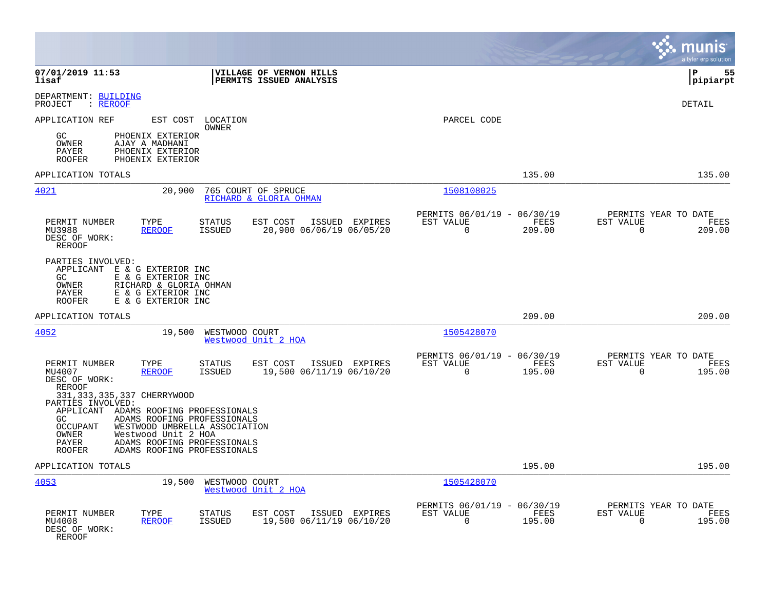07/01/2019 11:53 | VILLAGE OF VERNON HILLS | P 55
lisaf | PERMITS ISSUED ANALYSIS | pipiarpt

DEPARTMENT: BUILDING
PROJECT : REROOF

DETAIL

APPLICATION REF    EST COST    LOCATION
                               OWNER
PARCEL CODE

GC        PHOENIX EXTERIOR
OWNER     AJAY A MADHANI
PAYER     PHOENIX EXTERIOR
ROOFER    PHOENIX EXTERIOR

APPLICATION TOTALS    135.00    135.00

---

**4021**    20,900    765 COURT OF SPRUCE
RICHARD & GLORIA OHMAN
PARCEL CODE: 1508108025

| PERMIT NUMBER | TYPE | STATUS | EST COST | ISSUED | EXPIRES | PERMITS 06/01/19 - 06/30/19 EST VALUE | FEES | PERMITS YEAR TO DATE EST VALUE | FEES |
|---|---|---|---|---|---|---|---|---|---|
| MU3988 | REROOF | ISSUED | 20,900 | 06/06/19 | 06/05/20 | 0 | 209.00 | 0 | 209.00 |

DESC OF WORK:
REROOF

PARTIES INVOLVED:
APPLICANT  E & G EXTERIOR INC
GC         E & G EXTERIOR INC
OWNER      RICHARD & GLORIA OHMAN
PAYER      E & G EXTERIOR INC
ROOFER     E & G EXTERIOR INC

APPLICATION TOTALS    209.00    209.00

---

**4052**    19,500    WESTWOOD COURT
Westwood Unit 2 HOA
PARCEL CODE: 1505428070

| PERMIT NUMBER | TYPE | STATUS | EST COST | ISSUED | EXPIRES | PERMITS 06/01/19 - 06/30/19 EST VALUE | FEES | PERMITS YEAR TO DATE EST VALUE | FEES |
|---|---|---|---|---|---|---|---|---|---|
| MU4007 | REROOF | ISSUED | 19,500 | 06/11/19 | 06/10/20 | 0 | 195.00 | 0 | 195.00 |

DESC OF WORK:
REROOF
331,333,335,337 CHERRYWOOD

PARTIES INVOLVED:
APPLICANT  ADAMS ROOFING PROFESSIONALS
GC         ADAMS ROOFING PROFESSIONALS
OCCUPANT   WESTWOOD UMBRELLA ASSOCIATION
OWNER      Westwood Unit 2 HOA
PAYER      ADAMS ROOFING PROFESSIONALS
ROOFER     ADAMS ROOFING PROFESSIONALS

APPLICATION TOTALS    195.00    195.00

---

**4053**    19,500    WESTWOOD COURT
Westwood Unit 2 HOA
PARCEL CODE: 1505428070

| PERMIT NUMBER | TYPE | STATUS | EST COST | ISSUED | EXPIRES | PERMITS 06/01/19 - 06/30/19 EST VALUE | FEES | PERMITS YEAR TO DATE EST VALUE | FEES |
|---|---|---|---|---|---|---|---|---|---|
| MU4008 | REROOF | ISSUED | 19,500 | 06/11/19 | 06/10/20 | 0 | 195.00 | 0 | 195.00 |

DESC OF WORK:
REROOF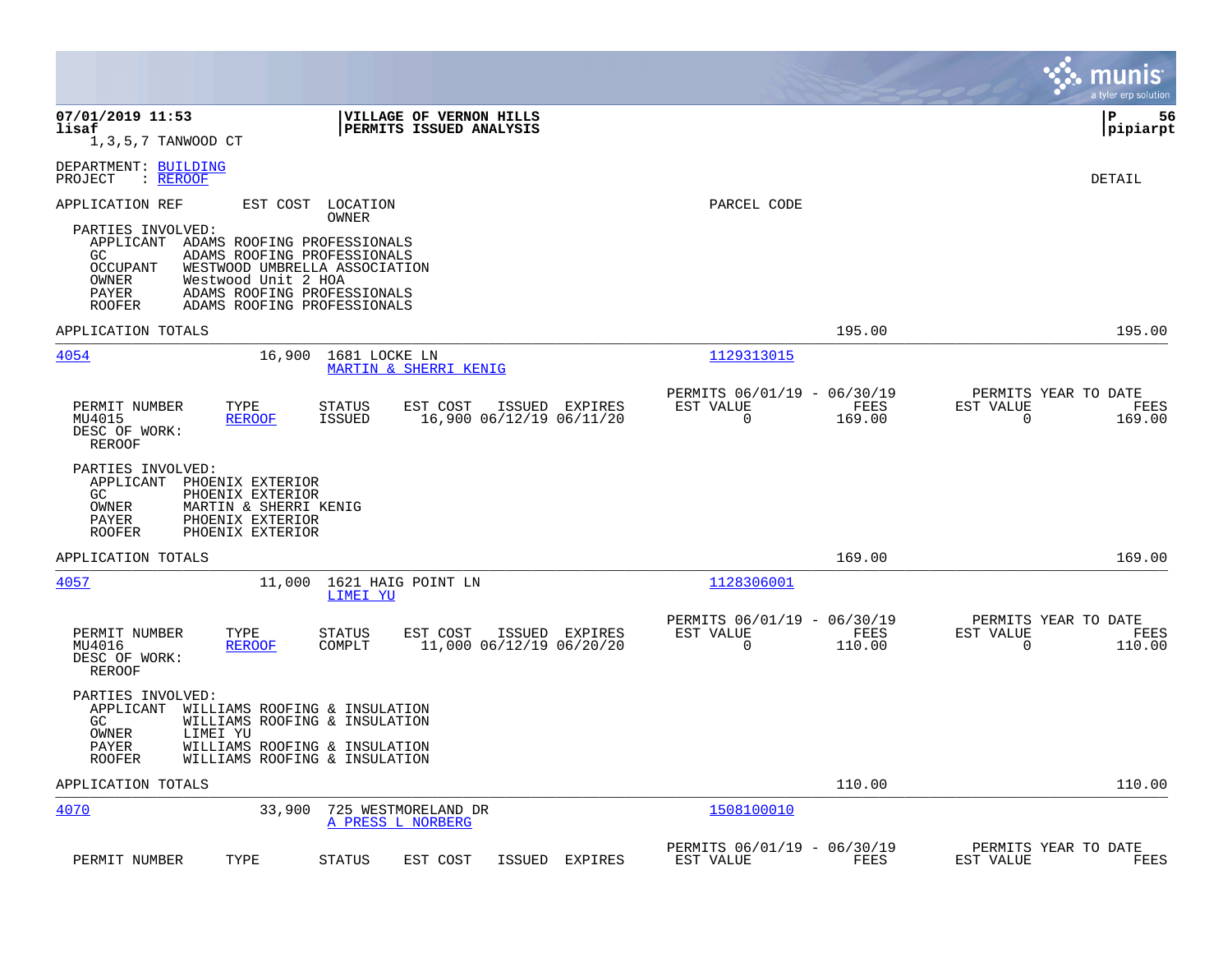07/01/2019 11:53
lisaf

**VILLAGE OF VERNON HILLS**
**PERMITS ISSUED ANALYSIS**

pipiarpt

1,3,5,7 TANWOOD CT

DEPARTMENT: BUILDING
PROJECT : REROOF

DETAIL

APPLICATION REF | EST COST | LOCATION / OWNER | PARCEL CODE

PARTIES INVOLVED:
- APPLICANT ADAMS ROOFING PROFESSIONALS
- GC ADAMS ROOFING PROFESSIONALS
- OCCUPANT WESTWOOD UMBRELLA ASSOCIATION
- OWNER Westwood Unit 2 HOA
- PAYER ADAMS ROOFING PROFESSIONALS
- ROOFER ADAMS ROOFING PROFESSIONALS

APPLICATION TOTALS 195.00 195.00

---

**4054** 16,900 1681 LOCKE LN — MARTIN & SHERRI KENIG — 1129313015

| PERMIT NUMBER | TYPE | STATUS | EST COST | ISSUED | EXPIRES | PERMITS 06/01/19 - 06/30/19 EST VALUE | FEES | PERMITS YEAR TO DATE EST VALUE | FEES |
|---|---|---|---|---|---|---|---|---|---|
| MU4015 | REROOF | ISSUED | 16,900 | 06/12/19 | 06/11/20 | 0 | 169.00 | 0 | 169.00 |

DESC OF WORK:
REROOF

PARTIES INVOLVED:
- APPLICANT PHOENIX EXTERIOR
- GC PHOENIX EXTERIOR
- OWNER MARTIN & SHERRI KENIG
- PAYER PHOENIX EXTERIOR
- ROOFER PHOENIX EXTERIOR

APPLICATION TOTALS 169.00 169.00

---

**4057** 11,000 1621 HAIG POINT LN — LIMEI YU — 1128306001

| PERMIT NUMBER | TYPE | STATUS | EST COST | ISSUED | EXPIRES | PERMITS 06/01/19 - 06/30/19 EST VALUE | FEES | PERMITS YEAR TO DATE EST VALUE | FEES |
|---|---|---|---|---|---|---|---|---|---|
| MU4016 | REROOF | COMPLT | 11,000 | 06/12/19 | 06/20/20 | 0 | 110.00 | 0 | 110.00 |

DESC OF WORK:
REROOF

PARTIES INVOLVED:
- APPLICANT WILLIAMS ROOFING & INSULATION
- GC WILLIAMS ROOFING & INSULATION
- OWNER LIMEI YU
- PAYER WILLIAMS ROOFING & INSULATION
- ROOFER WILLIAMS ROOFING & INSULATION

APPLICATION TOTALS 110.00 110.00

---

**4070** 33,900 725 WESTMORELAND DR — A PRESS L NORBERG — 1508100010

| PERMIT NUMBER | TYPE | STATUS | EST COST | ISSUED | EXPIRES | PERMITS 06/01/19 - 06/30/19 EST VALUE | FEES | PERMITS YEAR TO DATE EST VALUE | FEES |
|---|---|---|---|---|---|---|---|---|---|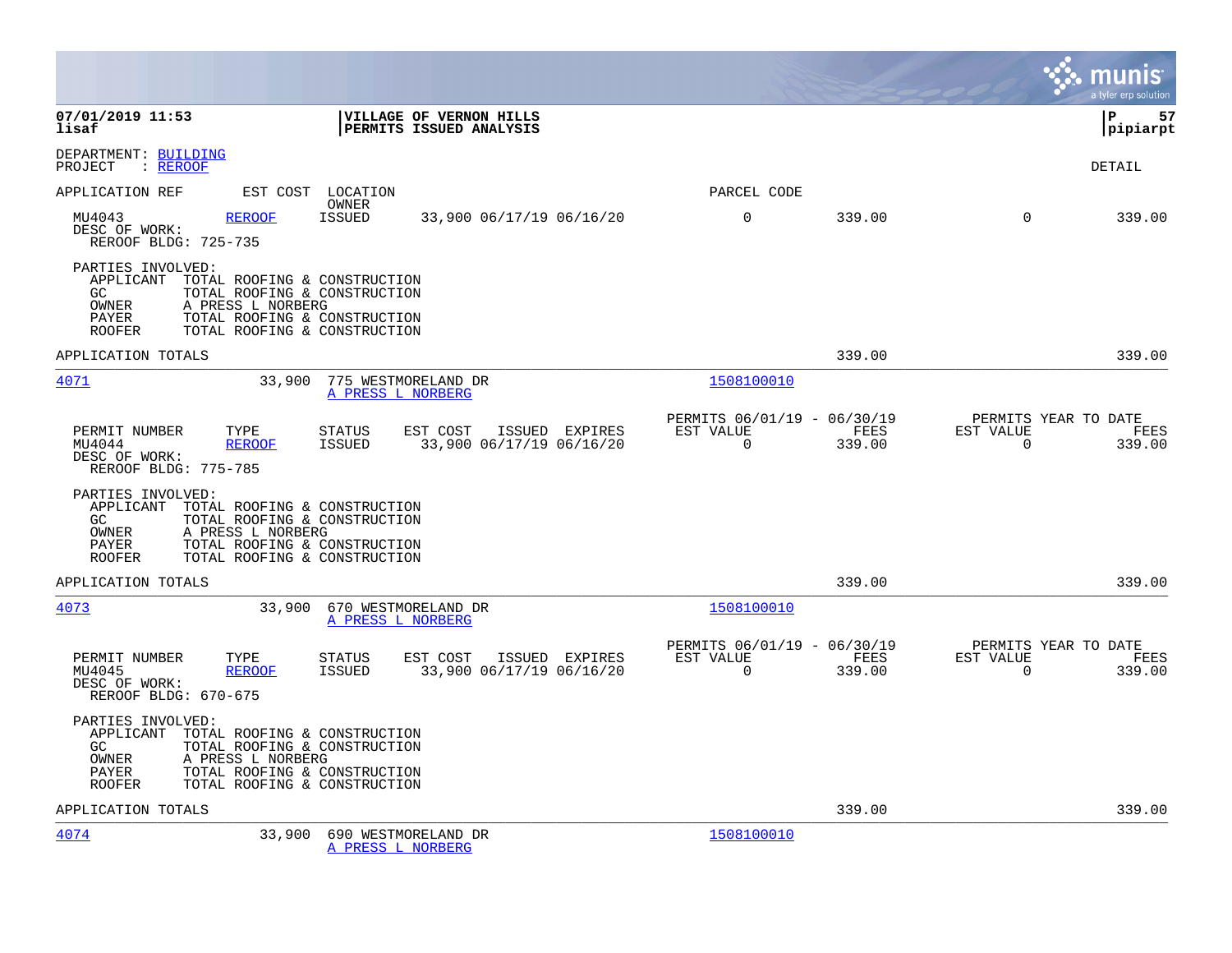07/01/2019 11:53 | VILLAGE OF VERNON HILLS | P 57
lisaf | PERMITS ISSUED ANALYSIS | pipiarpt

DEPARTMENT: BUILDING
PROJECT : REROOF

DETAIL

APPLICATION REF  EST COST  LOCATION  OWNER  PARCEL CODE

| | | | | | | | | | | |
|---|---|---|---|---|---|---|---|---|---|---|
| MU4043 | REROOF | ISSUED | 33,900 | 06/17/19 | 06/16/20 | 0 | 339.00 | 0 | 339.00 |

DESC OF WORK:
REROOF BLDG: 725-735

PARTIES INVOLVED:
APPLICANT TOTAL ROOFING & CONSTRUCTION
GC TOTAL ROOFING & CONSTRUCTION
OWNER A PRESS L NORBERG
PAYER TOTAL ROOFING & CONSTRUCTION
ROOFER TOTAL ROOFING & CONSTRUCTION

APPLICATION TOTALS 339.00 339.00

4071 33,900 775 WESTMORELAND DR
A PRESS L NORBERG
1508100010

| PERMIT NUMBER | TYPE | STATUS | EST COST | ISSUED | EXPIRES | PERMITS 06/01/19 - 06/30/19 EST VALUE | FEES | PERMITS YEAR TO DATE EST VALUE | FEES |
|---|---|---|---|---|---|---|---|---|---|
| MU4044 | REROOF | ISSUED | 33,900 | 06/17/19 | 06/16/20 | 0 | 339.00 | 0 | 339.00 |

DESC OF WORK:
REROOF BLDG: 775-785

PARTIES INVOLVED:
APPLICANT TOTAL ROOFING & CONSTRUCTION
GC TOTAL ROOFING & CONSTRUCTION
OWNER A PRESS L NORBERG
PAYER TOTAL ROOFING & CONSTRUCTION
ROOFER TOTAL ROOFING & CONSTRUCTION

APPLICATION TOTALS 339.00 339.00

4073 33,900 670 WESTMORELAND DR
A PRESS L NORBERG
1508100010

| PERMIT NUMBER | TYPE | STATUS | EST COST | ISSUED | EXPIRES | PERMITS 06/01/19 - 06/30/19 EST VALUE | FEES | PERMITS YEAR TO DATE EST VALUE | FEES |
|---|---|---|---|---|---|---|---|---|---|
| MU4045 | REROOF | ISSUED | 33,900 | 06/17/19 | 06/16/20 | 0 | 339.00 | 0 | 339.00 |

DESC OF WORK:
REROOF BLDG: 670-675

PARTIES INVOLVED:
APPLICANT TOTAL ROOFING & CONSTRUCTION
GC TOTAL ROOFING & CONSTRUCTION
OWNER A PRESS L NORBERG
PAYER TOTAL ROOFING & CONSTRUCTION
ROOFER TOTAL ROOFING & CONSTRUCTION

APPLICATION TOTALS 339.00 339.00

4074 33,900 690 WESTMORELAND DR
A PRESS L NORBERG
1508100010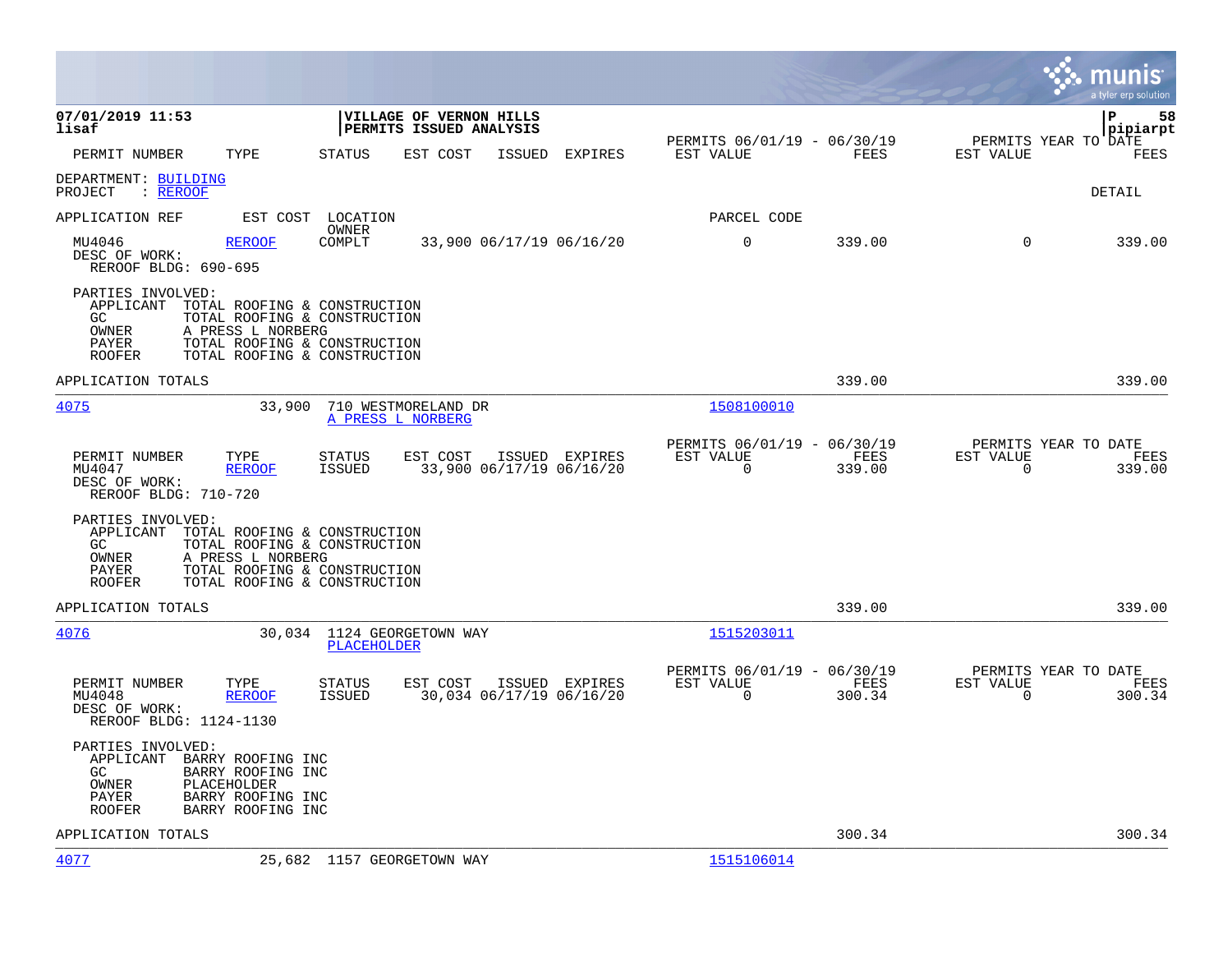07/01/2019 11:53 | VILLAGE OF VERNON HILLS | P 58
lisaf | PERMITS ISSUED ANALYSIS | pipiarpt

| PERMIT NUMBER | TYPE | STATUS | EST COST | ISSUED | EXPIRES | PERMITS 06/01/19 - 06/30/19 EST VALUE | FEES | PERMITS YEAR TO DATE EST VALUE | FEES |
|---|---|---|---|---|---|---|---|---|---|

DEPARTMENT: BUILDING
PROJECT : REROOF

DETAIL

APPLICATION REF | EST COST | LOCATION OWNER | PARCEL CODE

| | | | | | | | | | |
|---|---|---|---|---|---|---|---|---|---|
| MU4046 | REROOF | COMPLT | 33,900 | 06/17/19 | 06/16/20 | 0 | 339.00 | 0 | 339.00 |

DESC OF WORK:
REROOF BLDG: 690-695

PARTIES INVOLVED:
- APPLICANT TOTAL ROOFING & CONSTRUCTION
- GC TOTAL ROOFING & CONSTRUCTION
- OWNER A PRESS L NORBERG
- PAYER TOTAL ROOFING & CONSTRUCTION
- ROOFER TOTAL ROOFING & CONSTRUCTION

APPLICATION TOTALS 339.00 339.00

---

4075 | 33,900 | 710 WESTMORELAND DR | 1508100010
A PRESS L NORBERG

| PERMIT NUMBER | TYPE | STATUS | EST COST | ISSUED | EXPIRES | PERMITS 06/01/19 - 06/30/19 EST VALUE | FEES | PERMITS YEAR TO DATE EST VALUE | FEES |
|---|---|---|---|---|---|---|---|---|---|
| MU4047 | REROOF | ISSUED | 33,900 | 06/17/19 | 06/16/20 | 0 | 339.00 | 0 | 339.00 |

DESC OF WORK:
REROOF BLDG: 710-720

PARTIES INVOLVED:
- APPLICANT TOTAL ROOFING & CONSTRUCTION
- GC TOTAL ROOFING & CONSTRUCTION
- OWNER A PRESS L NORBERG
- PAYER TOTAL ROOFING & CONSTRUCTION
- ROOFER TOTAL ROOFING & CONSTRUCTION

APPLICATION TOTALS 339.00 339.00

---

4076 | 30,034 | 1124 GEORGETOWN WAY | 1515203011
PLACEHOLDER

| PERMIT NUMBER | TYPE | STATUS | EST COST | ISSUED | EXPIRES | PERMITS 06/01/19 - 06/30/19 EST VALUE | FEES | PERMITS YEAR TO DATE EST VALUE | FEES |
|---|---|---|---|---|---|---|---|---|---|
| MU4048 | REROOF | ISSUED | 30,034 | 06/17/19 | 06/16/20 | 0 | 300.34 | 0 | 300.34 |

DESC OF WORK:
REROOF BLDG: 1124-1130

PARTIES INVOLVED:
- APPLICANT BARRY ROOFING INC
- GC BARRY ROOFING INC
- OWNER PLACEHOLDER
- PAYER BARRY ROOFING INC
- ROOFER BARRY ROOFING INC

APPLICATION TOTALS 300.34 300.34

---

4077 | 25,682 | 1157 GEORGETOWN WAY | 1515106014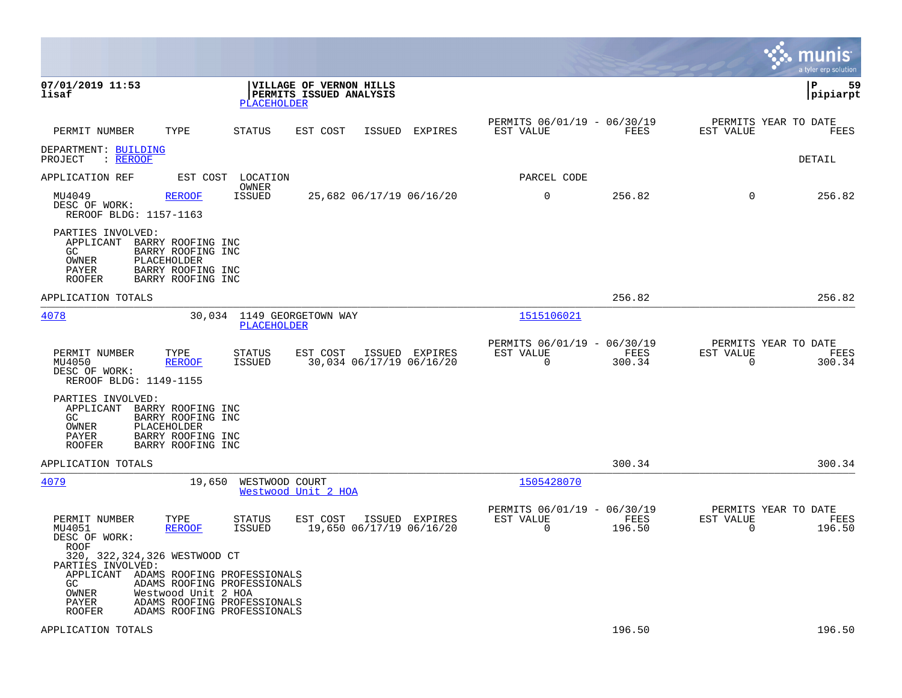07/01/2019 11:53
lisaf

VILLAGE OF VERNON HILLS
PERMITS ISSUED ANALYSIS
PLACEHOLDER

| PERMIT NUMBER | TYPE | STATUS | EST COST | ISSUED | EXPIRES | PERMITS 06/01/19 - 06/30/19 EST VALUE | FEES | PERMITS YEAR TO DATE EST VALUE | FEES |
|---|---|---|---|---|---|---|---|---|---|

DEPARTMENT: BUILDING
PROJECT : REROOF

DETAIL

APPLICATION REF | EST COST | LOCATION OWNER | PARCEL CODE

| PERMIT NUMBER | TYPE | STATUS | EST COST | ISSUED | EXPIRES | EST VALUE | FEES | EST VALUE | FEES |
|---|---|---|---|---|---|---|---|---|---|
| MU4049 | REROOF | ISSUED | 25,682 | 06/17/19 | 06/16/20 | 0 | 256.82 | 0 | 256.82 |

DESC OF WORK:
REROOF BLDG: 1157-1163

PARTIES INVOLVED:
- APPLICANT BARRY ROOFING INC
- GC BARRY ROOFING INC
- OWNER PLACEHOLDER
- PAYER BARRY ROOFING INC
- ROOFER BARRY ROOFING INC

APPLICATION TOTALS 256.82 256.82

---

4078 | 30,034 | 1149 GEORGETOWN WAY PLACEHOLDER | 1515106021

| PERMIT NUMBER | TYPE | STATUS | EST COST | ISSUED | EXPIRES | PERMITS 06/01/19 - 06/30/19 EST VALUE | FEES | PERMITS YEAR TO DATE EST VALUE | FEES |
|---|---|---|---|---|---|---|---|---|---|
| MU4050 | REROOF | ISSUED | 30,034 | 06/17/19 | 06/16/20 | 0 | 300.34 | 0 | 300.34 |

DESC OF WORK:
REROOF BLDG: 1149-1155

PARTIES INVOLVED:
- APPLICANT BARRY ROOFING INC
- GC BARRY ROOFING INC
- OWNER PLACEHOLDER
- PAYER BARRY ROOFING INC
- ROOFER BARRY ROOFING INC

APPLICATION TOTALS 300.34 300.34

---

4079 | 19,650 | WESTWOOD COURT Westwood Unit 2 HOA | 1505428070

| PERMIT NUMBER | TYPE | STATUS | EST COST | ISSUED | EXPIRES | PERMITS 06/01/19 - 06/30/19 EST VALUE | FEES | PERMITS YEAR TO DATE EST VALUE | FEES |
|---|---|---|---|---|---|---|---|---|---|
| MU4051 | REROOF | ISSUED | 19,650 | 06/17/19 | 06/16/20 | 0 | 196.50 | 0 | 196.50 |

DESC OF WORK:
ROOF
320, 322,324,326 WESTWOOD CT

PARTIES INVOLVED:
- APPLICANT ADAMS ROOFING PROFESSIONALS
- GC ADAMS ROOFING PROFESSIONALS
- OWNER Westwood Unit 2 HOA
- PAYER ADAMS ROOFING PROFESSIONALS
- ROOFER ADAMS ROOFING PROFESSIONALS

APPLICATION TOTALS 196.50 196.50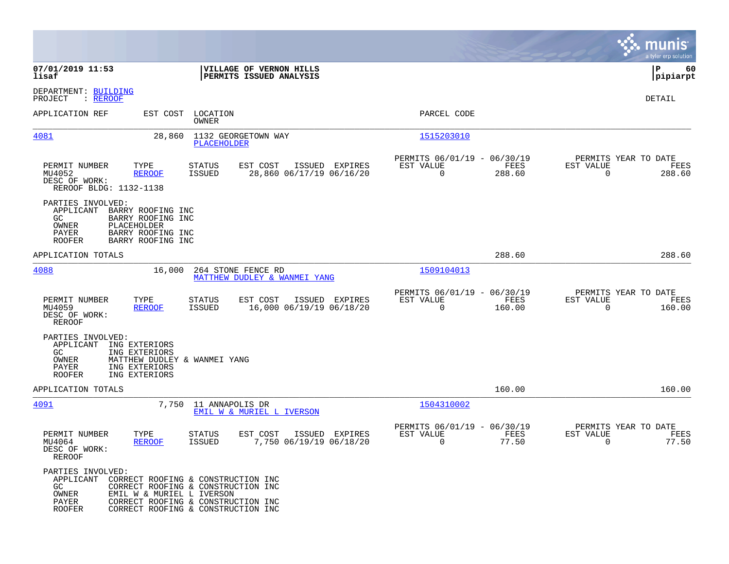**07/01/2019 11:53**
**lisaf**

**VILLAGE OF VERNON HILLS**
**PERMITS ISSUED ANALYSIS**

**P 60**
**pipiarpt**

DEPARTMENT: BUILDING
PROJECT : REROOF

DETAIL

| APPLICATION REF | EST COST | LOCATION / OWNER | PARCEL CODE |
|---|---|---|---|
| 4081 | 28,860 | 1132 GEORGETOWN WAY / PLACEHOLDER | 1515203010 |

| PERMIT NUMBER | TYPE | STATUS | EST COST | ISSUED | EXPIRES | PERMITS 06/01/19 - 06/30/19 EST VALUE | FEES | PERMITS YEAR TO DATE EST VALUE | FEES |
|---|---|---|---|---|---|---|---|---|---|
| MU4052 | REROOF | ISSUED | 28,860 | 06/17/19 | 06/16/20 | 0 | 288.60 | 0 | 288.60 |

DESC OF WORK:
REROOF BLDG: 1132-1138

PARTIES INVOLVED:
- APPLICANT BARRY ROOFING INC
- GC BARRY ROOFING INC
- OWNER PLACEHOLDER
- PAYER BARRY ROOFING INC
- ROOFER BARRY ROOFING INC

APPLICATION TOTALS 288.60 288.60

| APPLICATION REF | EST COST | LOCATION / OWNER | PARCEL CODE |
|---|---|---|---|
| 4088 | 16,000 | 264 STONE FENCE RD / MATTHEW DUDLEY & WANMEI YANG | 1509104013 |

| PERMIT NUMBER | TYPE | STATUS | EST COST | ISSUED | EXPIRES | PERMITS 06/01/19 - 06/30/19 EST VALUE | FEES | PERMITS YEAR TO DATE EST VALUE | FEES |
|---|---|---|---|---|---|---|---|---|---|
| MU4059 | REROOF | ISSUED | 16,000 | 06/19/19 | 06/18/20 | 0 | 160.00 | 0 | 160.00 |

DESC OF WORK:
REROOF

PARTIES INVOLVED:
- APPLICANT ING EXTERIORS
- GC ING EXTERIORS
- OWNER MATTHEW DUDLEY & WANMEI YANG
- PAYER ING EXTERIORS
- ROOFER ING EXTERIORS

APPLICATION TOTALS 160.00 160.00

| APPLICATION REF | EST COST | LOCATION / OWNER | PARCEL CODE |
|---|---|---|---|
| 4091 | 7,750 | 11 ANNAPOLIS DR / EMIL W & MURIEL L IVERSON | 1504310002 |

| PERMIT NUMBER | TYPE | STATUS | EST COST | ISSUED | EXPIRES | PERMITS 06/01/19 - 06/30/19 EST VALUE | FEES | PERMITS YEAR TO DATE EST VALUE | FEES |
|---|---|---|---|---|---|---|---|---|---|
| MU4064 | REROOF | ISSUED | 7,750 | 06/19/19 | 06/18/20 | 0 | 77.50 | 0 | 77.50 |

DESC OF WORK:
REROOF

PARTIES INVOLVED:
- APPLICANT CORRECT ROOFING & CONSTRUCTION INC
- GC CORRECT ROOFING & CONSTRUCTION INC
- OWNER EMIL W & MURIEL L IVERSON
- PAYER CORRECT ROOFING & CONSTRUCTION INC
- ROOFER CORRECT ROOFING & CONSTRUCTION INC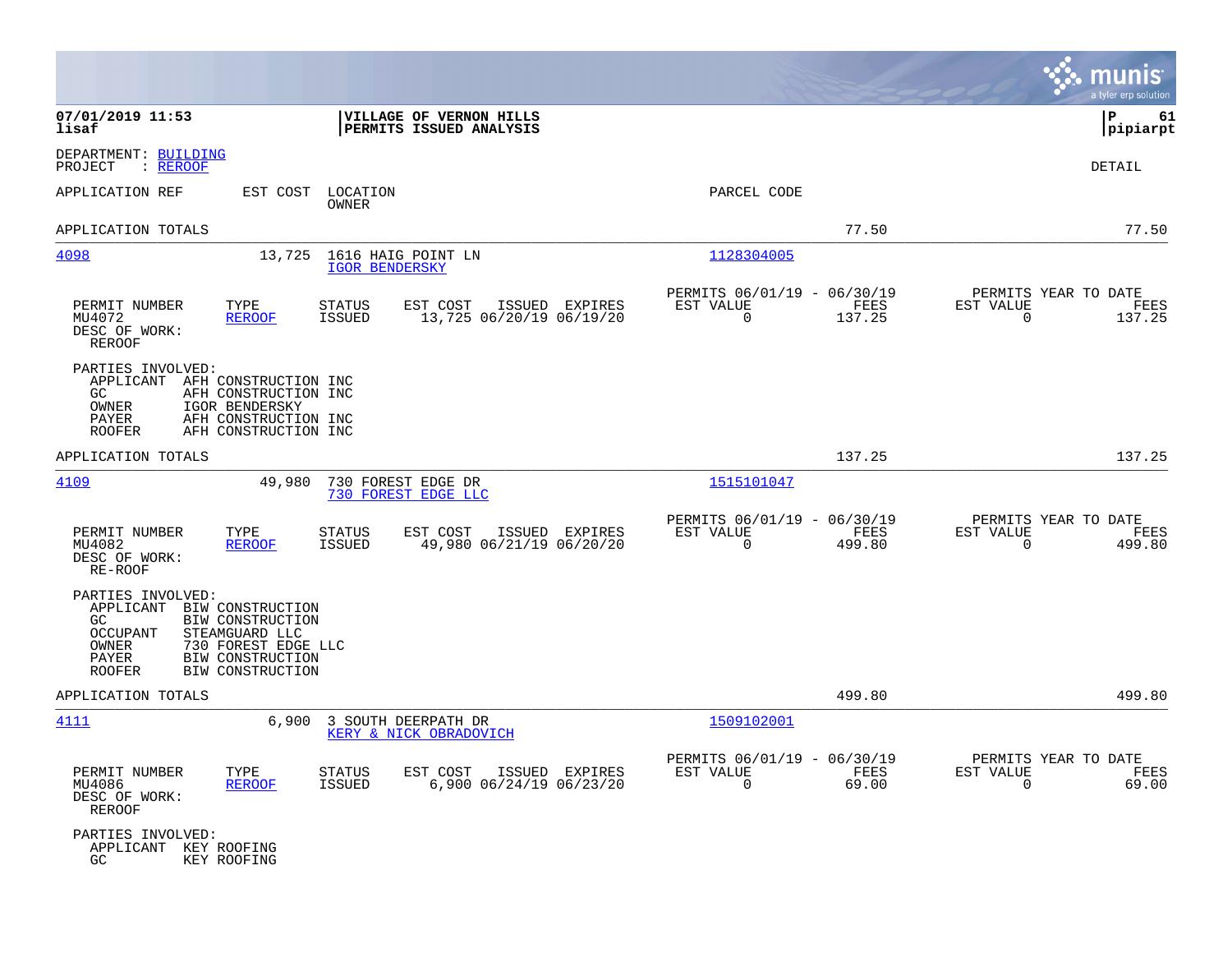DEPARTMENT: BUILDING
PROJECT : REROOF

DETAIL

| APPLICATION REF | EST COST | LOCATION / OWNER | PARCEL CODE | | |
|---|---|---|---|---|---|
| APPLICATION TOTALS | | | | 77.50 | 77.50 |

**4098** — 13,725 — 1616 HAIG POINT LN — IGOR BENDERSKY — 1128304005

| PERMIT NUMBER | TYPE | STATUS | EST COST | ISSUED | EXPIRES | PERMITS 06/01/19 - 06/30/19 EST VALUE | FEES | PERMITS YEAR TO DATE EST VALUE | FEES |
|---|---|---|---|---|---|---|---|---|---|
| MU4072 | REROOF | ISSUED | 13,725 | 06/20/19 | 06/19/20 | 0 | 137.25 | 0 | 137.25 |

DESC OF WORK:
REROOF

PARTIES INVOLVED:
- APPLICANT AFH CONSTRUCTION INC
- GC AFH CONSTRUCTION INC
- OWNER IGOR BENDERSKY
- PAYER AFH CONSTRUCTION INC
- ROOFER AFH CONSTRUCTION INC

APPLICATION TOTALS 137.25 137.25

**4109** — 49,980 — 730 FOREST EDGE DR — 730 FOREST EDGE LLC — 1515101047

| PERMIT NUMBER | TYPE | STATUS | EST COST | ISSUED | EXPIRES | PERMITS 06/01/19 - 06/30/19 EST VALUE | FEES | PERMITS YEAR TO DATE EST VALUE | FEES |
|---|---|---|---|---|---|---|---|---|---|
| MU4082 | REROOF | ISSUED | 49,980 | 06/21/19 | 06/20/20 | 0 | 499.80 | 0 | 499.80 |

DESC OF WORK:
RE-ROOF

PARTIES INVOLVED:
- APPLICANT BIW CONSTRUCTION
- GC BIW CONSTRUCTION
- OCCUPANT STEAMGUARD LLC
- OWNER 730 FOREST EDGE LLC
- PAYER BIW CONSTRUCTION
- ROOFER BIW CONSTRUCTION

APPLICATION TOTALS 499.80 499.80

**4111** — 6,900 — 3 SOUTH DEERPATH DR — KERY & NICK OBRADOVICH — 1509102001

| PERMIT NUMBER | TYPE | STATUS | EST COST | ISSUED | EXPIRES | PERMITS 06/01/19 - 06/30/19 EST VALUE | FEES | PERMITS YEAR TO DATE EST VALUE | FEES |
|---|---|---|---|---|---|---|---|---|---|
| MU4086 | REROOF | ISSUED | 6,900 | 06/24/19 | 06/23/20 | 0 | 69.00 | 0 | 69.00 |

DESC OF WORK:
REROOF

PARTIES INVOLVED:
- APPLICANT KEY ROOFING
- GC KEY ROOFING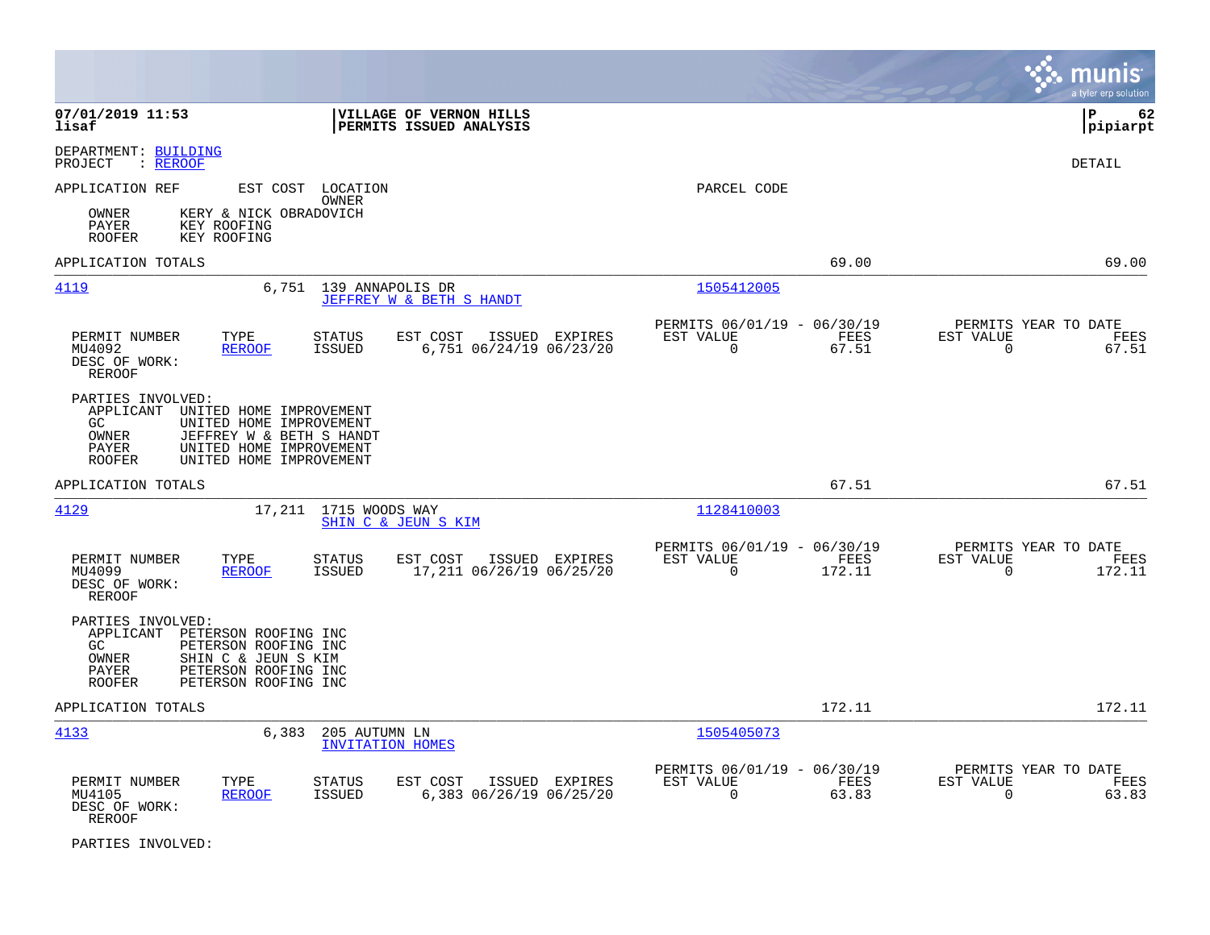DEPARTMENT: BUILDING
PROJECT : REROOF

DETAIL

APPLICATION REF     EST COST   LOCATION
OWNER
PARCEL CODE

OWNER     KERY & NICK OBRADOVICH
PAYER     KEY ROOFING
ROOFER    KEY ROOFING

APPLICATION TOTALS   69.00   69.00

---

4119     6,751   139 ANNAPOLIS DR
JEFFREY W & BETH S HANDT
1505412005

| PERMIT NUMBER | TYPE | STATUS | EST COST | ISSUED | EXPIRES | PERMITS 06/01/19 - 06/30/19 EST VALUE | FEES | PERMITS YEAR TO DATE EST VALUE | FEES |
|---|---|---|---|---|---|---|---|---|---|
| MU4092 | REROOF | ISSUED | 6,751 | 06/24/19 | 06/23/20 | 0 | 67.51 | 0 | 67.51 |

DESC OF WORK:
REROOF

PARTIES INVOLVED:
APPLICANT   UNITED HOME IMPROVEMENT
GC          UNITED HOME IMPROVEMENT
OWNER       JEFFREY W & BETH S HANDT
PAYER       UNITED HOME IMPROVEMENT
ROOFER      UNITED HOME IMPROVEMENT

APPLICATION TOTALS   67.51   67.51

---

4129     17,211   1715 WOODS WAY
SHIN C & JEUN S KIM
1128410003

| PERMIT NUMBER | TYPE | STATUS | EST COST | ISSUED | EXPIRES | PERMITS 06/01/19 - 06/30/19 EST VALUE | FEES | PERMITS YEAR TO DATE EST VALUE | FEES |
|---|---|---|---|---|---|---|---|---|---|
| MU4099 | REROOF | ISSUED | 17,211 | 06/26/19 | 06/25/20 | 0 | 172.11 | 0 | 172.11 |

DESC OF WORK:
REROOF

PARTIES INVOLVED:
APPLICANT   PETERSON ROOFING INC
GC          PETERSON ROOFING INC
OWNER       SHIN C & JEUN S KIM
PAYER       PETERSON ROOFING INC
ROOFER      PETERSON ROOFING INC

APPLICATION TOTALS   172.11   172.11

---

4133     6,383   205 AUTUMN LN
INVITATION HOMES
1505405073

| PERMIT NUMBER | TYPE | STATUS | EST COST | ISSUED | EXPIRES | PERMITS 06/01/19 - 06/30/19 EST VALUE | FEES | PERMITS YEAR TO DATE EST VALUE | FEES |
|---|---|---|---|---|---|---|---|---|---|
| MU4105 | REROOF | ISSUED | 6,383 | 06/26/19 | 06/25/20 | 0 | 63.83 | 0 | 63.83 |

DESC OF WORK:
REROOF

PARTIES INVOLVED: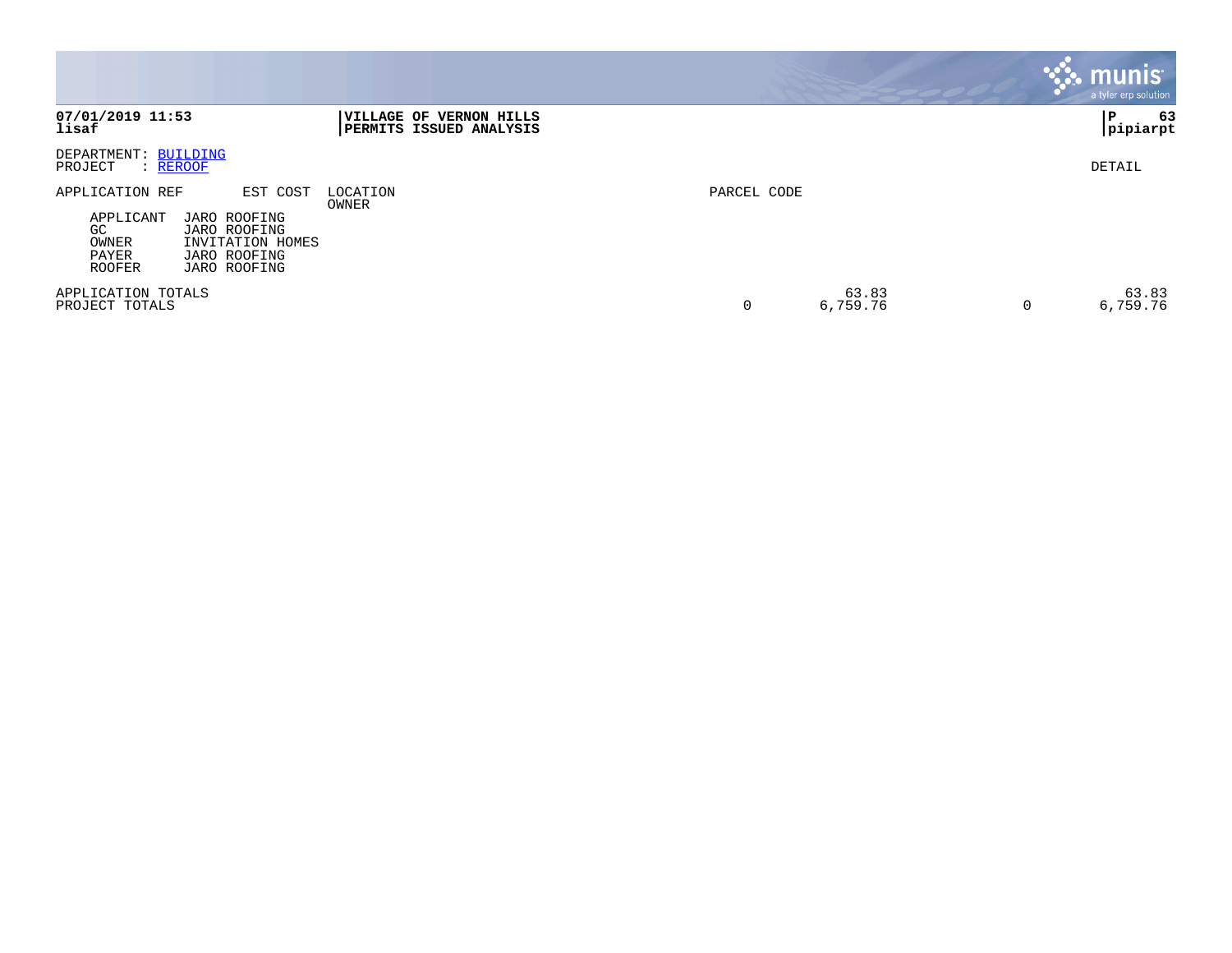**07/01/2019 11:53** | **VILLAGE OF VERNON HILLS** | **P 63**
**lisaf** | **PERMITS ISSUED ANALYSIS** | **pipiarpt**

DEPARTMENT: BUILDING
PROJECT : REROOF

DETAIL

| APPLICATION REF | EST COST | LOCATION / OWNER | PARCEL CODE | | | | |
|---|---|---|---|---|---|---|---|
| APPLICANT JARO ROOFING | | | | | | | |
| GC JARO ROOFING | | | | | | | |
| OWNER INVITATION HOMES | | | | | | | |
| PAYER JARO ROOFING | | | | | | | |
| ROOFER JARO ROOFING | | | | | | | |
| APPLICATION TOTALS | | | | | 63.83 | | 63.83 |
| PROJECT TOTALS | | | | 0 | 6,759.76 | 0 | 6,759.76 |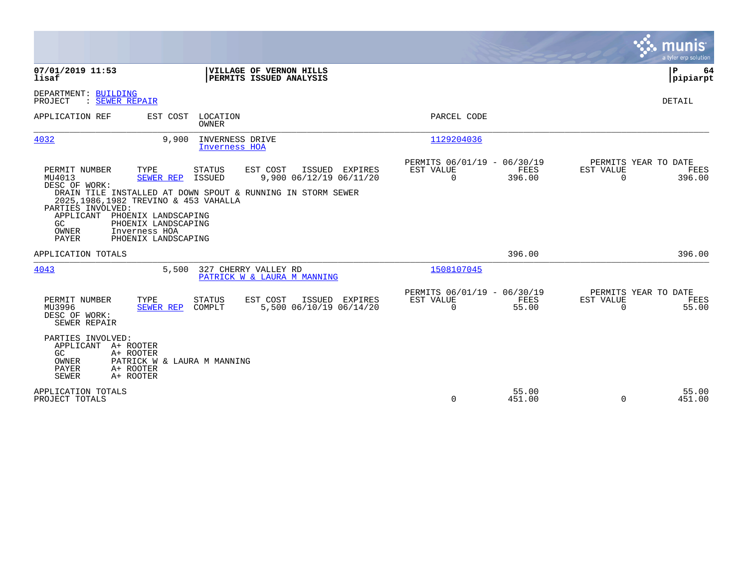**07/01/2019 11:53**
**lisaf**

**VILLAGE OF VERNON HILLS**
**PERMITS ISSUED ANALYSIS**

**P 64**
**pipiarpt**

DEPARTMENT: BUILDING
PROJECT : SEWER REPAIR

DETAIL

| APPLICATION REF | EST COST | LOCATION / OWNER | PARCEL CODE |
|---|---|---|---|
| 4032 | 9,900 | INVERNESS DRIVE / Inverness HOA | 1129204036 |

| PERMIT NUMBER | TYPE | STATUS | EST COST | ISSUED | EXPIRES | PERMITS 06/01/19 - 06/30/19 EST VALUE | FEES | PERMITS YEAR TO DATE EST VALUE | FEES |
|---|---|---|---|---|---|---|---|---|---|
| MU4013 | SEWER REP | ISSUED | 9,900 | 06/12/19 | 06/11/20 | 0 | 396.00 | 0 | 396.00 |

DESC OF WORK:
DRAIN TILE INSTALLED AT DOWN SPOUT & RUNNING IN STORM SEWER
2025,1986,1982 TREVINO & 453 VAHALLA

PARTIES INVOLVED:
- APPLICANT PHOENIX LANDSCAPING
- GC PHOENIX LANDSCAPING
- OWNER Inverness HOA
- PAYER PHOENIX LANDSCAPING

APPLICATION TOTALS: 396.00 | 396.00

| APPLICATION REF | EST COST | LOCATION / OWNER | PARCEL CODE |
|---|---|---|---|
| 4043 | 5,500 | 327 CHERRY VALLEY RD / PATRICK W & LAURA M MANNING | 1508107045 |

| PERMIT NUMBER | TYPE | STATUS | EST COST | ISSUED | EXPIRES | PERMITS 06/01/19 - 06/30/19 EST VALUE | FEES | PERMITS YEAR TO DATE EST VALUE | FEES |
|---|---|---|---|---|---|---|---|---|---|
| MU3996 | SEWER REP | COMPLT | 5,500 | 06/10/19 | 06/14/20 | 0 | 55.00 | 0 | 55.00 |

DESC OF WORK:
SEWER REPAIR

PARTIES INVOLVED:
- APPLICANT A+ ROOTER
- GC A+ ROOTER
- OWNER PATRICK W & LAURA M MANNING
- PAYER A+ ROOTER
- SEWER A+ ROOTER

| | EST VALUE | FEES | EST VALUE | FEES |
|---|---|---|---|---|
| APPLICATION TOTALS | | 55.00 | | 55.00 |
| PROJECT TOTALS | 0 | 451.00 | 0 | 451.00 |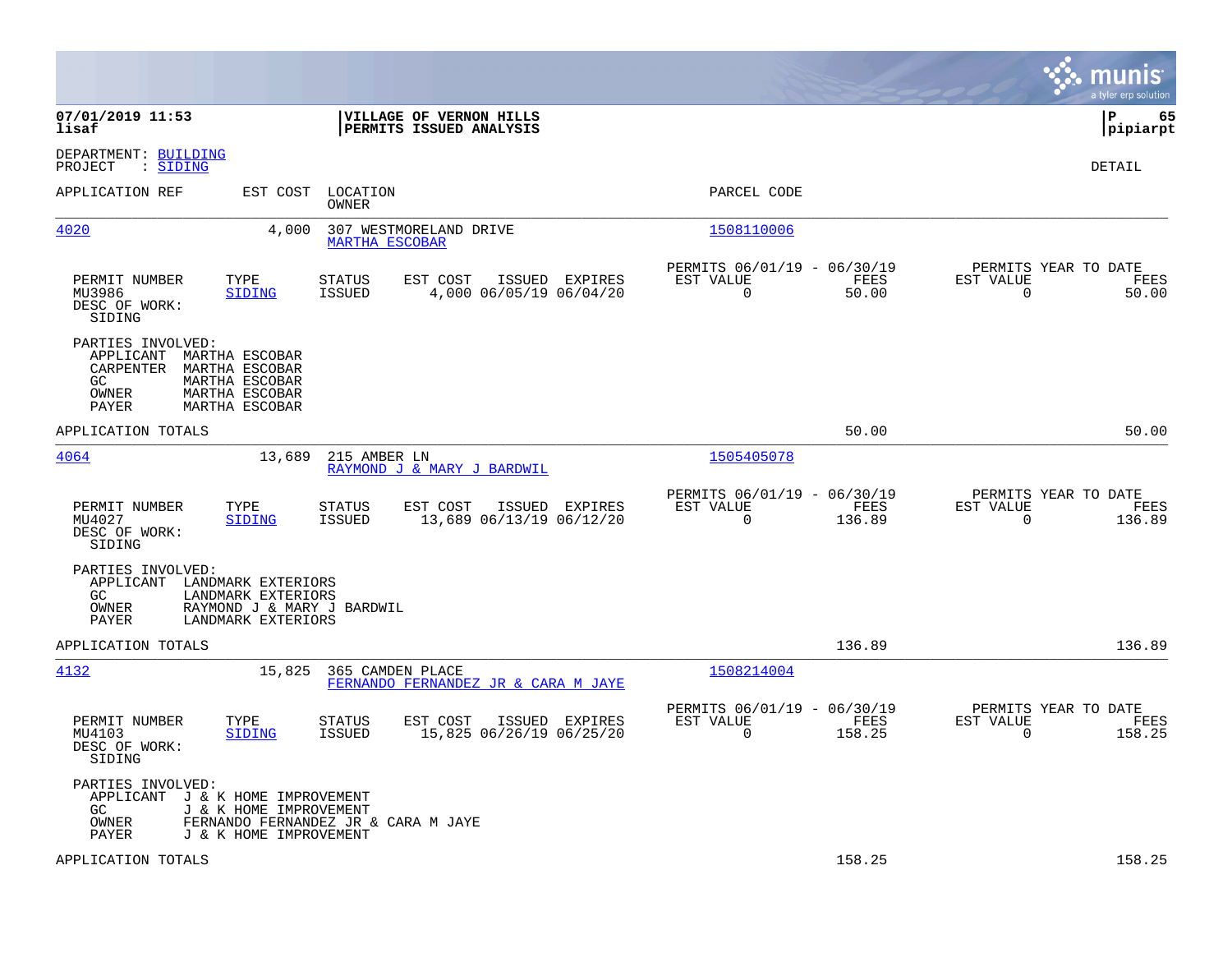**VILLAGE OF VERNON HILLS**
**PERMITS ISSUED ANALYSIS**

07/01/2019 11:53
lisaf

P 65
pipiarpt

DEPARTMENT: BUILDING
PROJECT : SIDING

DETAIL

| APPLICATION REF | EST COST | LOCATION / OWNER | PARCEL CODE |
|---|---|---|---|
| 4020 | 4,000 | 307 WESTMORELAND DRIVE / MARTHA ESCOBAR | 1508110006 |

| PERMIT NUMBER | TYPE | STATUS | EST COST | ISSUED | EXPIRES | PERMITS 06/01/19 - 06/30/19 EST VALUE | FEES | PERMITS YEAR TO DATE EST VALUE | FEES |
|---|---|---|---|---|---|---|---|---|---|
| MU3986 | SIDING | ISSUED | 4,000 | 06/05/19 | 06/04/20 | 0 | 50.00 | 0 | 50.00 |

DESC OF WORK:
SIDING

PARTIES INVOLVED:
APPLICANT MARTHA ESCOBAR
CARPENTER MARTHA ESCOBAR
GC MARTHA ESCOBAR
OWNER MARTHA ESCOBAR
PAYER MARTHA ESCOBAR

APPLICATION TOTALS 50.00 50.00

| APPLICATION REF | EST COST | LOCATION / OWNER | PARCEL CODE |
|---|---|---|---|
| 4064 | 13,689 | 215 AMBER LN / RAYMOND J & MARY J BARDWIL | 1505405078 |

| PERMIT NUMBER | TYPE | STATUS | EST COST | ISSUED | EXPIRES | PERMITS 06/01/19 - 06/30/19 EST VALUE | FEES | PERMITS YEAR TO DATE EST VALUE | FEES |
|---|---|---|---|---|---|---|---|---|---|
| MU4027 | SIDING | ISSUED | 13,689 | 06/13/19 | 06/12/20 | 0 | 136.89 | 0 | 136.89 |

DESC OF WORK:
SIDING

PARTIES INVOLVED:
APPLICANT LANDMARK EXTERIORS
GC LANDMARK EXTERIORS
OWNER RAYMOND J & MARY J BARDWIL
PAYER LANDMARK EXTERIORS

APPLICATION TOTALS 136.89 136.89

| APPLICATION REF | EST COST | LOCATION / OWNER | PARCEL CODE |
|---|---|---|---|
| 4132 | 15,825 | 365 CAMDEN PLACE / FERNANDO FERNANDEZ JR & CARA M JAYE | 1508214004 |

| PERMIT NUMBER | TYPE | STATUS | EST COST | ISSUED | EXPIRES | PERMITS 06/01/19 - 06/30/19 EST VALUE | FEES | PERMITS YEAR TO DATE EST VALUE | FEES |
|---|---|---|---|---|---|---|---|---|---|
| MU4103 | SIDING | ISSUED | 15,825 | 06/26/19 | 06/25/20 | 0 | 158.25 | 0 | 158.25 |

DESC OF WORK:
SIDING

PARTIES INVOLVED:
APPLICANT J & K HOME IMPROVEMENT
GC J & K HOME IMPROVEMENT
OWNER FERNANDO FERNANDEZ JR & CARA M JAYE
PAYER J & K HOME IMPROVEMENT

APPLICATION TOTALS 158.25 158.25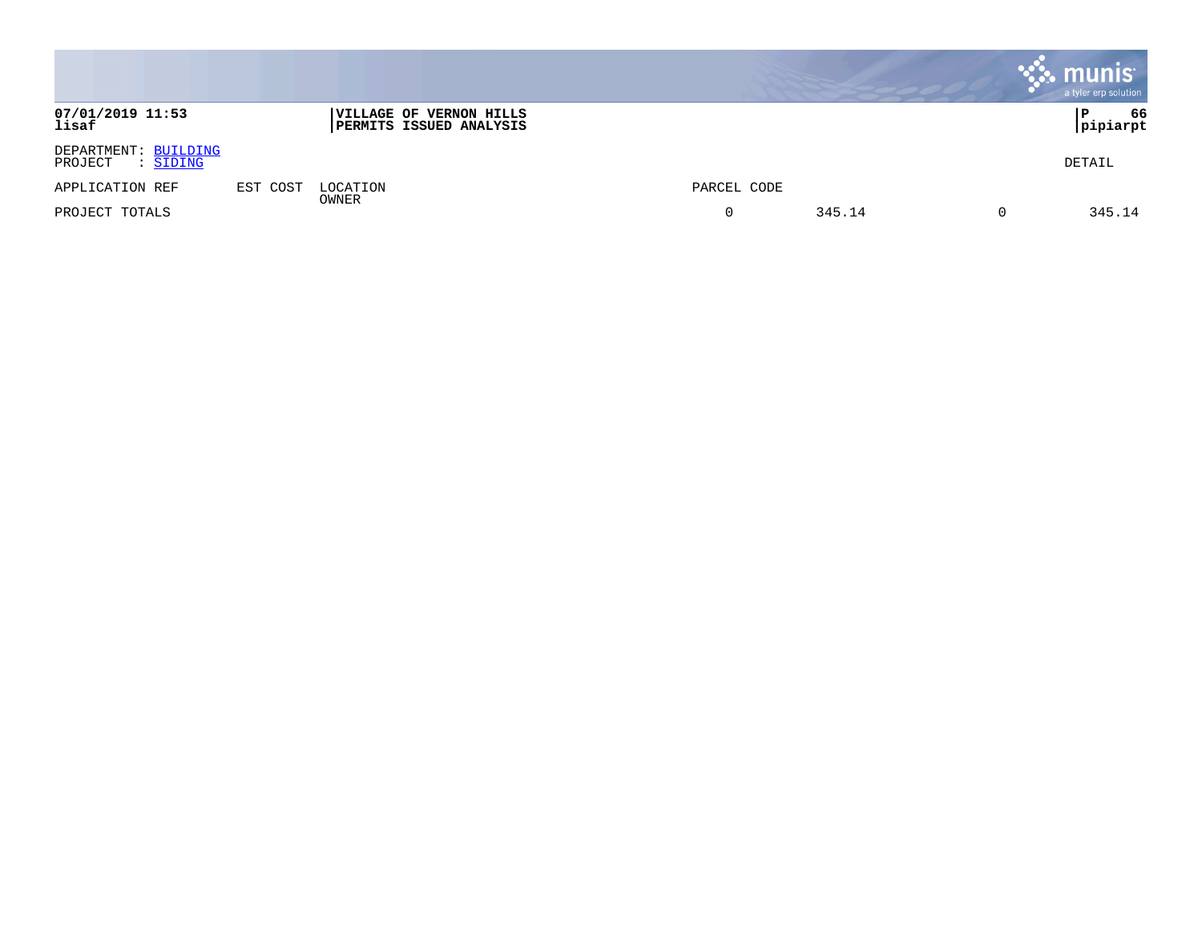**VILLAGE OF VERNON HILLS**
**PERMITS ISSUED ANALYSIS**

DEPARTMENT: BUILDING
PROJECT : SIDING

DETAIL

| APPLICATION REF | EST COST | LOCATION / OWNER | PARCEL CODE | | | |
|---|---|---|---|---|---|---|
| PROJECT TOTALS | | | 0 | 345.14 | 0 | 345.14 |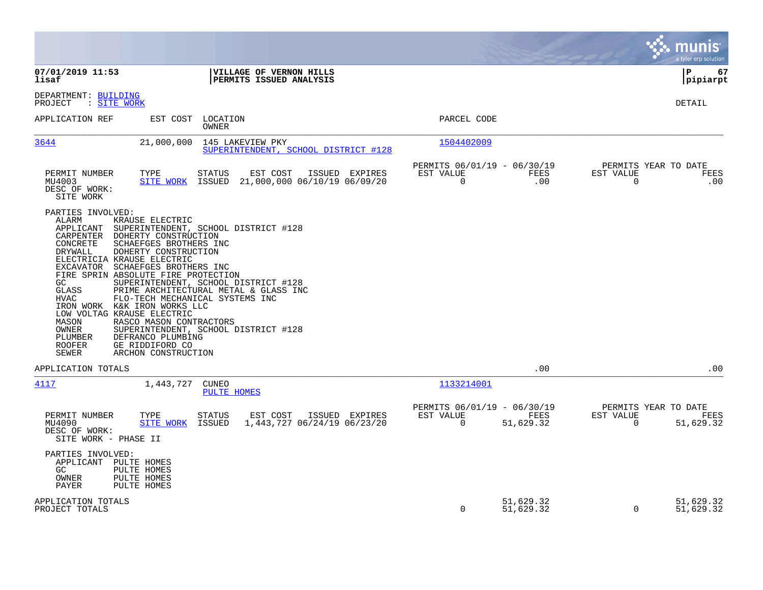**07/01/2019 11:53**
**lisaf**

**VILLAGE OF VERNON HILLS**
**PERMITS ISSUED ANALYSIS**

**P 67**
**pipiarpt**

DEPARTMENT: BUILDING
PROJECT : SITE WORK

DETAIL

| APPLICATION REF | EST COST | LOCATION / OWNER | PARCEL CODE |
|---|---|---|---|
| 3644 | 21,000,000 | 145 LAKEVIEW PKY / SUPERINTENDENT, SCHOOL DISTRICT #128 | 1504402009 |

| PERMIT NUMBER | TYPE | STATUS | EST COST | ISSUED | EXPIRES | PERMITS 06/01/19 - 06/30/19 EST VALUE | FEES | PERMITS YEAR TO DATE EST VALUE | FEES |
|---|---|---|---|---|---|---|---|---|---|
| MU4003 | SITE WORK | ISSUED | 21,000,000 | 06/10/19 | 06/09/20 | 0 | .00 | 0 | .00 |

DESC OF WORK:
SITE WORK

PARTIES INVOLVED:

| | |
|---|---|
| ALARM | KRAUSE ELECTRIC |
| APPLICANT | SUPERINTENDENT, SCHOOL DISTRICT #128 |
| CARPENTER | DOHERTY CONSTRUCTION |
| CONCRETE | SCHAEFGES BROTHERS INC |
| DRYWALL | DOHERTY CONSTRUCTION |
| ELECTRICIA | KRAUSE ELECTRIC |
| EXCAVATOR | SCHAEFGES BROTHERS INC |
| FIRE SPRIN | ABSOLUTE FIRE PROTECTION |
| GC | SUPERINTENDENT, SCHOOL DISTRICT #128 |
| GLASS | PRIME ARCHITECTURAL METAL & GLASS INC |
| HVAC | FLO-TECH MECHANICAL SYSTEMS INC |
| IRON WORK | K&K IRON WORKS LLC |
| LOW VOLTAG | KRAUSE ELECTRIC |
| MASON | RASCO MASON CONTRACTORS |
| OWNER | SUPERINTENDENT, SCHOOL DISTRICT #128 |
| PLUMBER | DEFRANCO PLUMBING |
| ROOFER | GE RIDDIFORD CO |
| SEWER | ARCHON CONSTRUCTION |

APPLICATION TOTALS — FEES .00 — YTD FEES .00

| APPLICATION REF | EST COST | LOCATION / OWNER | PARCEL CODE |
|---|---|---|---|
| 4117 | 1,443,727 | CUNEO / PULTE HOMES | 1133214001 |

| PERMIT NUMBER | TYPE | STATUS | EST COST | ISSUED | EXPIRES | PERMITS 06/01/19 - 06/30/19 EST VALUE | FEES | PERMITS YEAR TO DATE EST VALUE | FEES |
|---|---|---|---|---|---|---|---|---|---|
| MU4090 | SITE WORK | ISSUED | 1,443,727 | 06/24/19 | 06/23/20 | 0 | 51,629.32 | 0 | 51,629.32 |

DESC OF WORK:
SITE WORK - PHASE II

PARTIES INVOLVED:

| | |
|---|---|
| APPLICANT | PULTE HOMES |
| GC | PULTE HOMES |
| OWNER | PULTE HOMES |
| PAYER | PULTE HOMES |

| | EST VALUE | FEES | YTD EST VALUE | YTD FEES |
|---|---|---|---|---|
| APPLICATION TOTALS | | 51,629.32 | | 51,629.32 |
| PROJECT TOTALS | 0 | 51,629.32 | 0 | 51,629.32 |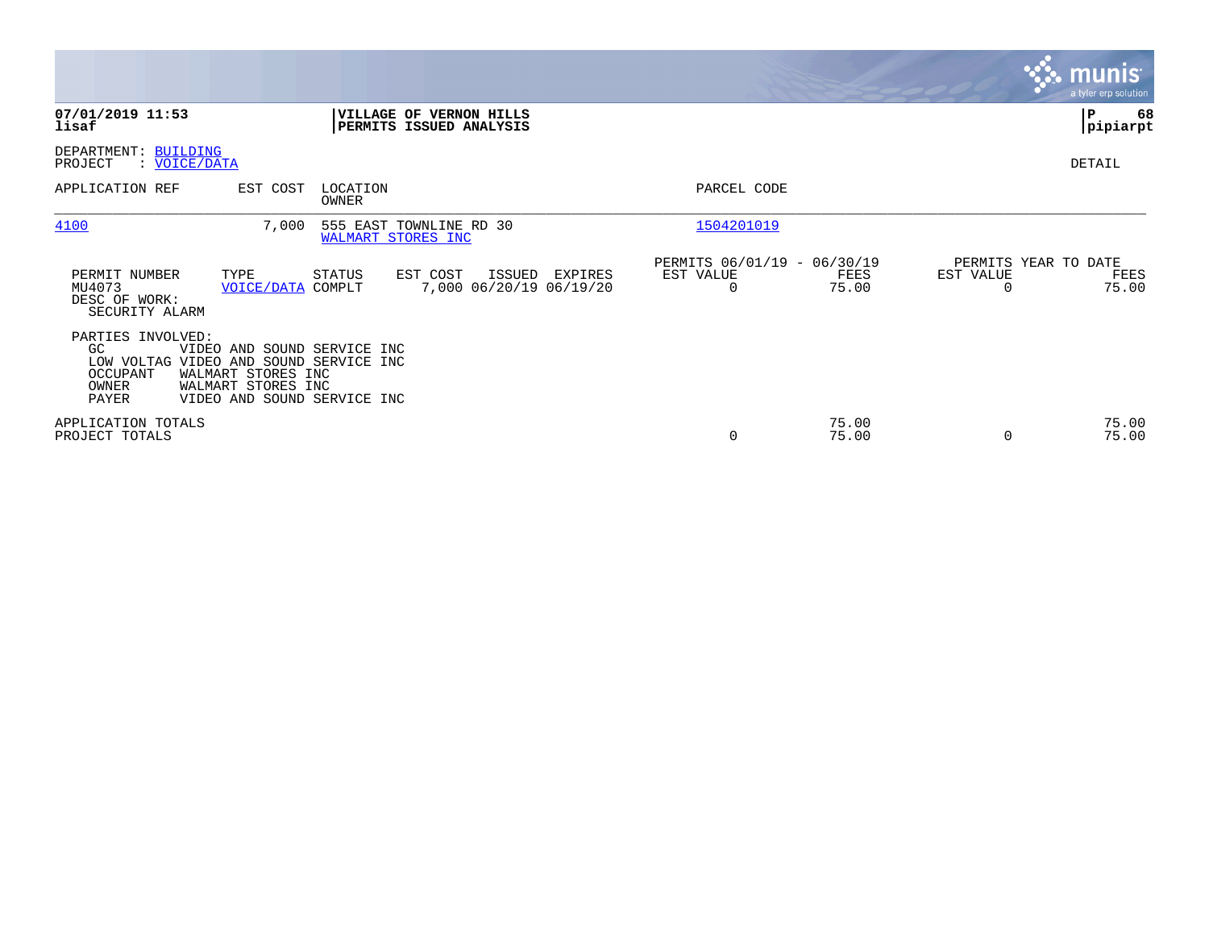**07/01/2019 11:53** | **VILLAGE OF VERNON HILLS** | **P 68**
**lisaf** | **PERMITS ISSUED ANALYSIS** | **pipiarpt**

DEPARTMENT: BUILDING
PROJECT : VOICE/DATA

DETAIL

| APPLICATION REF | EST COST | LOCATION / OWNER | PARCEL CODE |
|---|---|---|---|
| 4100 | 7,000 | 555 EAST TOWNLINE RD 30 / WALMART STORES INC | 1504201019 |

| PERMIT NUMBER | TYPE | STATUS | EST COST | ISSUED | EXPIRES | PERMITS 06/01/19 - 06/30/19 EST VALUE | FEES | PERMITS YEAR TO DATE EST VALUE | FEES |
|---|---|---|---|---|---|---|---|---|---|
| MU4073 | VOICE/DATA | COMPLT | 7,000 | 06/20/19 | 06/19/20 | 0 | 75.00 | 0 | 75.00 |

DESC OF WORK:
SECURITY ALARM

PARTIES INVOLVED:

| | |
|---|---|
| GC | VIDEO AND SOUND SERVICE INC |
| LOW VOLTAG | VIDEO AND SOUND SERVICE INC |
| OCCUPANT | WALMART STORES INC |
| OWNER | WALMART STORES INC |
| PAYER | VIDEO AND SOUND SERVICE INC |

| | EST VALUE | FEES | EST VALUE | FEES |
|---|---|---|---|---|
| APPLICATION TOTALS | | 75.00 | | 75.00 |
| PROJECT TOTALS | 0 | 75.00 | 0 | 75.00 |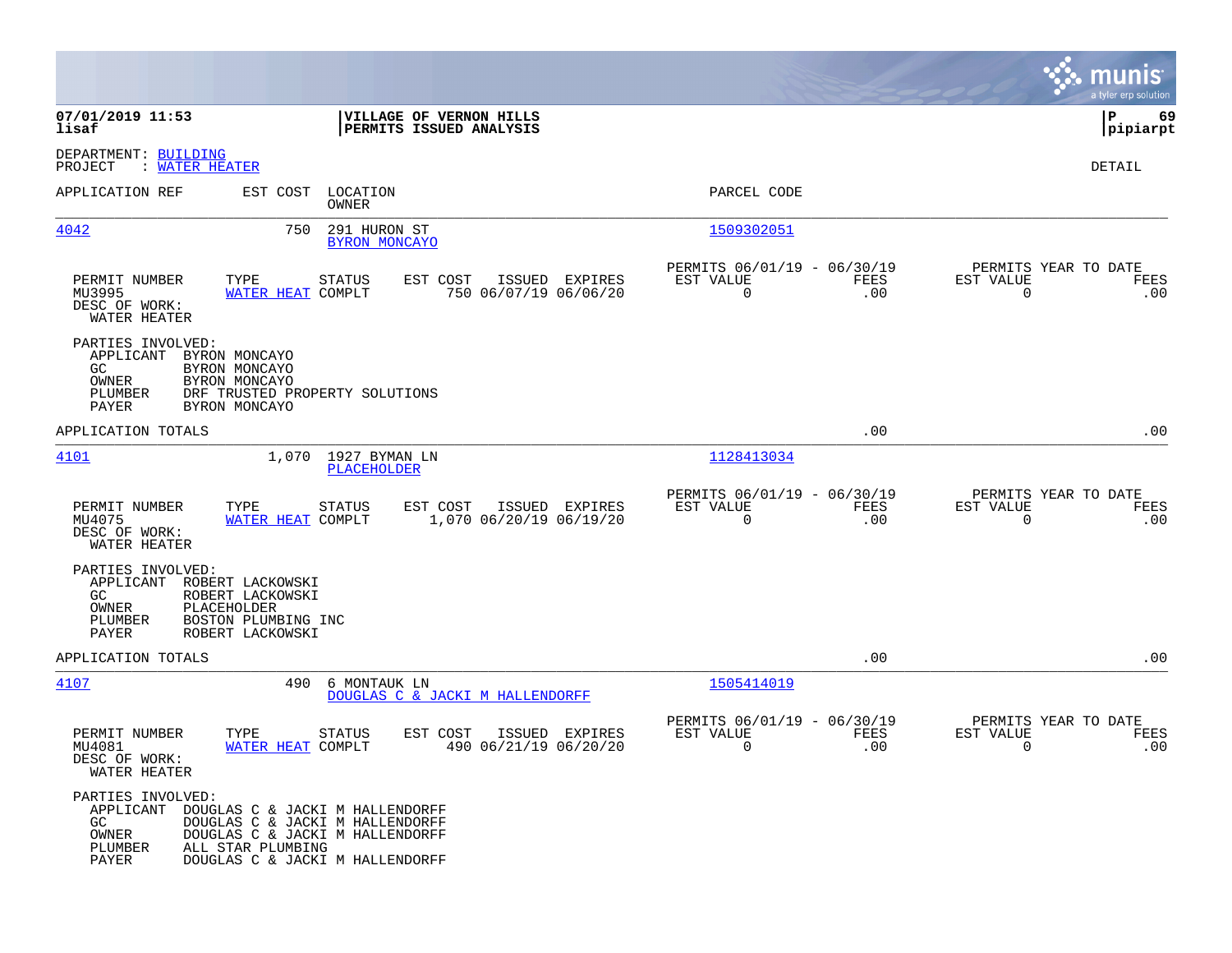**VILLAGE OF VERNON HILLS**
**PERMITS ISSUED ANALYSIS**

07/01/2019 11:53
lisaf

P 69
pipiarpt

DEPARTMENT: BUILDING
PROJECT : WATER HEATER

DETAIL

| APPLICATION REF | EST COST | LOCATION / OWNER | PARCEL CODE |
|---|---|---|---|
| 4042 | 750 | 291 HURON ST / BYRON MONCAYO | 1509302051 |

| PERMIT NUMBER | TYPE | STATUS | EST COST | ISSUED | EXPIRES | PERMITS 06/01/19 - 06/30/19 EST VALUE | FEES | PERMITS YEAR TO DATE EST VALUE | FEES |
|---|---|---|---|---|---|---|---|---|---|
| MU3995 | WATER HEAT | COMPLT | 750 | 06/07/19 | 06/06/20 | 0 | .00 | 0 | .00 |

DESC OF WORK:
WATER HEATER

PARTIES INVOLVED:
- APPLICANT BYRON MONCAYO
- GC BYRON MONCAYO
- OWNER BYRON MONCAYO
- PLUMBER DRF TRUSTED PROPERTY SOLUTIONS
- PAYER BYRON MONCAYO

APPLICATION TOTALS .00 .00

| APPLICATION REF | EST COST | LOCATION / OWNER | PARCEL CODE |
|---|---|---|---|
| 4101 | 1,070 | 1927 BYMAN LN / PLACEHOLDER | 1128413034 |

| PERMIT NUMBER | TYPE | STATUS | EST COST | ISSUED | EXPIRES | PERMITS 06/01/19 - 06/30/19 EST VALUE | FEES | PERMITS YEAR TO DATE EST VALUE | FEES |
|---|---|---|---|---|---|---|---|---|---|
| MU4075 | WATER HEAT | COMPLT | 1,070 | 06/20/19 | 06/19/20 | 0 | .00 | 0 | .00 |

DESC OF WORK:
WATER HEATER

PARTIES INVOLVED:
- APPLICANT ROBERT LACKOWSKI
- GC ROBERT LACKOWSKI
- OWNER PLACEHOLDER
- PLUMBER BOSTON PLUMBING INC
- PAYER ROBERT LACKOWSKI

APPLICATION TOTALS .00 .00

| APPLICATION REF | EST COST | LOCATION / OWNER | PARCEL CODE |
|---|---|---|---|
| 4107 | 490 | 6 MONTAUK LN / DOUGLAS C & JACKI M HALLENDORFF | 1505414019 |

| PERMIT NUMBER | TYPE | STATUS | EST COST | ISSUED | EXPIRES | PERMITS 06/01/19 - 06/30/19 EST VALUE | FEES | PERMITS YEAR TO DATE EST VALUE | FEES |
|---|---|---|---|---|---|---|---|---|---|
| MU4081 | WATER HEAT | COMPLT | 490 | 06/21/19 | 06/20/20 | 0 | .00 | 0 | .00 |

DESC OF WORK:
WATER HEATER

PARTIES INVOLVED:
- APPLICANT DOUGLAS C & JACKI M HALLENDORFF
- GC DOUGLAS C & JACKI M HALLENDORFF
- OWNER DOUGLAS C & JACKI M HALLENDORFF
- PLUMBER ALL STAR PLUMBING
- PAYER DOUGLAS C & JACKI M HALLENDORFF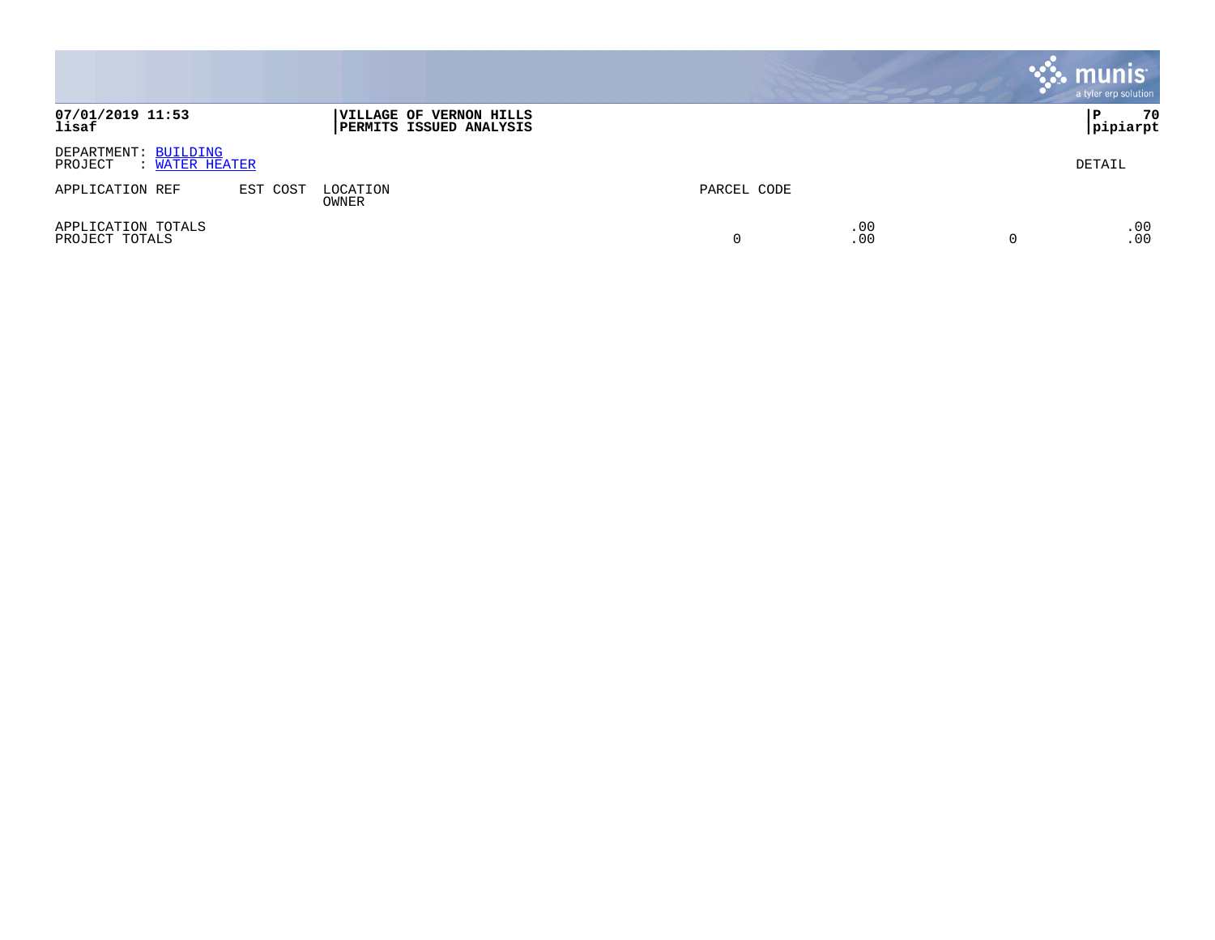**07/01/2019 11:53**
**lisaf**

**VILLAGE OF VERNON HILLS**
**PERMITS ISSUED ANALYSIS**

**P 70**
**pipiarpt**

DEPARTMENT: BUILDING
PROJECT : WATER HEATER

DETAIL

| APPLICATION REF | EST COST | LOCATION<br>OWNER | PARCEL CODE | | | |
|---|---|---|---|---|---|---|
| APPLICATION TOTALS | | | | .00 | | .00 |
| PROJECT TOTALS | | | 0 | .00 | 0 | .00 |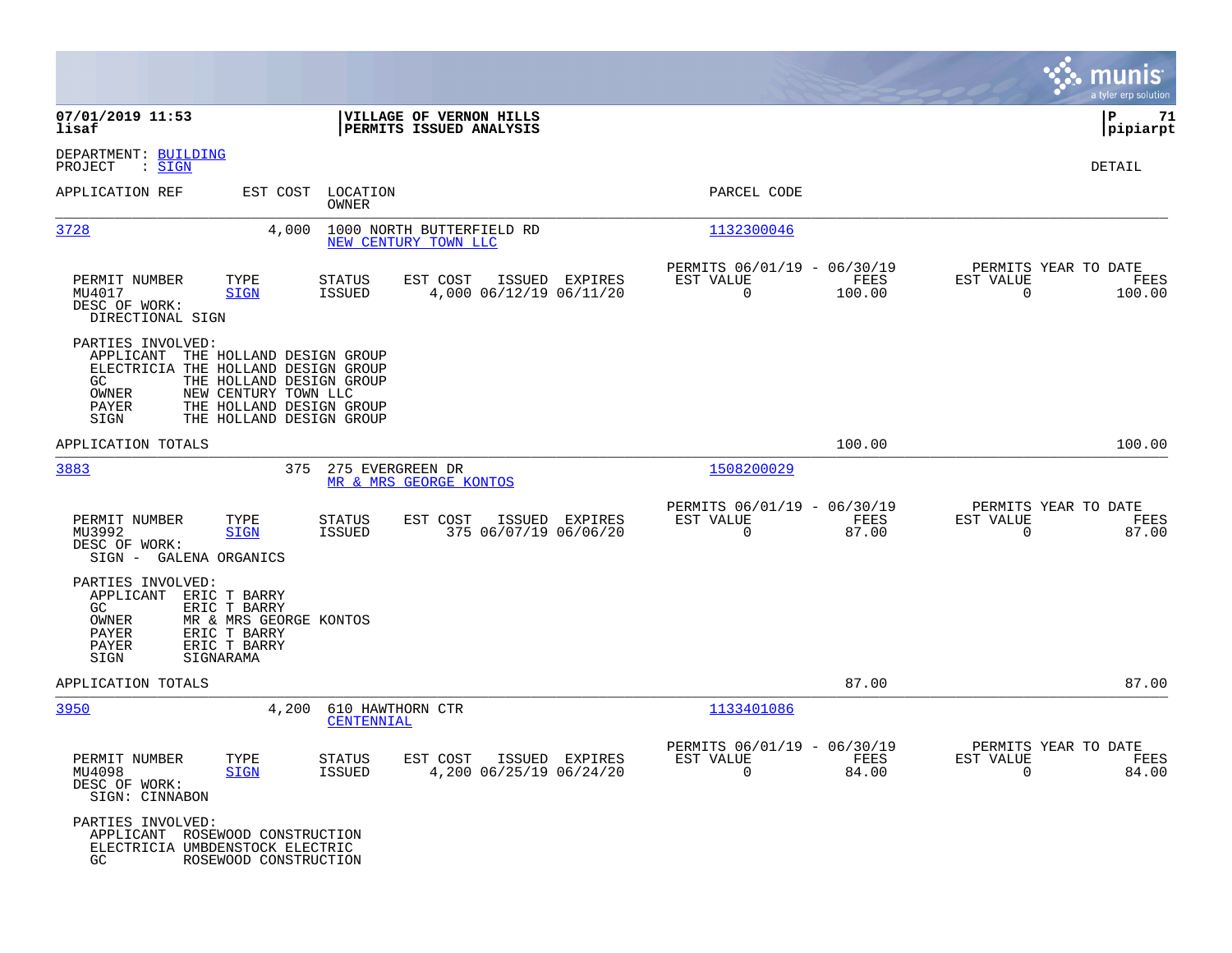07/01/2019 11:53 | VILLAGE OF VERNON HILLS | P 71
lisaf | PERMITS ISSUED ANALYSIS | pipiarpt

DEPARTMENT: BUILDING
PROJECT : SIGN

DETAIL

| APPLICATION REF | EST COST | LOCATION / OWNER | PARCEL CODE |
|---|---|---|---|
| 3728 | 4,000 | 1000 NORTH BUTTERFIELD RD / NEW CENTURY TOWN LLC | 1132300046 |

| PERMIT NUMBER | TYPE | STATUS | EST COST | ISSUED | EXPIRES | PERMITS 06/01/19 - 06/30/19 EST VALUE | FEES | PERMITS YEAR TO DATE EST VALUE | FEES |
|---|---|---|---|---|---|---|---|---|---|
| MU4017 | SIGN | ISSUED | 4,000 | 06/12/19 | 06/11/20 | 0 | 100.00 | 0 | 100.00 |

DESC OF WORK:
DIRECTIONAL SIGN

PARTIES INVOLVED:
APPLICANT THE HOLLAND DESIGN GROUP
ELECTRICIA THE HOLLAND DESIGN GROUP
GC THE HOLLAND DESIGN GROUP
OWNER NEW CENTURY TOWN LLC
PAYER THE HOLLAND DESIGN GROUP
SIGN THE HOLLAND DESIGN GROUP

APPLICATION TOTALS 100.00 100.00

| APPLICATION REF | EST COST | LOCATION / OWNER | PARCEL CODE |
|---|---|---|---|
| 3883 | 375 | 275 EVERGREEN DR / MR & MRS GEORGE KONTOS | 1508200029 |

| PERMIT NUMBER | TYPE | STATUS | EST COST | ISSUED | EXPIRES | PERMITS 06/01/19 - 06/30/19 EST VALUE | FEES | PERMITS YEAR TO DATE EST VALUE | FEES |
|---|---|---|---|---|---|---|---|---|---|
| MU3992 | SIGN | ISSUED | 375 | 06/07/19 | 06/06/20 | 0 | 87.00 | 0 | 87.00 |

DESC OF WORK:
SIGN - GALENA ORGANICS

PARTIES INVOLVED:
APPLICANT ERIC T BARRY
GC ERIC T BARRY
OWNER MR & MRS GEORGE KONTOS
PAYER ERIC T BARRY
PAYER ERIC T BARRY
SIGN SIGNARAMA

APPLICATION TOTALS 87.00 87.00

| APPLICATION REF | EST COST | LOCATION / OWNER | PARCEL CODE |
|---|---|---|---|
| 3950 | 4,200 | 610 HAWTHORN CTR / CENTENNIAL | 1133401086 |

| PERMIT NUMBER | TYPE | STATUS | EST COST | ISSUED | EXPIRES | PERMITS 06/01/19 - 06/30/19 EST VALUE | FEES | PERMITS YEAR TO DATE EST VALUE | FEES |
|---|---|---|---|---|---|---|---|---|---|
| MU4098 | SIGN | ISSUED | 4,200 | 06/25/19 | 06/24/20 | 0 | 84.00 | 0 | 84.00 |

DESC OF WORK:
SIGN: CINNABON

PARTIES INVOLVED:
APPLICANT ROSEWOOD CONSTRUCTION
ELECTRICIA UMBDENSTOCK ELECTRIC
GC ROSEWOOD CONSTRUCTION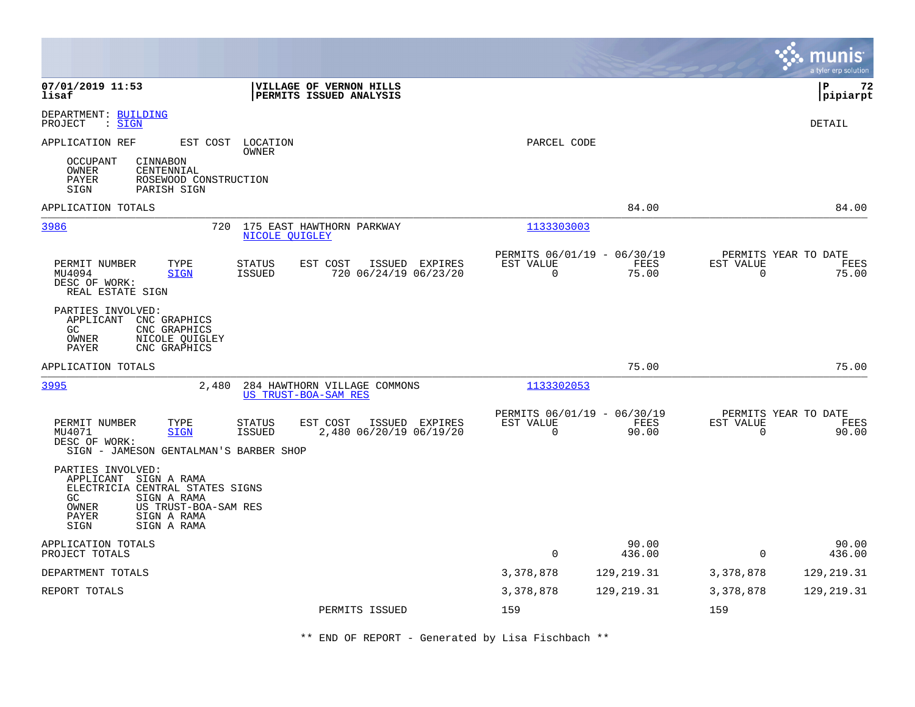07/01/2019 11:53
lisaf

**VILLAGE OF VERNON HILLS**
**PERMITS ISSUED ANALYSIS**

pipiarpt

DEPARTMENT: BUILDING
PROJECT : SIGN

DETAIL

APPLICATION REF  EST COST  LOCATION  OWNER  PARCEL CODE

OCCUPANT CINNABON
OWNER CENTENNIAL
PAYER ROSEWOOD CONSTRUCTION
SIGN PARISH SIGN

| | | | |
|---|---|---|---|
| APPLICATION TOTALS | | 84.00 | 84.00 |

**3986** — 720 — 175 EAST HAWTHORN PARKWAY — NICOLE QUIGLEY — 1133303003

| PERMIT NUMBER | TYPE | STATUS | EST COST | ISSUED | EXPIRES | PERMITS 06/01/19 - 06/30/19 EST VALUE | FEES | PERMITS YEAR TO DATE EST VALUE | FEES |
|---|---|---|---|---|---|---|---|---|---|
| MU4094 | SIGN | ISSUED | 720 | 06/24/19 | 06/23/20 | 0 | 75.00 | 0 | 75.00 |

DESC OF WORK:
REAL ESTATE SIGN

PARTIES INVOLVED:
APPLICANT CNC GRAPHICS
GC CNC GRAPHICS
OWNER NICOLE QUIGLEY
PAYER CNC GRAPHICS

| | | | |
|---|---|---|---|
| APPLICATION TOTALS | | 75.00 | 75.00 |

**3995** — 2,480 — 284 HAWTHORN VILLAGE COMMONS — US TRUST-BOA-SAM RES — 1133302053

| PERMIT NUMBER | TYPE | STATUS | EST COST | ISSUED | EXPIRES | PERMITS 06/01/19 - 06/30/19 EST VALUE | FEES | PERMITS YEAR TO DATE EST VALUE | FEES |
|---|---|---|---|---|---|---|---|---|---|
| MU4071 | SIGN | ISSUED | 2,480 | 06/20/19 | 06/19/20 | 0 | 90.00 | 0 | 90.00 |

DESC OF WORK:
SIGN - JAMESON GENTALMAN'S BARBER SHOP

PARTIES INVOLVED:
APPLICANT SIGN A RAMA
ELECTRICIA CENTRAL STATES SIGNS
GC SIGN A RAMA
OWNER US TRUST-BOA-SAM RES
PAYER SIGN A RAMA
SIGN SIGN A RAMA

| | EST VALUE | FEES | EST VALUE | FEES |
|---|---|---|---|---|
| APPLICATION TOTALS | | 90.00 | | 90.00 |
| PROJECT TOTALS | 0 | 436.00 | 0 | 436.00 |
| DEPARTMENT TOTALS | 3,378,878 | 129,219.31 | 3,378,878 | 129,219.31 |
| REPORT TOTALS | 3,378,878 | 129,219.31 | 3,378,878 | 129,219.31 |
| PERMITS ISSUED | 159 | | 159 | |

** END OF REPORT - Generated by Lisa Fischbach **